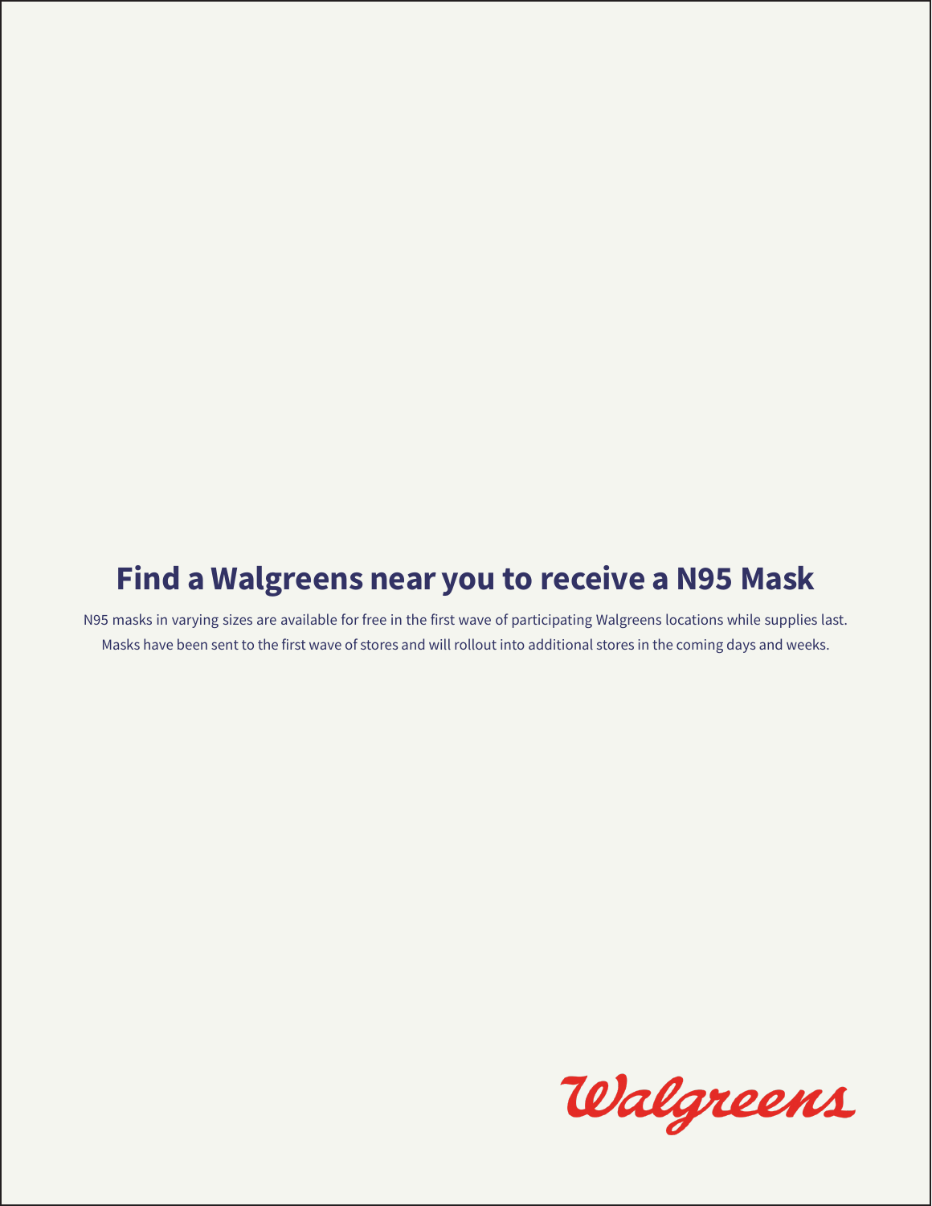# Find a Walgreens near you to receive a N95 Mask

N95 masks in varying sizes are available for free in the first wave of participating Walgreens locations while supplies last. Masks have been sent to the first wave of stores and will rollout into additional stores in the coming days and weeks.

Walgreens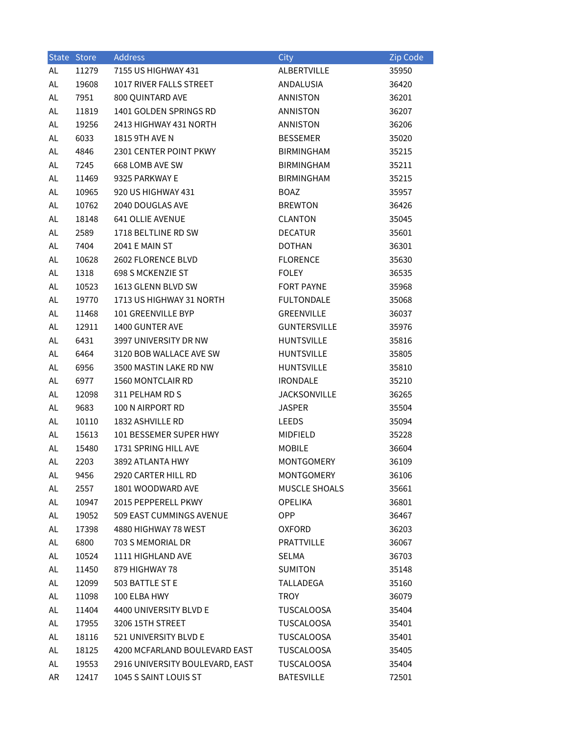| State | Store | Address | City | Zip Code |
|---|---|---|---|---|
| AL | 11279 | 7155 US HIGHWAY 431 | ALBERTVILLE | 35950 |
| AL | 19608 | 1017 RIVER FALLS STREET | ANDALUSIA | 36420 |
| AL | 7951 | 800 QUINTARD AVE | ANNISTON | 36201 |
| AL | 11819 | 1401 GOLDEN SPRINGS RD | ANNISTON | 36207 |
| AL | 19256 | 2413 HIGHWAY 431 NORTH | ANNISTON | 36206 |
| AL | 6033 | 1815 9TH AVE N | BESSEMER | 35020 |
| AL | 4846 | 2301 CENTER POINT PKWY | BIRMINGHAM | 35215 |
| AL | 7245 | 668 LOMB AVE SW | BIRMINGHAM | 35211 |
| AL | 11469 | 9325 PARKWAY E | BIRMINGHAM | 35215 |
| AL | 10965 | 920 US HIGHWAY 431 | BOAZ | 35957 |
| AL | 10762 | 2040 DOUGLAS AVE | BREWTON | 36426 |
| AL | 18148 | 641 OLLIE AVENUE | CLANTON | 35045 |
| AL | 2589 | 1718 BELTLINE RD SW | DECATUR | 35601 |
| AL | 7404 | 2041 E MAIN ST | DOTHAN | 36301 |
| AL | 10628 | 2602 FLORENCE BLVD | FLORENCE | 35630 |
| AL | 1318 | 698 S MCKENZIE ST | FOLEY | 36535 |
| AL | 10523 | 1613 GLENN BLVD SW | FORT PAYNE | 35968 |
| AL | 19770 | 1713 US HIGHWAY 31 NORTH | FULTONDALE | 35068 |
| AL | 11468 | 101 GREENVILLE BYP | GREENVILLE | 36037 |
| AL | 12911 | 1400 GUNTER AVE | GUNTERSVILLE | 35976 |
| AL | 6431 | 3997 UNIVERSITY DR NW | HUNTSVILLE | 35816 |
| AL | 6464 | 3120 BOB WALLACE AVE SW | HUNTSVILLE | 35805 |
| AL | 6956 | 3500 MASTIN LAKE RD NW | HUNTSVILLE | 35810 |
| AL | 6977 | 1560 MONTCLAIR RD | IRONDALE | 35210 |
| AL | 12098 | 311 PELHAM RD S | JACKSONVILLE | 36265 |
| AL | 9683 | 100 N AIRPORT RD | JASPER | 35504 |
| AL | 10110 | 1832 ASHVILLE RD | LEEDS | 35094 |
| AL | 15613 | 101 BESSEMER SUPER HWY | MIDFIELD | 35228 |
| AL | 15480 | 1731 SPRING HILL AVE | MOBILE | 36604 |
| AL | 2203 | 3892 ATLANTA HWY | MONTGOMERY | 36109 |
| AL | 9456 | 2920 CARTER HILL RD | MONTGOMERY | 36106 |
| AL | 2557 | 1801 WOODWARD AVE | MUSCLE SHOALS | 35661 |
| AL | 10947 | 2015 PEPPERELL PKWY | OPELIKA | 36801 |
| AL | 19052 | 509 EAST CUMMINGS AVENUE | OPP | 36467 |
| AL | 17398 | 4880 HIGHWAY 78 WEST | OXFORD | 36203 |
| AL | 6800 | 703 S MEMORIAL DR | PRATTVILLE | 36067 |
| AL | 10524 | 1111 HIGHLAND AVE | SELMA | 36703 |
| AL | 11450 | 879 HIGHWAY 78 | SUMITON | 35148 |
| AL | 12099 | 503 BATTLE ST E | TALLADEGA | 35160 |
| AL | 11098 | 100 ELBA HWY | TROY | 36079 |
| AL | 11404 | 4400 UNIVERSITY BLVD E | TUSCALOOSA | 35404 |
| AL | 17955 | 3206 15TH STREET | TUSCALOOSA | 35401 |
| AL | 18116 | 521 UNIVERSITY BLVD E | TUSCALOOSA | 35401 |
| AL | 18125 | 4200 MCFARLAND BOULEVARD EAST | TUSCALOOSA | 35405 |
| AL | 19553 | 2916 UNIVERSITY BOULEVARD, EAST | TUSCALOOSA | 35404 |
| AR | 12417 | 1045 S SAINT LOUIS ST | BATESVILLE | 72501 |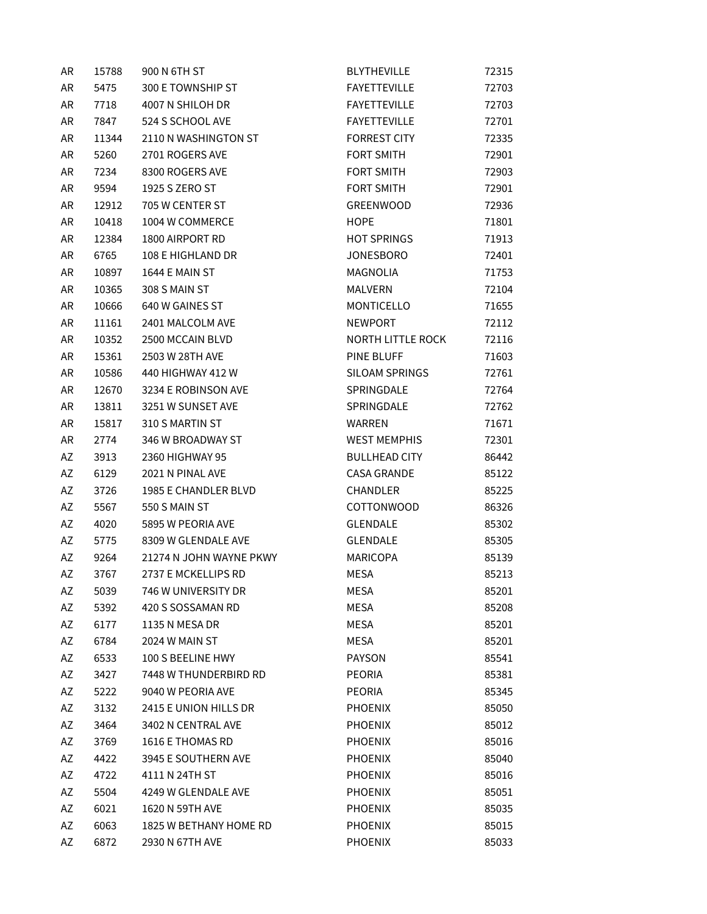| AR | 15788 | 900 N 6TH ST | BLYTHEVILLE | 72315 |
|---|---|---|---|---|
| AR | 5475 | 300 E TOWNSHIP ST | FAYETTEVILLE | 72703 |
| AR | 7718 | 4007 N SHILOH DR | FAYETTEVILLE | 72703 |
| AR | 7847 | 524 S SCHOOL AVE | FAYETTEVILLE | 72701 |
| AR | 11344 | 2110 N WASHINGTON ST | FORREST CITY | 72335 |
| AR | 5260 | 2701 ROGERS AVE | FORT SMITH | 72901 |
| AR | 7234 | 8300 ROGERS AVE | FORT SMITH | 72903 |
| AR | 9594 | 1925 S ZERO ST | FORT SMITH | 72901 |
| AR | 12912 | 705 W CENTER ST | GREENWOOD | 72936 |
| AR | 10418 | 1004 W COMMERCE | HOPE | 71801 |
| AR | 12384 | 1800 AIRPORT RD | HOT SPRINGS | 71913 |
| AR | 6765 | 108 E HIGHLAND DR | JONESBORO | 72401 |
| AR | 10897 | 1644 E MAIN ST | MAGNOLIA | 71753 |
| AR | 10365 | 308 S MAIN ST | MALVERN | 72104 |
| AR | 10666 | 640 W GAINES ST | MONTICELLO | 71655 |
| AR | 11161 | 2401 MALCOLM AVE | NEWPORT | 72112 |
| AR | 10352 | 2500 MCCAIN BLVD | NORTH LITTLE ROCK | 72116 |
| AR | 15361 | 2503 W 28TH AVE | PINE BLUFF | 71603 |
| AR | 10586 | 440 HIGHWAY 412 W | SILOAM SPRINGS | 72761 |
| AR | 12670 | 3234 E ROBINSON AVE | SPRINGDALE | 72764 |
| AR | 13811 | 3251 W SUNSET AVE | SPRINGDALE | 72762 |
| AR | 15817 | 310 S MARTIN ST | WARREN | 71671 |
| AR | 2774 | 346 W BROADWAY ST | WEST MEMPHIS | 72301 |
| AZ | 3913 | 2360 HIGHWAY 95 | BULLHEAD CITY | 86442 |
| AZ | 6129 | 2021 N PINAL AVE | CASA GRANDE | 85122 |
| AZ | 3726 | 1985 E CHANDLER BLVD | CHANDLER | 85225 |
| AZ | 5567 | 550 S MAIN ST | COTTONWOOD | 86326 |
| AZ | 4020 | 5895 W PEORIA AVE | GLENDALE | 85302 |
| AZ | 5775 | 8309 W GLENDALE AVE | GLENDALE | 85305 |
| AZ | 9264 | 21274 N JOHN WAYNE PKWY | MARICOPA | 85139 |
| AZ | 3767 | 2737 E MCKELLIPS RD | MESA | 85213 |
| AZ | 5039 | 746 W UNIVERSITY DR | MESA | 85201 |
| AZ | 5392 | 420 S SOSSAMAN RD | MESA | 85208 |
| AZ | 6177 | 1135 N MESA DR | MESA | 85201 |
| AZ | 6784 | 2024 W MAIN ST | MESA | 85201 |
| AZ | 6533 | 100 S BEELINE HWY | PAYSON | 85541 |
| AZ | 3427 | 7448 W THUNDERBIRD RD | PEORIA | 85381 |
| AZ | 5222 | 9040 W PEORIA AVE | PEORIA | 85345 |
| AZ | 3132 | 2415 E UNION HILLS DR | PHOENIX | 85050 |
| AZ | 3464 | 3402 N CENTRAL AVE | PHOENIX | 85012 |
| AZ | 3769 | 1616 E THOMAS RD | PHOENIX | 85016 |
| AZ | 4422 | 3945 E SOUTHERN AVE | PHOENIX | 85040 |
| AZ | 4722 | 4111 N 24TH ST | PHOENIX | 85016 |
| AZ | 5504 | 4249 W GLENDALE AVE | PHOENIX | 85051 |
| AZ | 6021 | 1620 N 59TH AVE | PHOENIX | 85035 |
| AZ | 6063 | 1825 W BETHANY HOME RD | PHOENIX | 85015 |
| AZ | 6872 | 2930 N 67TH AVE | PHOENIX | 85033 |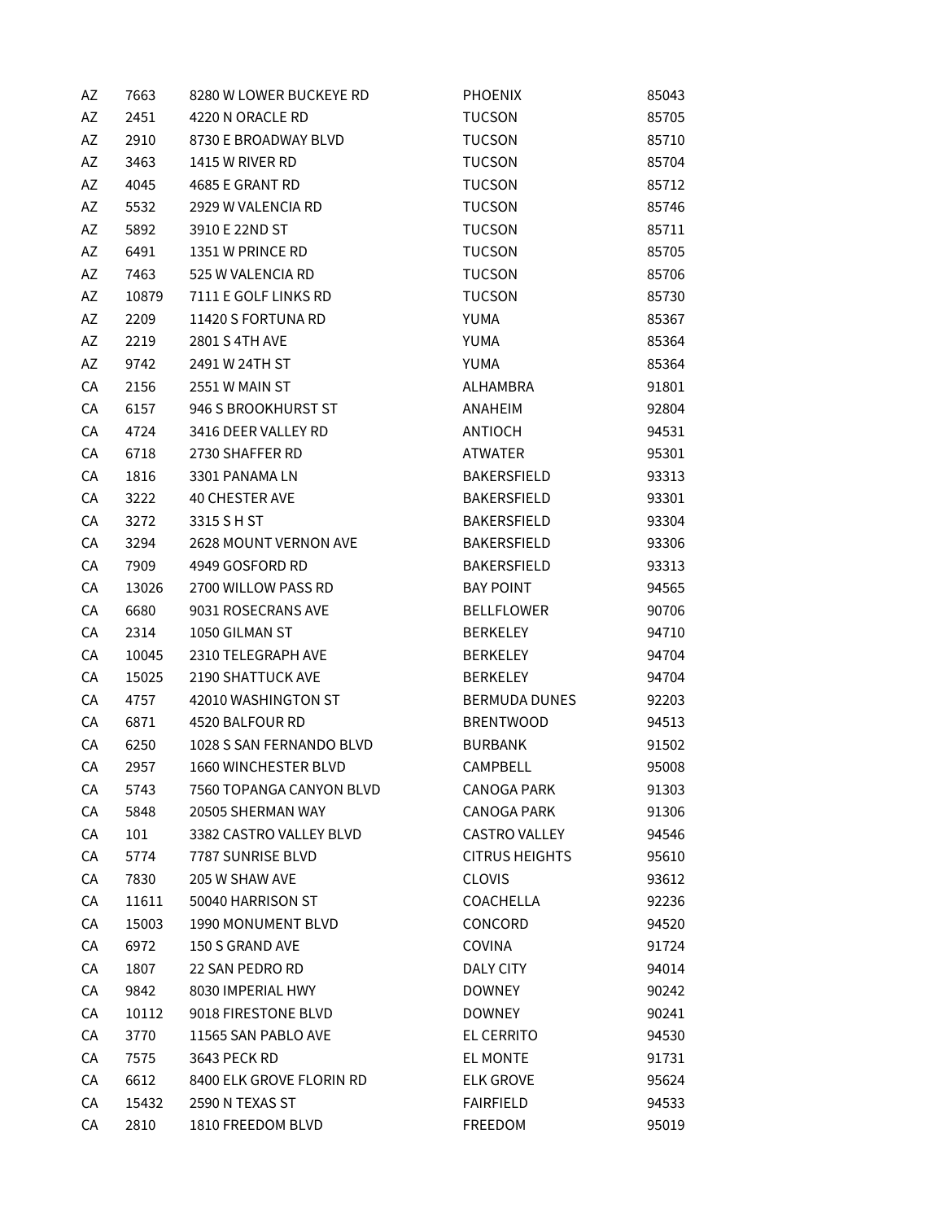| | | | | |
|---|---|---|---|---|
| AZ | 7663 | 8280 W LOWER BUCKEYE RD | PHOENIX | 85043 |
| AZ | 2451 | 4220 N ORACLE RD | TUCSON | 85705 |
| AZ | 2910 | 8730 E BROADWAY BLVD | TUCSON | 85710 |
| AZ | 3463 | 1415 W RIVER RD | TUCSON | 85704 |
| AZ | 4045 | 4685 E GRANT RD | TUCSON | 85712 |
| AZ | 5532 | 2929 W VALENCIA RD | TUCSON | 85746 |
| AZ | 5892 | 3910 E 22ND ST | TUCSON | 85711 |
| AZ | 6491 | 1351 W PRINCE RD | TUCSON | 85705 |
| AZ | 7463 | 525 W VALENCIA RD | TUCSON | 85706 |
| AZ | 10879 | 7111 E GOLF LINKS RD | TUCSON | 85730 |
| AZ | 2209 | 11420 S FORTUNA RD | YUMA | 85367 |
| AZ | 2219 | 2801 S 4TH AVE | YUMA | 85364 |
| AZ | 9742 | 2491 W 24TH ST | YUMA | 85364 |
| CA | 2156 | 2551 W MAIN ST | ALHAMBRA | 91801 |
| CA | 6157 | 946 S BROOKHURST ST | ANAHEIM | 92804 |
| CA | 4724 | 3416 DEER VALLEY RD | ANTIOCH | 94531 |
| CA | 6718 | 2730 SHAFFER RD | ATWATER | 95301 |
| CA | 1816 | 3301 PANAMA LN | BAKERSFIELD | 93313 |
| CA | 3222 | 40 CHESTER AVE | BAKERSFIELD | 93301 |
| CA | 3272 | 3315 S H ST | BAKERSFIELD | 93304 |
| CA | 3294 | 2628 MOUNT VERNON AVE | BAKERSFIELD | 93306 |
| CA | 7909 | 4949 GOSFORD RD | BAKERSFIELD | 93313 |
| CA | 13026 | 2700 WILLOW PASS RD | BAY POINT | 94565 |
| CA | 6680 | 9031 ROSECRANS AVE | BELLFLOWER | 90706 |
| CA | 2314 | 1050 GILMAN ST | BERKELEY | 94710 |
| CA | 10045 | 2310 TELEGRAPH AVE | BERKELEY | 94704 |
| CA | 15025 | 2190 SHATTUCK AVE | BERKELEY | 94704 |
| CA | 4757 | 42010 WASHINGTON ST | BERMUDA DUNES | 92203 |
| CA | 6871 | 4520 BALFOUR RD | BRENTWOOD | 94513 |
| CA | 6250 | 1028 S SAN FERNANDO BLVD | BURBANK | 91502 |
| CA | 2957 | 1660 WINCHESTER BLVD | CAMPBELL | 95008 |
| CA | 5743 | 7560 TOPANGA CANYON BLVD | CANOGA PARK | 91303 |
| CA | 5848 | 20505 SHERMAN WAY | CANOGA PARK | 91306 |
| CA | 101 | 3382 CASTRO VALLEY BLVD | CASTRO VALLEY | 94546 |
| CA | 5774 | 7787 SUNRISE BLVD | CITRUS HEIGHTS | 95610 |
| CA | 7830 | 205 W SHAW AVE | CLOVIS | 93612 |
| CA | 11611 | 50040 HARRISON ST | COACHELLA | 92236 |
| CA | 15003 | 1990 MONUMENT BLVD | CONCORD | 94520 |
| CA | 6972 | 150 S GRAND AVE | COVINA | 91724 |
| CA | 1807 | 22 SAN PEDRO RD | DALY CITY | 94014 |
| CA | 9842 | 8030 IMPERIAL HWY | DOWNEY | 90242 |
| CA | 10112 | 9018 FIRESTONE BLVD | DOWNEY | 90241 |
| CA | 3770 | 11565 SAN PABLO AVE | EL CERRITO | 94530 |
| CA | 7575 | 3643 PECK RD | EL MONTE | 91731 |
| CA | 6612 | 8400 ELK GROVE FLORIN RD | ELK GROVE | 95624 |
| CA | 15432 | 2590 N TEXAS ST | FAIRFIELD | 94533 |
| CA | 2810 | 1810 FREEDOM BLVD | FREEDOM | 95019 |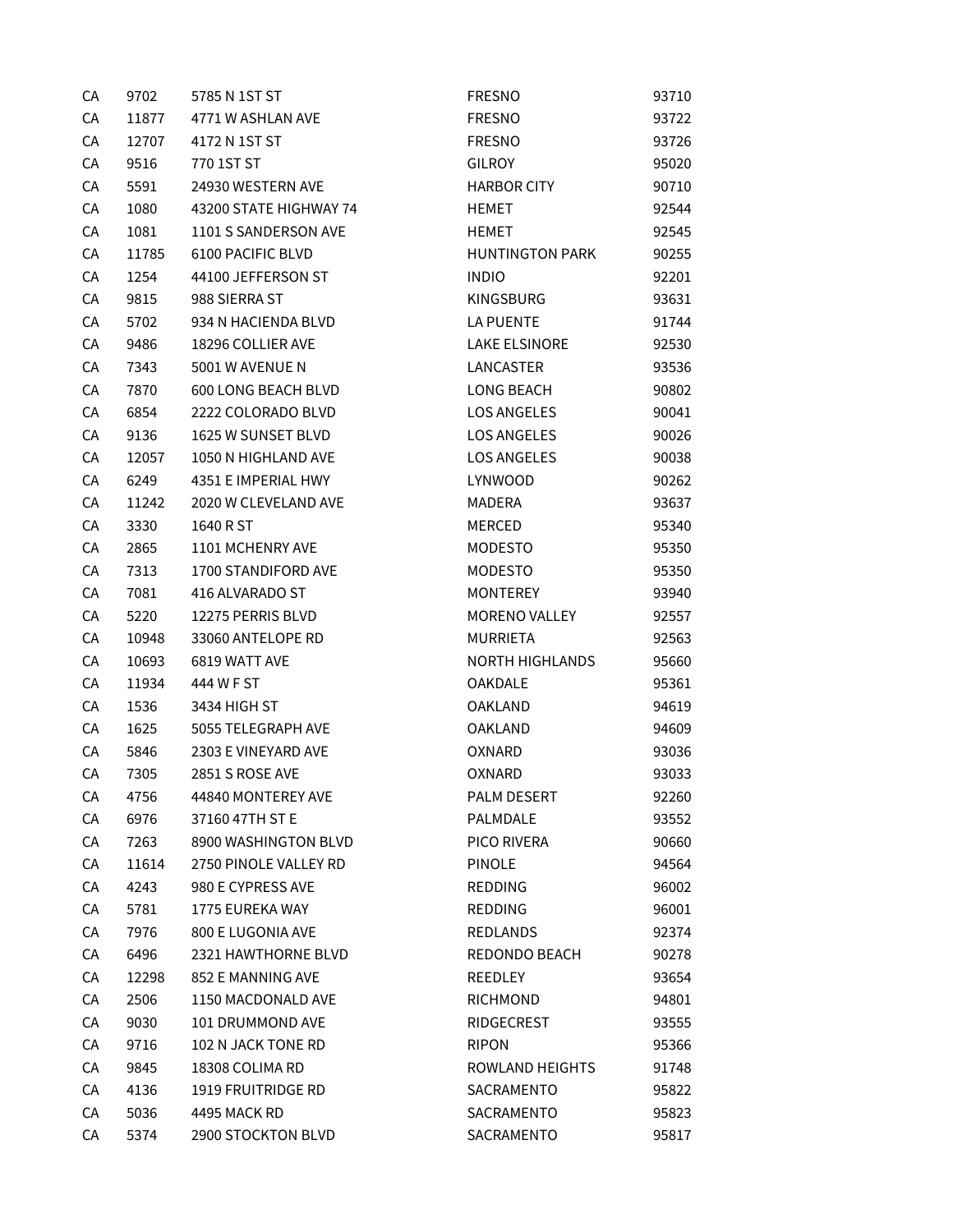| CA | 9702 | 5785 N 1ST ST | FRESNO | 93710 |
|---|---|---|---|---|
| CA | 11877 | 4771 W ASHLAN AVE | FRESNO | 93722 |
| CA | 12707 | 4172 N 1ST ST | FRESNO | 93726 |
| CA | 9516 | 770 1ST ST | GILROY | 95020 |
| CA | 5591 | 24930 WESTERN AVE | HARBOR CITY | 90710 |
| CA | 1080 | 43200 STATE HIGHWAY 74 | HEMET | 92544 |
| CA | 1081 | 1101 S SANDERSON AVE | HEMET | 92545 |
| CA | 11785 | 6100 PACIFIC BLVD | HUNTINGTON PARK | 90255 |
| CA | 1254 | 44100 JEFFERSON ST | INDIO | 92201 |
| CA | 9815 | 988 SIERRA ST | KINGSBURG | 93631 |
| CA | 5702 | 934 N HACIENDA BLVD | LA PUENTE | 91744 |
| CA | 9486 | 18296 COLLIER AVE | LAKE ELSINORE | 92530 |
| CA | 7343 | 5001 W AVENUE N | LANCASTER | 93536 |
| CA | 7870 | 600 LONG BEACH BLVD | LONG BEACH | 90802 |
| CA | 6854 | 2222 COLORADO BLVD | LOS ANGELES | 90041 |
| CA | 9136 | 1625 W SUNSET BLVD | LOS ANGELES | 90026 |
| CA | 12057 | 1050 N HIGHLAND AVE | LOS ANGELES | 90038 |
| CA | 6249 | 4351 E IMPERIAL HWY | LYNWOOD | 90262 |
| CA | 11242 | 2020 W CLEVELAND AVE | MADERA | 93637 |
| CA | 3330 | 1640 R ST | MERCED | 95340 |
| CA | 2865 | 1101 MCHENRY AVE | MODESTO | 95350 |
| CA | 7313 | 1700 STANDIFORD AVE | MODESTO | 95350 |
| CA | 7081 | 416 ALVARADO ST | MONTEREY | 93940 |
| CA | 5220 | 12275 PERRIS BLVD | MORENO VALLEY | 92557 |
| CA | 10948 | 33060 ANTELOPE RD | MURRIETA | 92563 |
| CA | 10693 | 6819 WATT AVE | NORTH HIGHLANDS | 95660 |
| CA | 11934 | 444 W F ST | OAKDALE | 95361 |
| CA | 1536 | 3434 HIGH ST | OAKLAND | 94619 |
| CA | 1625 | 5055 TELEGRAPH AVE | OAKLAND | 94609 |
| CA | 5846 | 2303 E VINEYARD AVE | OXNARD | 93036 |
| CA | 7305 | 2851 S ROSE AVE | OXNARD | 93033 |
| CA | 4756 | 44840 MONTEREY AVE | PALM DESERT | 92260 |
| CA | 6976 | 37160 47TH ST E | PALMDALE | 93552 |
| CA | 7263 | 8900 WASHINGTON BLVD | PICO RIVERA | 90660 |
| CA | 11614 | 2750 PINOLE VALLEY RD | PINOLE | 94564 |
| CA | 4243 | 980 E CYPRESS AVE | REDDING | 96002 |
| CA | 5781 | 1775 EUREKA WAY | REDDING | 96001 |
| CA | 7976 | 800 E LUGONIA AVE | REDLANDS | 92374 |
| CA | 6496 | 2321 HAWTHORNE BLVD | REDONDO BEACH | 90278 |
| CA | 12298 | 852 E MANNING AVE | REEDLEY | 93654 |
| CA | 2506 | 1150 MACDONALD AVE | RICHMOND | 94801 |
| CA | 9030 | 101 DRUMMOND AVE | RIDGECREST | 93555 |
| CA | 9716 | 102 N JACK TONE RD | RIPON | 95366 |
| CA | 9845 | 18308 COLIMA RD | ROWLAND HEIGHTS | 91748 |
| CA | 4136 | 1919 FRUITRIDGE RD | SACRAMENTO | 95822 |
| CA | 5036 | 4495 MACK RD | SACRAMENTO | 95823 |
| CA | 5374 | 2900 STOCKTON BLVD | SACRAMENTO | 95817 |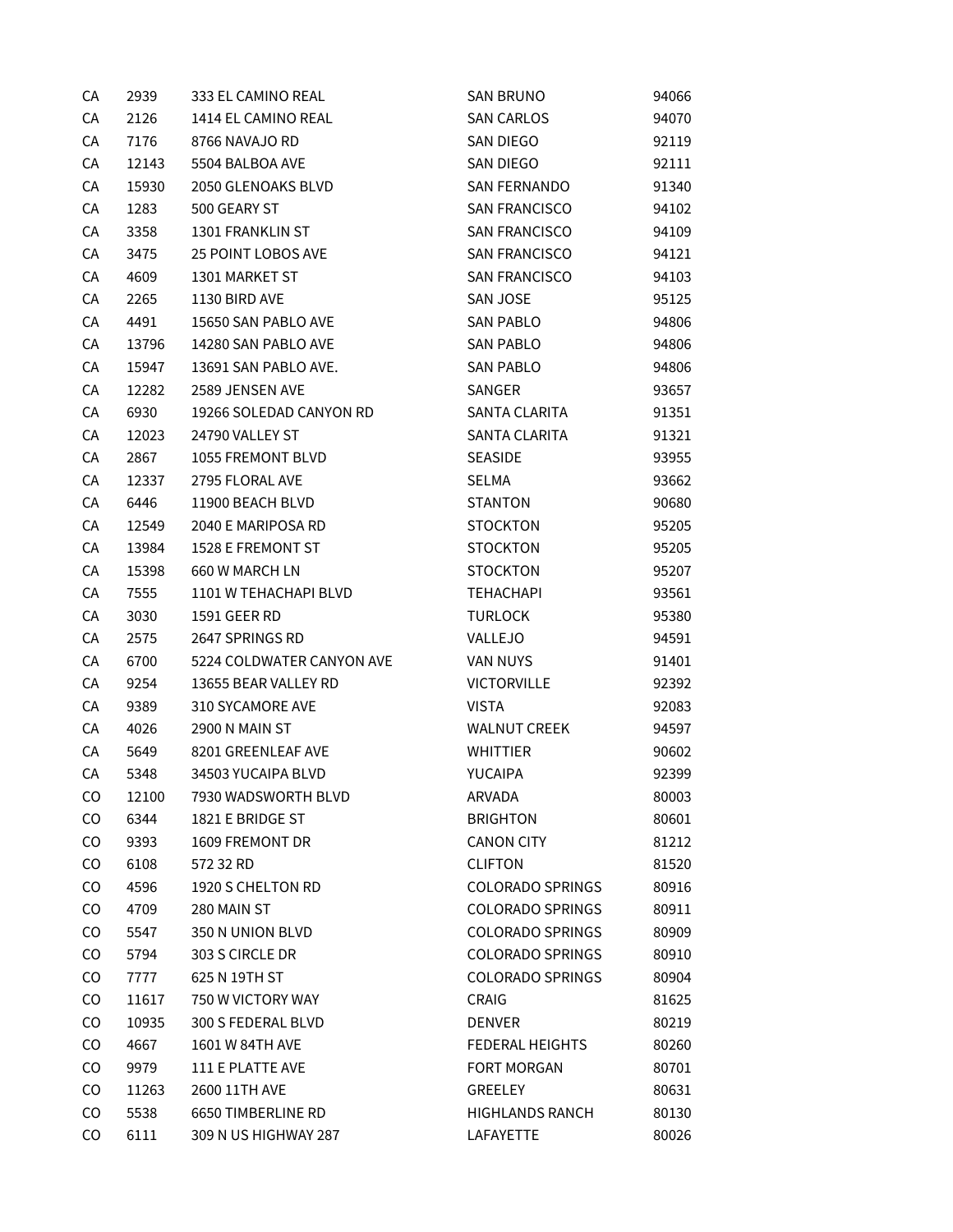| | | | | |
|---|---|---|---|---|
| CA | 2939 | 333 EL CAMINO REAL | SAN BRUNO | 94066 |
| CA | 2126 | 1414 EL CAMINO REAL | SAN CARLOS | 94070 |
| CA | 7176 | 8766 NAVAJO RD | SAN DIEGO | 92119 |
| CA | 12143 | 5504 BALBOA AVE | SAN DIEGO | 92111 |
| CA | 15930 | 2050 GLENOAKS BLVD | SAN FERNANDO | 91340 |
| CA | 1283 | 500 GEARY ST | SAN FRANCISCO | 94102 |
| CA | 3358 | 1301 FRANKLIN ST | SAN FRANCISCO | 94109 |
| CA | 3475 | 25 POINT LOBOS AVE | SAN FRANCISCO | 94121 |
| CA | 4609 | 1301 MARKET ST | SAN FRANCISCO | 94103 |
| CA | 2265 | 1130 BIRD AVE | SAN JOSE | 95125 |
| CA | 4491 | 15650 SAN PABLO AVE | SAN PABLO | 94806 |
| CA | 13796 | 14280 SAN PABLO AVE | SAN PABLO | 94806 |
| CA | 15947 | 13691 SAN PABLO AVE. | SAN PABLO | 94806 |
| CA | 12282 | 2589 JENSEN AVE | SANGER | 93657 |
| CA | 6930 | 19266 SOLEDAD CANYON RD | SANTA CLARITA | 91351 |
| CA | 12023 | 24790 VALLEY ST | SANTA CLARITA | 91321 |
| CA | 2867 | 1055 FREMONT BLVD | SEASIDE | 93955 |
| CA | 12337 | 2795 FLORAL AVE | SELMA | 93662 |
| CA | 6446 | 11900 BEACH BLVD | STANTON | 90680 |
| CA | 12549 | 2040 E MARIPOSA RD | STOCKTON | 95205 |
| CA | 13984 | 1528 E FREMONT ST | STOCKTON | 95205 |
| CA | 15398 | 660 W MARCH LN | STOCKTON | 95207 |
| CA | 7555 | 1101 W TEHACHAPI BLVD | TEHACHAPI | 93561 |
| CA | 3030 | 1591 GEER RD | TURLOCK | 95380 |
| CA | 2575 | 2647 SPRINGS RD | VALLEJO | 94591 |
| CA | 6700 | 5224 COLDWATER CANYON AVE | VAN NUYS | 91401 |
| CA | 9254 | 13655 BEAR VALLEY RD | VICTORVILLE | 92392 |
| CA | 9389 | 310 SYCAMORE AVE | VISTA | 92083 |
| CA | 4026 | 2900 N MAIN ST | WALNUT CREEK | 94597 |
| CA | 5649 | 8201 GREENLEAF AVE | WHITTIER | 90602 |
| CA | 5348 | 34503 YUCAIPA BLVD | YUCAIPA | 92399 |
| CO | 12100 | 7930 WADSWORTH BLVD | ARVADA | 80003 |
| CO | 6344 | 1821 E BRIDGE ST | BRIGHTON | 80601 |
| CO | 9393 | 1609 FREMONT DR | CANON CITY | 81212 |
| CO | 6108 | 572 32 RD | CLIFTON | 81520 |
| CO | 4596 | 1920 S CHELTON RD | COLORADO SPRINGS | 80916 |
| CO | 4709 | 280 MAIN ST | COLORADO SPRINGS | 80911 |
| CO | 5547 | 350 N UNION BLVD | COLORADO SPRINGS | 80909 |
| CO | 5794 | 303 S CIRCLE DR | COLORADO SPRINGS | 80910 |
| CO | 7777 | 625 N 19TH ST | COLORADO SPRINGS | 80904 |
| CO | 11617 | 750 W VICTORY WAY | CRAIG | 81625 |
| CO | 10935 | 300 S FEDERAL BLVD | DENVER | 80219 |
| CO | 4667 | 1601 W 84TH AVE | FEDERAL HEIGHTS | 80260 |
| CO | 9979 | 111 E PLATTE AVE | FORT MORGAN | 80701 |
| CO | 11263 | 2600 11TH AVE | GREELEY | 80631 |
| CO | 5538 | 6650 TIMBERLINE RD | HIGHLANDS RANCH | 80130 |
| CO | 6111 | 309 N US HIGHWAY 287 | LAFAYETTE | 80026 |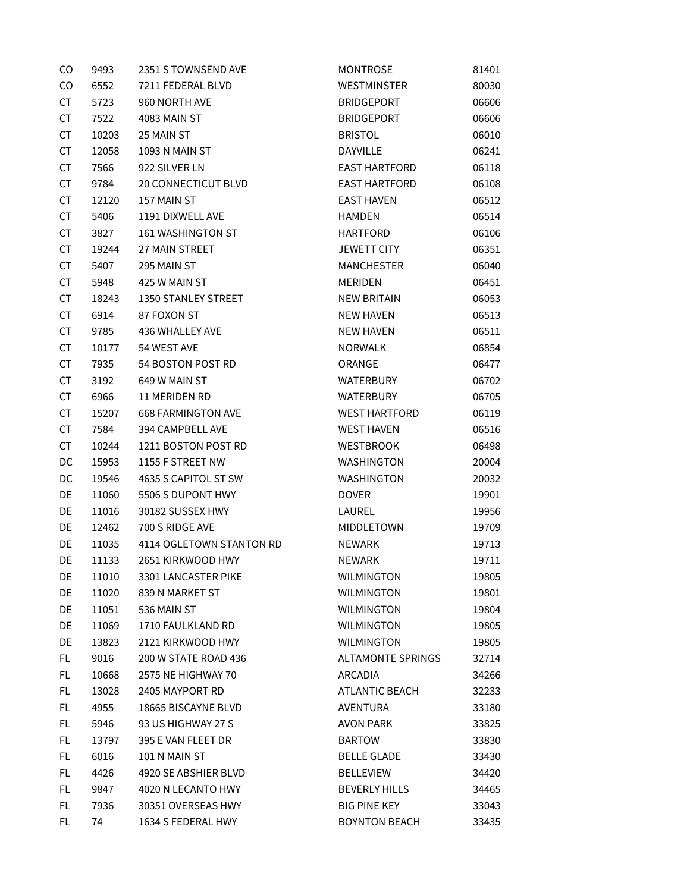| | | | | |
|---|---|---|---|---|
| CO | 9493 | 2351 S TOWNSEND AVE | MONTROSE | 81401 |
| CO | 6552 | 7211 FEDERAL BLVD | WESTMINSTER | 80030 |
| CT | 5723 | 960 NORTH AVE | BRIDGEPORT | 06606 |
| CT | 7522 | 4083 MAIN ST | BRIDGEPORT | 06606 |
| CT | 10203 | 25 MAIN ST | BRISTOL | 06010 |
| CT | 12058 | 1093 N MAIN ST | DAYVILLE | 06241 |
| CT | 7566 | 922 SILVER LN | EAST HARTFORD | 06118 |
| CT | 9784 | 20 CONNECTICUT BLVD | EAST HARTFORD | 06108 |
| CT | 12120 | 157 MAIN ST | EAST HAVEN | 06512 |
| CT | 5406 | 1191 DIXWELL AVE | HAMDEN | 06514 |
| CT | 3827 | 161 WASHINGTON ST | HARTFORD | 06106 |
| CT | 19244 | 27 MAIN STREET | JEWETT CITY | 06351 |
| CT | 5407 | 295 MAIN ST | MANCHESTER | 06040 |
| CT | 5948 | 425 W MAIN ST | MERIDEN | 06451 |
| CT | 18243 | 1350 STANLEY STREET | NEW BRITAIN | 06053 |
| CT | 6914 | 87 FOXON ST | NEW HAVEN | 06513 |
| CT | 9785 | 436 WHALLEY AVE | NEW HAVEN | 06511 |
| CT | 10177 | 54 WEST AVE | NORWALK | 06854 |
| CT | 7935 | 54 BOSTON POST RD | ORANGE | 06477 |
| CT | 3192 | 649 W MAIN ST | WATERBURY | 06702 |
| CT | 6966 | 11 MERIDEN RD | WATERBURY | 06705 |
| CT | 15207 | 668 FARMINGTON AVE | WEST HARTFORD | 06119 |
| CT | 7584 | 394 CAMPBELL AVE | WEST HAVEN | 06516 |
| CT | 10244 | 1211 BOSTON POST RD | WESTBROOK | 06498 |
| DC | 15953 | 1155 F STREET NW | WASHINGTON | 20004 |
| DC | 19546 | 4635 S CAPITOL ST SW | WASHINGTON | 20032 |
| DE | 11060 | 5506 S DUPONT HWY | DOVER | 19901 |
| DE | 11016 | 30182 SUSSEX HWY | LAUREL | 19956 |
| DE | 12462 | 700 S RIDGE AVE | MIDDLETOWN | 19709 |
| DE | 11035 | 4114 OGLETOWN STANTON RD | NEWARK | 19713 |
| DE | 11133 | 2651 KIRKWOOD HWY | NEWARK | 19711 |
| DE | 11010 | 3301 LANCASTER PIKE | WILMINGTON | 19805 |
| DE | 11020 | 839 N MARKET ST | WILMINGTON | 19801 |
| DE | 11051 | 536 MAIN ST | WILMINGTON | 19804 |
| DE | 11069 | 1710 FAULKLAND RD | WILMINGTON | 19805 |
| DE | 13823 | 2121 KIRKWOOD HWY | WILMINGTON | 19805 |
| FL | 9016 | 200 W STATE ROAD 436 | ALTAMONTE SPRINGS | 32714 |
| FL | 10668 | 2575 NE HIGHWAY 70 | ARCADIA | 34266 |
| FL | 13028 | 2405 MAYPORT RD | ATLANTIC BEACH | 32233 |
| FL | 4955 | 18665 BISCAYNE BLVD | AVENTURA | 33180 |
| FL | 5946 | 93 US HIGHWAY 27 S | AVON PARK | 33825 |
| FL | 13797 | 395 E VAN FLEET DR | BARTOW | 33830 |
| FL | 6016 | 101 N MAIN ST | BELLE GLADE | 33430 |
| FL | 4426 | 4920 SE ABSHIER BLVD | BELLEVIEW | 34420 |
| FL | 9847 | 4020 N LECANTO HWY | BEVERLY HILLS | 34465 |
| FL | 7936 | 30351 OVERSEAS HWY | BIG PINE KEY | 33043 |
| FL | 74 | 1634 S FEDERAL HWY | BOYNTON BEACH | 33435 |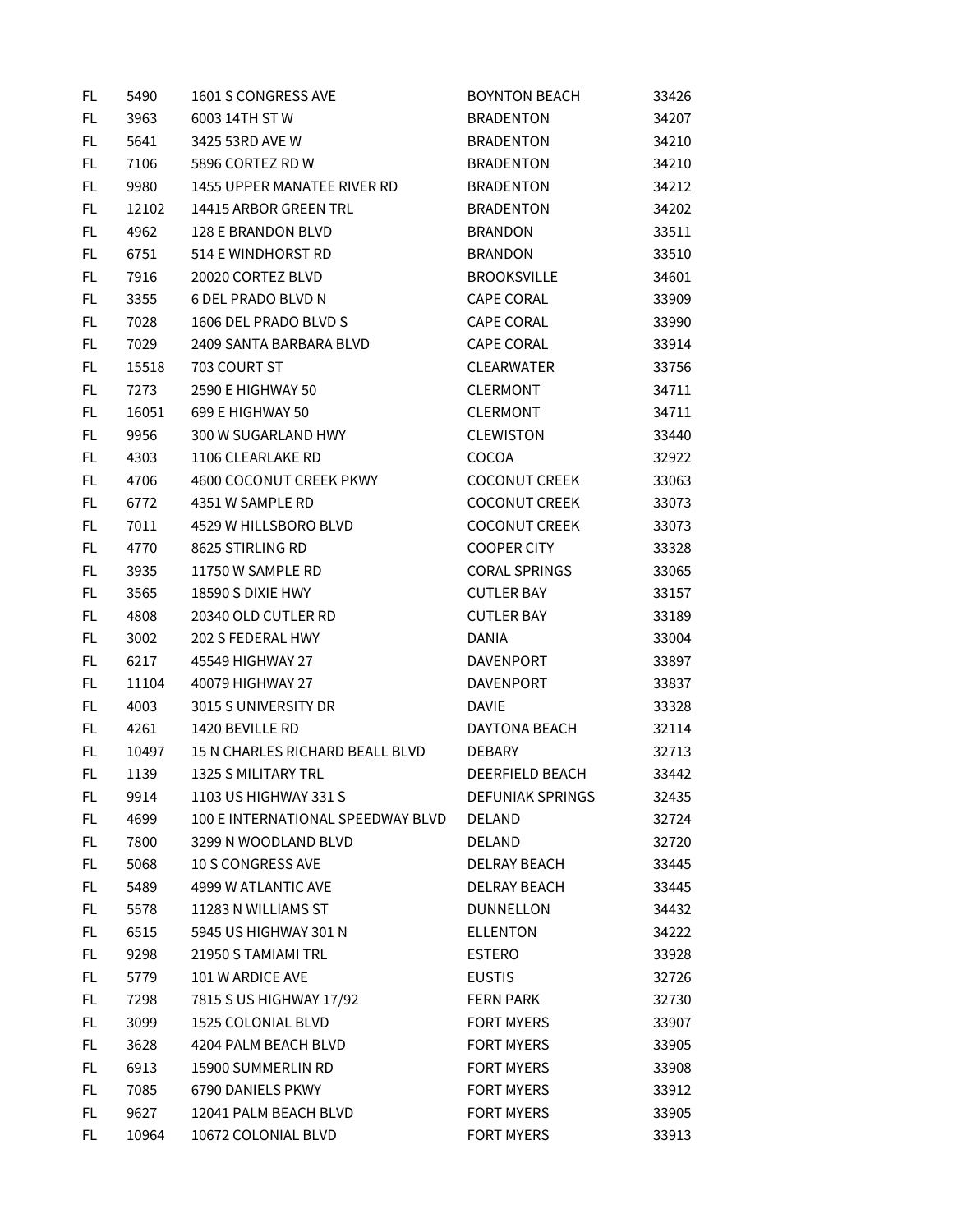| FL | 5490 | 1601 S CONGRESS AVE | BOYNTON BEACH | 33426 |
|---|---|---|---|---|
| FL | 3963 | 6003 14TH ST W | BRADENTON | 34207 |
| FL | 5641 | 3425 53RD AVE W | BRADENTON | 34210 |
| FL | 7106 | 5896 CORTEZ RD W | BRADENTON | 34210 |
| FL | 9980 | 1455 UPPER MANATEE RIVER RD | BRADENTON | 34212 |
| FL | 12102 | 14415 ARBOR GREEN TRL | BRADENTON | 34202 |
| FL | 4962 | 128 E BRANDON BLVD | BRANDON | 33511 |
| FL | 6751 | 514 E WINDHORST RD | BRANDON | 33510 |
| FL | 7916 | 20020 CORTEZ BLVD | BROOKSVILLE | 34601 |
| FL | 3355 | 6 DEL PRADO BLVD N | CAPE CORAL | 33909 |
| FL | 7028 | 1606 DEL PRADO BLVD S | CAPE CORAL | 33990 |
| FL | 7029 | 2409 SANTA BARBARA BLVD | CAPE CORAL | 33914 |
| FL | 15518 | 703 COURT ST | CLEARWATER | 33756 |
| FL | 7273 | 2590 E HIGHWAY 50 | CLERMONT | 34711 |
| FL | 16051 | 699 E HIGHWAY 50 | CLERMONT | 34711 |
| FL | 9956 | 300 W SUGARLAND HWY | CLEWISTON | 33440 |
| FL | 4303 | 1106 CLEARLAKE RD | COCOA | 32922 |
| FL | 4706 | 4600 COCONUT CREEK PKWY | COCONUT CREEK | 33063 |
| FL | 6772 | 4351 W SAMPLE RD | COCONUT CREEK | 33073 |
| FL | 7011 | 4529 W HILLSBORO BLVD | COCONUT CREEK | 33073 |
| FL | 4770 | 8625 STIRLING RD | COOPER CITY | 33328 |
| FL | 3935 | 11750 W SAMPLE RD | CORAL SPRINGS | 33065 |
| FL | 3565 | 18590 S DIXIE HWY | CUTLER BAY | 33157 |
| FL | 4808 | 20340 OLD CUTLER RD | CUTLER BAY | 33189 |
| FL | 3002 | 202 S FEDERAL HWY | DANIA | 33004 |
| FL | 6217 | 45549 HIGHWAY 27 | DAVENPORT | 33897 |
| FL | 11104 | 40079 HIGHWAY 27 | DAVENPORT | 33837 |
| FL | 4003 | 3015 S UNIVERSITY DR | DAVIE | 33328 |
| FL | 4261 | 1420 BEVILLE RD | DAYTONA BEACH | 32114 |
| FL | 10497 | 15 N CHARLES RICHARD BEALL BLVD | DEBARY | 32713 |
| FL | 1139 | 1325 S MILITARY TRL | DEERFIELD BEACH | 33442 |
| FL | 9914 | 1103 US HIGHWAY 331 S | DEFUNIAK SPRINGS | 32435 |
| FL | 4699 | 100 E INTERNATIONAL SPEEDWAY BLVD | DELAND | 32724 |
| FL | 7800 | 3299 N WOODLAND BLVD | DELAND | 32720 |
| FL | 5068 | 10 S CONGRESS AVE | DELRAY BEACH | 33445 |
| FL | 5489 | 4999 W ATLANTIC AVE | DELRAY BEACH | 33445 |
| FL | 5578 | 11283 N WILLIAMS ST | DUNNELLON | 34432 |
| FL | 6515 | 5945 US HIGHWAY 301 N | ELLENTON | 34222 |
| FL | 9298 | 21950 S TAMIAMI TRL | ESTERO | 33928 |
| FL | 5779 | 101 W ARDICE AVE | EUSTIS | 32726 |
| FL | 7298 | 7815 S US HIGHWAY 17/92 | FERN PARK | 32730 |
| FL | 3099 | 1525 COLONIAL BLVD | FORT MYERS | 33907 |
| FL | 3628 | 4204 PALM BEACH BLVD | FORT MYERS | 33905 |
| FL | 6913 | 15900 SUMMERLIN RD | FORT MYERS | 33908 |
| FL | 7085 | 6790 DANIELS PKWY | FORT MYERS | 33912 |
| FL | 9627 | 12041 PALM BEACH BLVD | FORT MYERS | 33905 |
| FL | 10964 | 10672 COLONIAL BLVD | FORT MYERS | 33913 |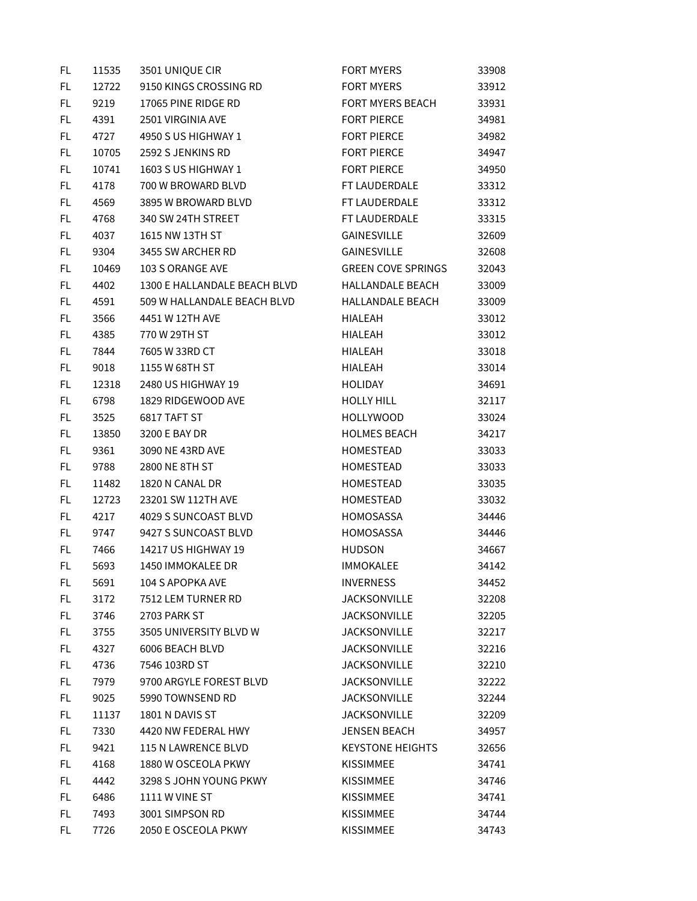| FL | 11535 | 3501 UNIQUE CIR | FORT MYERS | 33908 |
|---|---|---|---|---|
| FL | 12722 | 9150 KINGS CROSSING RD | FORT MYERS | 33912 |
| FL | 9219 | 17065 PINE RIDGE RD | FORT MYERS BEACH | 33931 |
| FL | 4391 | 2501 VIRGINIA AVE | FORT PIERCE | 34981 |
| FL | 4727 | 4950 S US HIGHWAY 1 | FORT PIERCE | 34982 |
| FL | 10705 | 2592 S JENKINS RD | FORT PIERCE | 34947 |
| FL | 10741 | 1603 S US HIGHWAY 1 | FORT PIERCE | 34950 |
| FL | 4178 | 700 W BROWARD BLVD | FT LAUDERDALE | 33312 |
| FL | 4569 | 3895 W BROWARD BLVD | FT LAUDERDALE | 33312 |
| FL | 4768 | 340 SW 24TH STREET | FT LAUDERDALE | 33315 |
| FL | 4037 | 1615 NW 13TH ST | GAINESVILLE | 32609 |
| FL | 9304 | 3455 SW ARCHER RD | GAINESVILLE | 32608 |
| FL | 10469 | 103 S ORANGE AVE | GREEN COVE SPRINGS | 32043 |
| FL | 4402 | 1300 E HALLANDALE BEACH BLVD | HALLANDALE BEACH | 33009 |
| FL | 4591 | 509 W HALLANDALE BEACH BLVD | HALLANDALE BEACH | 33009 |
| FL | 3566 | 4451 W 12TH AVE | HIALEAH | 33012 |
| FL | 4385 | 770 W 29TH ST | HIALEAH | 33012 |
| FL | 7844 | 7605 W 33RD CT | HIALEAH | 33018 |
| FL | 9018 | 1155 W 68TH ST | HIALEAH | 33014 |
| FL | 12318 | 2480 US HIGHWAY 19 | HOLIDAY | 34691 |
| FL | 6798 | 1829 RIDGEWOOD AVE | HOLLY HILL | 32117 |
| FL | 3525 | 6817 TAFT ST | HOLLYWOOD | 33024 |
| FL | 13850 | 3200 E BAY DR | HOLMES BEACH | 34217 |
| FL | 9361 | 3090 NE 43RD AVE | HOMESTEAD | 33033 |
| FL | 9788 | 2800 NE 8TH ST | HOMESTEAD | 33033 |
| FL | 11482 | 1820 N CANAL DR | HOMESTEAD | 33035 |
| FL | 12723 | 23201 SW 112TH AVE | HOMESTEAD | 33032 |
| FL | 4217 | 4029 S SUNCOAST BLVD | HOMOSASSA | 34446 |
| FL | 9747 | 9427 S SUNCOAST BLVD | HOMOSASSA | 34446 |
| FL | 7466 | 14217 US HIGHWAY 19 | HUDSON | 34667 |
| FL | 5693 | 1450 IMMOKALEE DR | IMMOKALEE | 34142 |
| FL | 5691 | 104 S APOPKA AVE | INVERNESS | 34452 |
| FL | 3172 | 7512 LEM TURNER RD | JACKSONVILLE | 32208 |
| FL | 3746 | 2703 PARK ST | JACKSONVILLE | 32205 |
| FL | 3755 | 3505 UNIVERSITY BLVD W | JACKSONVILLE | 32217 |
| FL | 4327 | 6006 BEACH BLVD | JACKSONVILLE | 32216 |
| FL | 4736 | 7546 103RD ST | JACKSONVILLE | 32210 |
| FL | 7979 | 9700 ARGYLE FOREST BLVD | JACKSONVILLE | 32222 |
| FL | 9025 | 5990 TOWNSEND RD | JACKSONVILLE | 32244 |
| FL | 11137 | 1801 N DAVIS ST | JACKSONVILLE | 32209 |
| FL | 7330 | 4420 NW FEDERAL HWY | JENSEN BEACH | 34957 |
| FL | 9421 | 115 N LAWRENCE BLVD | KEYSTONE HEIGHTS | 32656 |
| FL | 4168 | 1880 W OSCEOLA PKWY | KISSIMMEE | 34741 |
| FL | 4442 | 3298 S JOHN YOUNG PKWY | KISSIMMEE | 34746 |
| FL | 6486 | 1111 W VINE ST | KISSIMMEE | 34741 |
| FL | 7493 | 3001 SIMPSON RD | KISSIMMEE | 34744 |
| FL | 7726 | 2050 E OSCEOLA PKWY | KISSIMMEE | 34743 |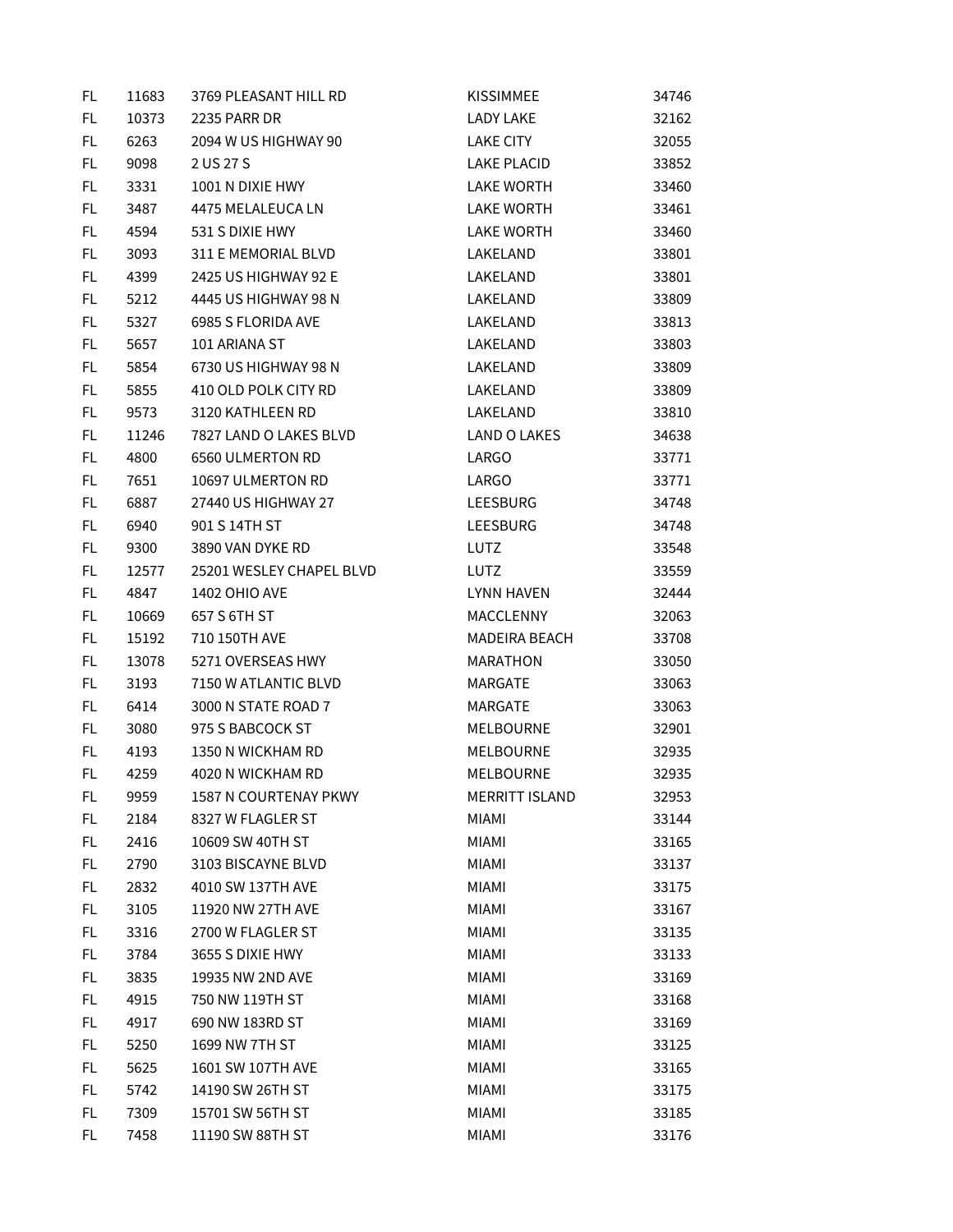| FL | 11683 | 3769 PLEASANT HILL RD | KISSIMMEE | 34746 |
|---|---|---|---|---|
| FL | 10373 | 2235 PARR DR | LADY LAKE | 32162 |
| FL | 6263 | 2094 W US HIGHWAY 90 | LAKE CITY | 32055 |
| FL | 9098 | 2 US 27 S | LAKE PLACID | 33852 |
| FL | 3331 | 1001 N DIXIE HWY | LAKE WORTH | 33460 |
| FL | 3487 | 4475 MELALEUCA LN | LAKE WORTH | 33461 |
| FL | 4594 | 531 S DIXIE HWY | LAKE WORTH | 33460 |
| FL | 3093 | 311 E MEMORIAL BLVD | LAKELAND | 33801 |
| FL | 4399 | 2425 US HIGHWAY 92 E | LAKELAND | 33801 |
| FL | 5212 | 4445 US HIGHWAY 98 N | LAKELAND | 33809 |
| FL | 5327 | 6985 S FLORIDA AVE | LAKELAND | 33813 |
| FL | 5657 | 101 ARIANA ST | LAKELAND | 33803 |
| FL | 5854 | 6730 US HIGHWAY 98 N | LAKELAND | 33809 |
| FL | 5855 | 410 OLD POLK CITY RD | LAKELAND | 33809 |
| FL | 9573 | 3120 KATHLEEN RD | LAKELAND | 33810 |
| FL | 11246 | 7827 LAND O LAKES BLVD | LAND O LAKES | 34638 |
| FL | 4800 | 6560 ULMERTON RD | LARGO | 33771 |
| FL | 7651 | 10697 ULMERTON RD | LARGO | 33771 |
| FL | 6887 | 27440 US HIGHWAY 27 | LEESBURG | 34748 |
| FL | 6940 | 901 S 14TH ST | LEESBURG | 34748 |
| FL | 9300 | 3890 VAN DYKE RD | LUTZ | 33548 |
| FL | 12577 | 25201 WESLEY CHAPEL BLVD | LUTZ | 33559 |
| FL | 4847 | 1402 OHIO AVE | LYNN HAVEN | 32444 |
| FL | 10669 | 657 S 6TH ST | MACCLENNY | 32063 |
| FL | 15192 | 710 150TH AVE | MADEIRA BEACH | 33708 |
| FL | 13078 | 5271 OVERSEAS HWY | MARATHON | 33050 |
| FL | 3193 | 7150 W ATLANTIC BLVD | MARGATE | 33063 |
| FL | 6414 | 3000 N STATE ROAD 7 | MARGATE | 33063 |
| FL | 3080 | 975 S BABCOCK ST | MELBOURNE | 32901 |
| FL | 4193 | 1350 N WICKHAM RD | MELBOURNE | 32935 |
| FL | 4259 | 4020 N WICKHAM RD | MELBOURNE | 32935 |
| FL | 9959 | 1587 N COURTENAY PKWY | MERRITT ISLAND | 32953 |
| FL | 2184 | 8327 W FLAGLER ST | MIAMI | 33144 |
| FL | 2416 | 10609 SW 40TH ST | MIAMI | 33165 |
| FL | 2790 | 3103 BISCAYNE BLVD | MIAMI | 33137 |
| FL | 2832 | 4010 SW 137TH AVE | MIAMI | 33175 |
| FL | 3105 | 11920 NW 27TH AVE | MIAMI | 33167 |
| FL | 3316 | 2700 W FLAGLER ST | MIAMI | 33135 |
| FL | 3784 | 3655 S DIXIE HWY | MIAMI | 33133 |
| FL | 3835 | 19935 NW 2ND AVE | MIAMI | 33169 |
| FL | 4915 | 750 NW 119TH ST | MIAMI | 33168 |
| FL | 4917 | 690 NW 183RD ST | MIAMI | 33169 |
| FL | 5250 | 1699 NW 7TH ST | MIAMI | 33125 |
| FL | 5625 | 1601 SW 107TH AVE | MIAMI | 33165 |
| FL | 5742 | 14190 SW 26TH ST | MIAMI | 33175 |
| FL | 7309 | 15701 SW 56TH ST | MIAMI | 33185 |
| FL | 7458 | 11190 SW 88TH ST | MIAMI | 33176 |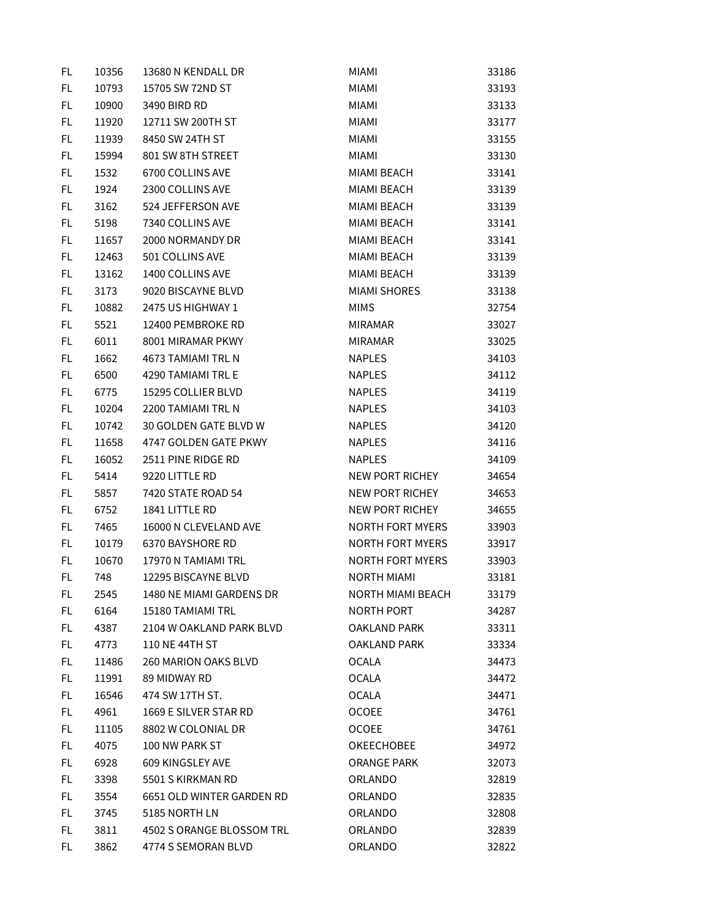| | | | | |
|---|---|---|---|---|
| FL | 10356 | 13680 N KENDALL DR | MIAMI | 33186 |
| FL | 10793 | 15705 SW 72ND ST | MIAMI | 33193 |
| FL | 10900 | 3490 BIRD RD | MIAMI | 33133 |
| FL | 11920 | 12711 SW 200TH ST | MIAMI | 33177 |
| FL | 11939 | 8450 SW 24TH ST | MIAMI | 33155 |
| FL | 15994 | 801 SW 8TH STREET | MIAMI | 33130 |
| FL | 1532 | 6700 COLLINS AVE | MIAMI BEACH | 33141 |
| FL | 1924 | 2300 COLLINS AVE | MIAMI BEACH | 33139 |
| FL | 3162 | 524 JEFFERSON AVE | MIAMI BEACH | 33139 |
| FL | 5198 | 7340 COLLINS AVE | MIAMI BEACH | 33141 |
| FL | 11657 | 2000 NORMANDY DR | MIAMI BEACH | 33141 |
| FL | 12463 | 501 COLLINS AVE | MIAMI BEACH | 33139 |
| FL | 13162 | 1400 COLLINS AVE | MIAMI BEACH | 33139 |
| FL | 3173 | 9020 BISCAYNE BLVD | MIAMI SHORES | 33138 |
| FL | 10882 | 2475 US HIGHWAY 1 | MIMS | 32754 |
| FL | 5521 | 12400 PEMBROKE RD | MIRAMAR | 33027 |
| FL | 6011 | 8001 MIRAMAR PKWY | MIRAMAR | 33025 |
| FL | 1662 | 4673 TAMIAMI TRL N | NAPLES | 34103 |
| FL | 6500 | 4290 TAMIAMI TRL E | NAPLES | 34112 |
| FL | 6775 | 15295 COLLIER BLVD | NAPLES | 34119 |
| FL | 10204 | 2200 TAMIAMI TRL N | NAPLES | 34103 |
| FL | 10742 | 30 GOLDEN GATE BLVD W | NAPLES | 34120 |
| FL | 11658 | 4747 GOLDEN GATE PKWY | NAPLES | 34116 |
| FL | 16052 | 2511 PINE RIDGE RD | NAPLES | 34109 |
| FL | 5414 | 9220 LITTLE RD | NEW PORT RICHEY | 34654 |
| FL | 5857 | 7420 STATE ROAD 54 | NEW PORT RICHEY | 34653 |
| FL | 6752 | 1841 LITTLE RD | NEW PORT RICHEY | 34655 |
| FL | 7465 | 16000 N CLEVELAND AVE | NORTH FORT MYERS | 33903 |
| FL | 10179 | 6370 BAYSHORE RD | NORTH FORT MYERS | 33917 |
| FL | 10670 | 17970 N TAMIAMI TRL | NORTH FORT MYERS | 33903 |
| FL | 748 | 12295 BISCAYNE BLVD | NORTH MIAMI | 33181 |
| FL | 2545 | 1480 NE MIAMI GARDENS DR | NORTH MIAMI BEACH | 33179 |
| FL | 6164 | 15180 TAMIAMI TRL | NORTH PORT | 34287 |
| FL | 4387 | 2104 W OAKLAND PARK BLVD | OAKLAND PARK | 33311 |
| FL | 4773 | 110 NE 44TH ST | OAKLAND PARK | 33334 |
| FL | 11486 | 260 MARION OAKS BLVD | OCALA | 34473 |
| FL | 11991 | 89 MIDWAY RD | OCALA | 34472 |
| FL | 16546 | 474 SW 17TH ST. | OCALA | 34471 |
| FL | 4961 | 1669 E SILVER STAR RD | OCOEE | 34761 |
| FL | 11105 | 8802 W COLONIAL DR | OCOEE | 34761 |
| FL | 4075 | 100 NW PARK ST | OKEECHOBEE | 34972 |
| FL | 6928 | 609 KINGSLEY AVE | ORANGE PARK | 32073 |
| FL | 3398 | 5501 S KIRKMAN RD | ORLANDO | 32819 |
| FL | 3554 | 6651 OLD WINTER GARDEN RD | ORLANDO | 32835 |
| FL | 3745 | 5185 NORTH LN | ORLANDO | 32808 |
| FL | 3811 | 4502 S ORANGE BLOSSOM TRL | ORLANDO | 32839 |
| FL | 3862 | 4774 S SEMORAN BLVD | ORLANDO | 32822 |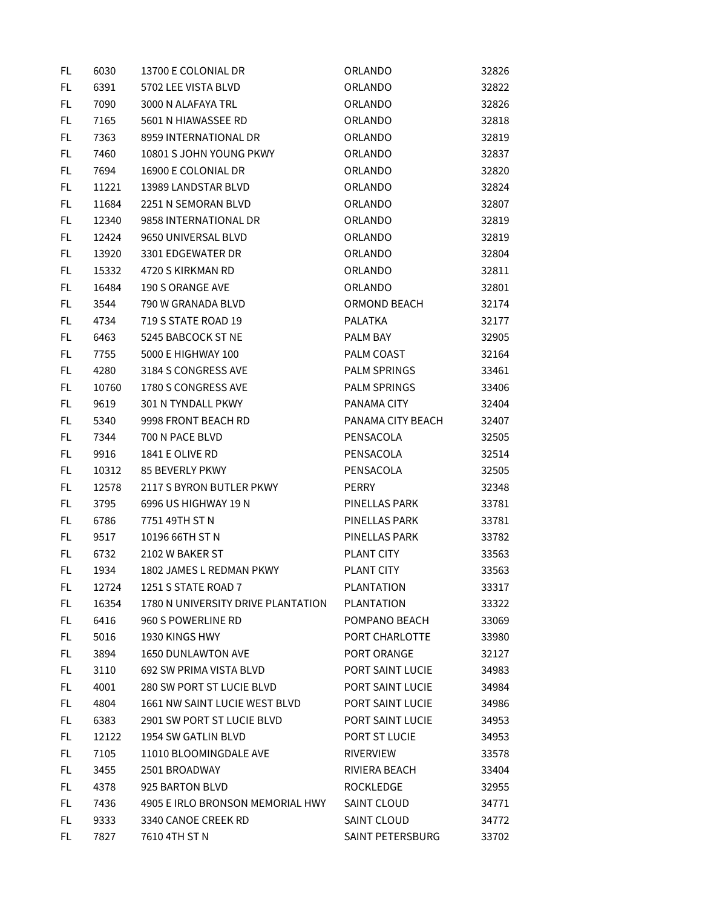| FL | 6030 | 13700 E COLONIAL DR | ORLANDO | 32826 |
|---|---|---|---|---|
| FL | 6391 | 5702 LEE VISTA BLVD | ORLANDO | 32822 |
| FL | 7090 | 3000 N ALAFAYA TRL | ORLANDO | 32826 |
| FL | 7165 | 5601 N HIAWASSEE RD | ORLANDO | 32818 |
| FL | 7363 | 8959 INTERNATIONAL DR | ORLANDO | 32819 |
| FL | 7460 | 10801 S JOHN YOUNG PKWY | ORLANDO | 32837 |
| FL | 7694 | 16900 E COLONIAL DR | ORLANDO | 32820 |
| FL | 11221 | 13989 LANDSTAR BLVD | ORLANDO | 32824 |
| FL | 11684 | 2251 N SEMORAN BLVD | ORLANDO | 32807 |
| FL | 12340 | 9858 INTERNATIONAL DR | ORLANDO | 32819 |
| FL | 12424 | 9650 UNIVERSAL BLVD | ORLANDO | 32819 |
| FL | 13920 | 3301 EDGEWATER DR | ORLANDO | 32804 |
| FL | 15332 | 4720 S KIRKMAN RD | ORLANDO | 32811 |
| FL | 16484 | 190 S ORANGE AVE | ORLANDO | 32801 |
| FL | 3544 | 790 W GRANADA BLVD | ORMOND BEACH | 32174 |
| FL | 4734 | 719 S STATE ROAD 19 | PALATKA | 32177 |
| FL | 6463 | 5245 BABCOCK ST NE | PALM BAY | 32905 |
| FL | 7755 | 5000 E HIGHWAY 100 | PALM COAST | 32164 |
| FL | 4280 | 3184 S CONGRESS AVE | PALM SPRINGS | 33461 |
| FL | 10760 | 1780 S CONGRESS AVE | PALM SPRINGS | 33406 |
| FL | 9619 | 301 N TYNDALL PKWY | PANAMA CITY | 32404 |
| FL | 5340 | 9998 FRONT BEACH RD | PANAMA CITY BEACH | 32407 |
| FL | 7344 | 700 N PACE BLVD | PENSACOLA | 32505 |
| FL | 9916 | 1841 E OLIVE RD | PENSACOLA | 32514 |
| FL | 10312 | 85 BEVERLY PKWY | PENSACOLA | 32505 |
| FL | 12578 | 2117 S BYRON BUTLER PKWY | PERRY | 32348 |
| FL | 3795 | 6996 US HIGHWAY 19 N | PINELLAS PARK | 33781 |
| FL | 6786 | 7751 49TH ST N | PINELLAS PARK | 33781 |
| FL | 9517 | 10196 66TH ST N | PINELLAS PARK | 33782 |
| FL | 6732 | 2102 W BAKER ST | PLANT CITY | 33563 |
| FL | 1934 | 1802 JAMES L REDMAN PKWY | PLANT CITY | 33563 |
| FL | 12724 | 1251 S STATE ROAD 7 | PLANTATION | 33317 |
| FL | 16354 | 1780 N UNIVERSITY DRIVE PLANTATION | PLANTATION | 33322 |
| FL | 6416 | 960 S POWERLINE RD | POMPANO BEACH | 33069 |
| FL | 5016 | 1930 KINGS HWY | PORT CHARLOTTE | 33980 |
| FL | 3894 | 1650 DUNLAWTON AVE | PORT ORANGE | 32127 |
| FL | 3110 | 692 SW PRIMA VISTA BLVD | PORT SAINT LUCIE | 34983 |
| FL | 4001 | 280 SW PORT ST LUCIE BLVD | PORT SAINT LUCIE | 34984 |
| FL | 4804 | 1661 NW SAINT LUCIE WEST BLVD | PORT SAINT LUCIE | 34986 |
| FL | 6383 | 2901 SW PORT ST LUCIE BLVD | PORT SAINT LUCIE | 34953 |
| FL | 12122 | 1954 SW GATLIN BLVD | PORT ST LUCIE | 34953 |
| FL | 7105 | 11010 BLOOMINGDALE AVE | RIVERVIEW | 33578 |
| FL | 3455 | 2501 BROADWAY | RIVIERA BEACH | 33404 |
| FL | 4378 | 925 BARTON BLVD | ROCKLEDGE | 32955 |
| FL | 7436 | 4905 E IRLO BRONSON MEMORIAL HWY | SAINT CLOUD | 34771 |
| FL | 9333 | 3340 CANOE CREEK RD | SAINT CLOUD | 34772 |
| FL | 7827 | 7610 4TH ST N | SAINT PETERSBURG | 33702 |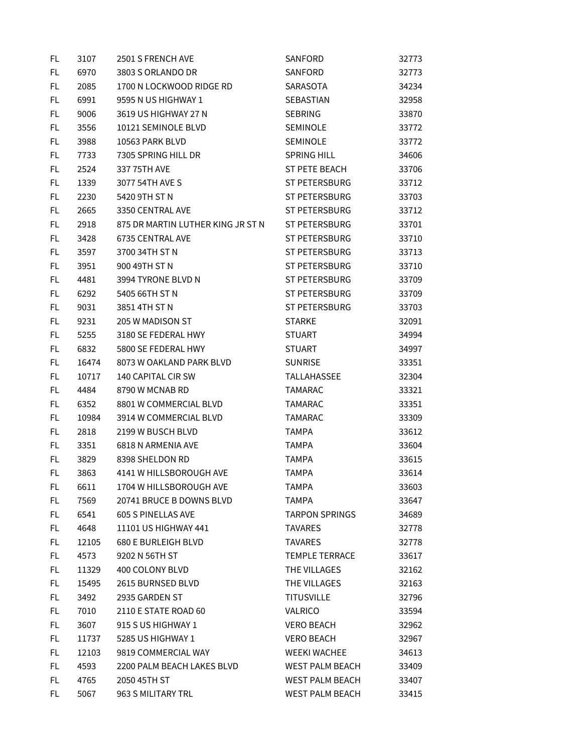| FL | 3107 | 2501 S FRENCH AVE | SANFORD | 32773 |
|---|---|---|---|---|
| FL | 6970 | 3803 S ORLANDO DR | SANFORD | 32773 |
| FL | 2085 | 1700 N LOCKWOOD RIDGE RD | SARASOTA | 34234 |
| FL | 6991 | 9595 N US HIGHWAY 1 | SEBASTIAN | 32958 |
| FL | 9006 | 3619 US HIGHWAY 27 N | SEBRING | 33870 |
| FL | 3556 | 10121 SEMINOLE BLVD | SEMINOLE | 33772 |
| FL | 3988 | 10563 PARK BLVD | SEMINOLE | 33772 |
| FL | 7733 | 7305 SPRING HILL DR | SPRING HILL | 34606 |
| FL | 2524 | 337 75TH AVE | ST PETE BEACH | 33706 |
| FL | 1339 | 3077 54TH AVE S | ST PETERSBURG | 33712 |
| FL | 2230 | 5420 9TH ST N | ST PETERSBURG | 33703 |
| FL | 2665 | 3350 CENTRAL AVE | ST PETERSBURG | 33712 |
| FL | 2918 | 875 DR MARTIN LUTHER KING JR ST N | ST PETERSBURG | 33701 |
| FL | 3428 | 6735 CENTRAL AVE | ST PETERSBURG | 33710 |
| FL | 3597 | 3700 34TH ST N | ST PETERSBURG | 33713 |
| FL | 3951 | 900 49TH ST N | ST PETERSBURG | 33710 |
| FL | 4481 | 3994 TYRONE BLVD N | ST PETERSBURG | 33709 |
| FL | 6292 | 5405 66TH ST N | ST PETERSBURG | 33709 |
| FL | 9031 | 3851 4TH ST N | ST PETERSBURG | 33703 |
| FL | 9231 | 205 W MADISON ST | STARKE | 32091 |
| FL | 5255 | 3180 SE FEDERAL HWY | STUART | 34994 |
| FL | 6832 | 5800 SE FEDERAL HWY | STUART | 34997 |
| FL | 16474 | 8073 W OAKLAND PARK BLVD | SUNRISE | 33351 |
| FL | 10717 | 140 CAPITAL CIR SW | TALLAHASSEE | 32304 |
| FL | 4484 | 8790 W MCNAB RD | TAMARAC | 33321 |
| FL | 6352 | 8801 W COMMERCIAL BLVD | TAMARAC | 33351 |
| FL | 10984 | 3914 W COMMERCIAL BLVD | TAMARAC | 33309 |
| FL | 2818 | 2199 W BUSCH BLVD | TAMPA | 33612 |
| FL | 3351 | 6818 N ARMENIA AVE | TAMPA | 33604 |
| FL | 3829 | 8398 SHELDON RD | TAMPA | 33615 |
| FL | 3863 | 4141 W HILLSBOROUGH AVE | TAMPA | 33614 |
| FL | 6611 | 1704 W HILLSBOROUGH AVE | TAMPA | 33603 |
| FL | 7569 | 20741 BRUCE B DOWNS BLVD | TAMPA | 33647 |
| FL | 6541 | 605 S PINELLAS AVE | TARPON SPRINGS | 34689 |
| FL | 4648 | 11101 US HIGHWAY 441 | TAVARES | 32778 |
| FL | 12105 | 680 E BURLEIGH BLVD | TAVARES | 32778 |
| FL | 4573 | 9202 N 56TH ST | TEMPLE TERRACE | 33617 |
| FL | 11329 | 400 COLONY BLVD | THE VILLAGES | 32162 |
| FL | 15495 | 2615 BURNSED BLVD | THE VILLAGES | 32163 |
| FL | 3492 | 2935 GARDEN ST | TITUSVILLE | 32796 |
| FL | 7010 | 2110 E STATE ROAD 60 | VALRICO | 33594 |
| FL | 3607 | 915 S US HIGHWAY 1 | VERO BEACH | 32962 |
| FL | 11737 | 5285 US HIGHWAY 1 | VERO BEACH | 32967 |
| FL | 12103 | 9819 COMMERCIAL WAY | WEEKI WACHEE | 34613 |
| FL | 4593 | 2200 PALM BEACH LAKES BLVD | WEST PALM BEACH | 33409 |
| FL | 4765 | 2050 45TH ST | WEST PALM BEACH | 33407 |
| FL | 5067 | 963 S MILITARY TRL | WEST PALM BEACH | 33415 |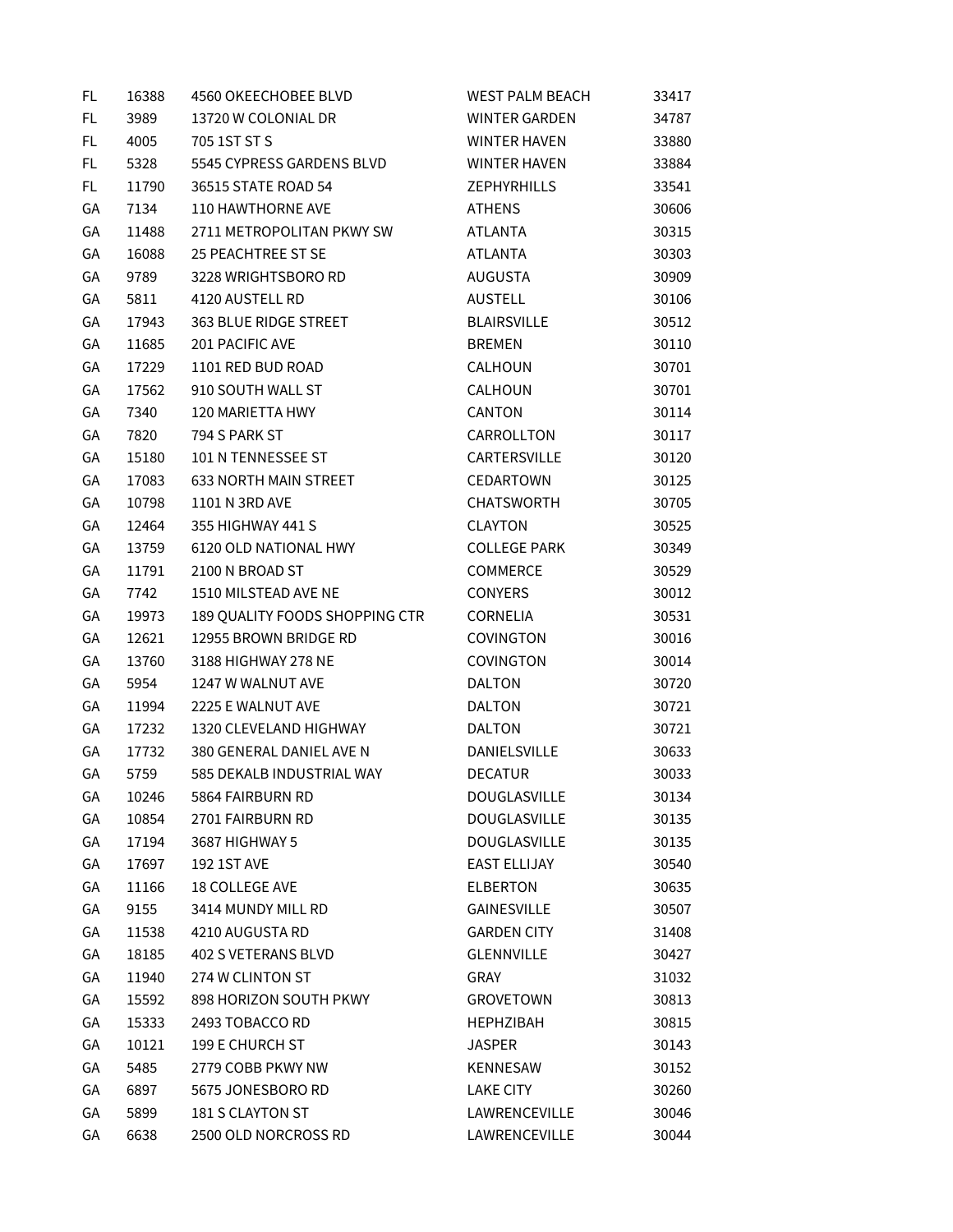| | | | | |
|---|---|---|---|---|
| FL | 16388 | 4560 OKEECHOBEE BLVD | WEST PALM BEACH | 33417 |
| FL | 3989 | 13720 W COLONIAL DR | WINTER GARDEN | 34787 |
| FL | 4005 | 705 1ST ST S | WINTER HAVEN | 33880 |
| FL | 5328 | 5545 CYPRESS GARDENS BLVD | WINTER HAVEN | 33884 |
| FL | 11790 | 36515 STATE ROAD 54 | ZEPHYRHILLS | 33541 |
| GA | 7134 | 110 HAWTHORNE AVE | ATHENS | 30606 |
| GA | 11488 | 2711 METROPOLITAN PKWY SW | ATLANTA | 30315 |
| GA | 16088 | 25 PEACHTREE ST SE | ATLANTA | 30303 |
| GA | 9789 | 3228 WRIGHTSBORO RD | AUGUSTA | 30909 |
| GA | 5811 | 4120 AUSTELL RD | AUSTELL | 30106 |
| GA | 17943 | 363 BLUE RIDGE STREET | BLAIRSVILLE | 30512 |
| GA | 11685 | 201 PACIFIC AVE | BREMEN | 30110 |
| GA | 17229 | 1101 RED BUD ROAD | CALHOUN | 30701 |
| GA | 17562 | 910 SOUTH WALL ST | CALHOUN | 30701 |
| GA | 7340 | 120 MARIETTA HWY | CANTON | 30114 |
| GA | 7820 | 794 S PARK ST | CARROLLTON | 30117 |
| GA | 15180 | 101 N TENNESSEE ST | CARTERSVILLE | 30120 |
| GA | 17083 | 633 NORTH MAIN STREET | CEDARTOWN | 30125 |
| GA | 10798 | 1101 N 3RD AVE | CHATSWORTH | 30705 |
| GA | 12464 | 355 HIGHWAY 441 S | CLAYTON | 30525 |
| GA | 13759 | 6120 OLD NATIONAL HWY | COLLEGE PARK | 30349 |
| GA | 11791 | 2100 N BROAD ST | COMMERCE | 30529 |
| GA | 7742 | 1510 MILSTEAD AVE NE | CONYERS | 30012 |
| GA | 19973 | 189 QUALITY FOODS SHOPPING CTR | CORNELIA | 30531 |
| GA | 12621 | 12955 BROWN BRIDGE RD | COVINGTON | 30016 |
| GA | 13760 | 3188 HIGHWAY 278 NE | COVINGTON | 30014 |
| GA | 5954 | 1247 W WALNUT AVE | DALTON | 30720 |
| GA | 11994 | 2225 E WALNUT AVE | DALTON | 30721 |
| GA | 17232 | 1320 CLEVELAND HIGHWAY | DALTON | 30721 |
| GA | 17732 | 380 GENERAL DANIEL AVE N | DANIELSVILLE | 30633 |
| GA | 5759 | 585 DEKALB INDUSTRIAL WAY | DECATUR | 30033 |
| GA | 10246 | 5864 FAIRBURN RD | DOUGLASVILLE | 30134 |
| GA | 10854 | 2701 FAIRBURN RD | DOUGLASVILLE | 30135 |
| GA | 17194 | 3687 HIGHWAY 5 | DOUGLASVILLE | 30135 |
| GA | 17697 | 192 1ST AVE | EAST ELLIJAY | 30540 |
| GA | 11166 | 18 COLLEGE AVE | ELBERTON | 30635 |
| GA | 9155 | 3414 MUNDY MILL RD | GAINESVILLE | 30507 |
| GA | 11538 | 4210 AUGUSTA RD | GARDEN CITY | 31408 |
| GA | 18185 | 402 S VETERANS BLVD | GLENNVILLE | 30427 |
| GA | 11940 | 274 W CLINTON ST | GRAY | 31032 |
| GA | 15592 | 898 HORIZON SOUTH PKWY | GROVETOWN | 30813 |
| GA | 15333 | 2493 TOBACCO RD | HEPHZIBAH | 30815 |
| GA | 10121 | 199 E CHURCH ST | JASPER | 30143 |
| GA | 5485 | 2779 COBB PKWY NW | KENNESAW | 30152 |
| GA | 6897 | 5675 JONESBORO RD | LAKE CITY | 30260 |
| GA | 5899 | 181 S CLAYTON ST | LAWRENCEVILLE | 30046 |
| GA | 6638 | 2500 OLD NORCROSS RD | LAWRENCEVILLE | 30044 |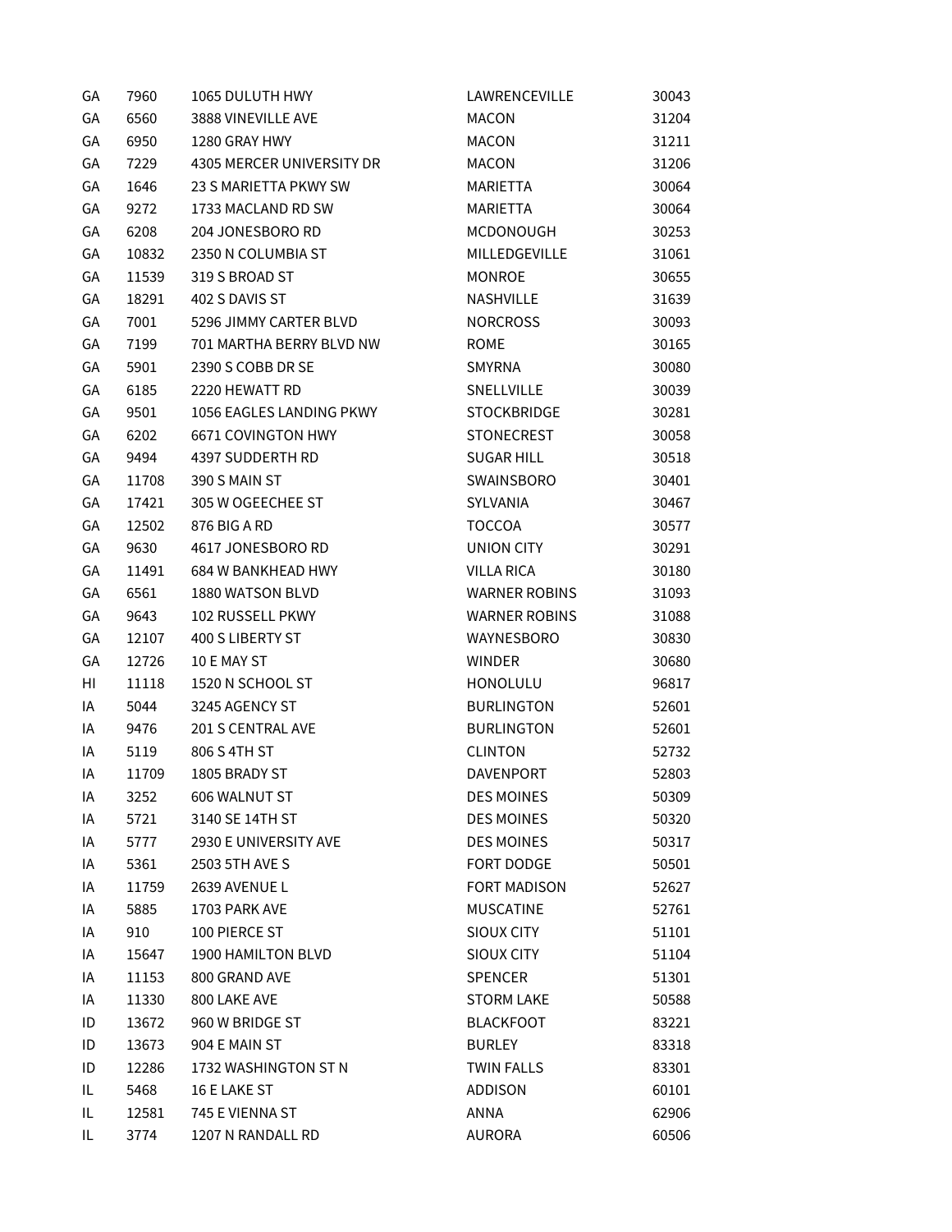| | | | | |
|---|---|---|---|---|
| GA | 7960 | 1065 DULUTH HWY | LAWRENCEVILLE | 30043 |
| GA | 6560 | 3888 VINEVILLE AVE | MACON | 31204 |
| GA | 6950 | 1280 GRAY HWY | MACON | 31211 |
| GA | 7229 | 4305 MERCER UNIVERSITY DR | MACON | 31206 |
| GA | 1646 | 23 S MARIETTA PKWY SW | MARIETTA | 30064 |
| GA | 9272 | 1733 MACLAND RD SW | MARIETTA | 30064 |
| GA | 6208 | 204 JONESBORO RD | MCDONOUGH | 30253 |
| GA | 10832 | 2350 N COLUMBIA ST | MILLEDGEVILLE | 31061 |
| GA | 11539 | 319 S BROAD ST | MONROE | 30655 |
| GA | 18291 | 402 S DAVIS ST | NASHVILLE | 31639 |
| GA | 7001 | 5296 JIMMY CARTER BLVD | NORCROSS | 30093 |
| GA | 7199 | 701 MARTHA BERRY BLVD NW | ROME | 30165 |
| GA | 5901 | 2390 S COBB DR SE | SMYRNA | 30080 |
| GA | 6185 | 2220 HEWATT RD | SNELLVILLE | 30039 |
| GA | 9501 | 1056 EAGLES LANDING PKWY | STOCKBRIDGE | 30281 |
| GA | 6202 | 6671 COVINGTON HWY | STONECREST | 30058 |
| GA | 9494 | 4397 SUDDERTH RD | SUGAR HILL | 30518 |
| GA | 11708 | 390 S MAIN ST | SWAINSBORO | 30401 |
| GA | 17421 | 305 W OGEECHEE ST | SYLVANIA | 30467 |
| GA | 12502 | 876 BIG A RD | TOCCOA | 30577 |
| GA | 9630 | 4617 JONESBORO RD | UNION CITY | 30291 |
| GA | 11491 | 684 W BANKHEAD HWY | VILLA RICA | 30180 |
| GA | 6561 | 1880 WATSON BLVD | WARNER ROBINS | 31093 |
| GA | 9643 | 102 RUSSELL PKWY | WARNER ROBINS | 31088 |
| GA | 12107 | 400 S LIBERTY ST | WAYNESBORO | 30830 |
| GA | 12726 | 10 E MAY ST | WINDER | 30680 |
| HI | 11118 | 1520 N SCHOOL ST | HONOLULU | 96817 |
| IA | 5044 | 3245 AGENCY ST | BURLINGTON | 52601 |
| IA | 9476 | 201 S CENTRAL AVE | BURLINGTON | 52601 |
| IA | 5119 | 806 S 4TH ST | CLINTON | 52732 |
| IA | 11709 | 1805 BRADY ST | DAVENPORT | 52803 |
| IA | 3252 | 606 WALNUT ST | DES MOINES | 50309 |
| IA | 5721 | 3140 SE 14TH ST | DES MOINES | 50320 |
| IA | 5777 | 2930 E UNIVERSITY AVE | DES MOINES | 50317 |
| IA | 5361 | 2503 5TH AVE S | FORT DODGE | 50501 |
| IA | 11759 | 2639 AVENUE L | FORT MADISON | 52627 |
| IA | 5885 | 1703 PARK AVE | MUSCATINE | 52761 |
| IA | 910 | 100 PIERCE ST | SIOUX CITY | 51101 |
| IA | 15647 | 1900 HAMILTON BLVD | SIOUX CITY | 51104 |
| IA | 11153 | 800 GRAND AVE | SPENCER | 51301 |
| IA | 11330 | 800 LAKE AVE | STORM LAKE | 50588 |
| ID | 13672 | 960 W BRIDGE ST | BLACKFOOT | 83221 |
| ID | 13673 | 904 E MAIN ST | BURLEY | 83318 |
| ID | 12286 | 1732 WASHINGTON ST N | TWIN FALLS | 83301 |
| IL | 5468 | 16 E LAKE ST | ADDISON | 60101 |
| IL | 12581 | 745 E VIENNA ST | ANNA | 62906 |
| IL | 3774 | 1207 N RANDALL RD | AURORA | 60506 |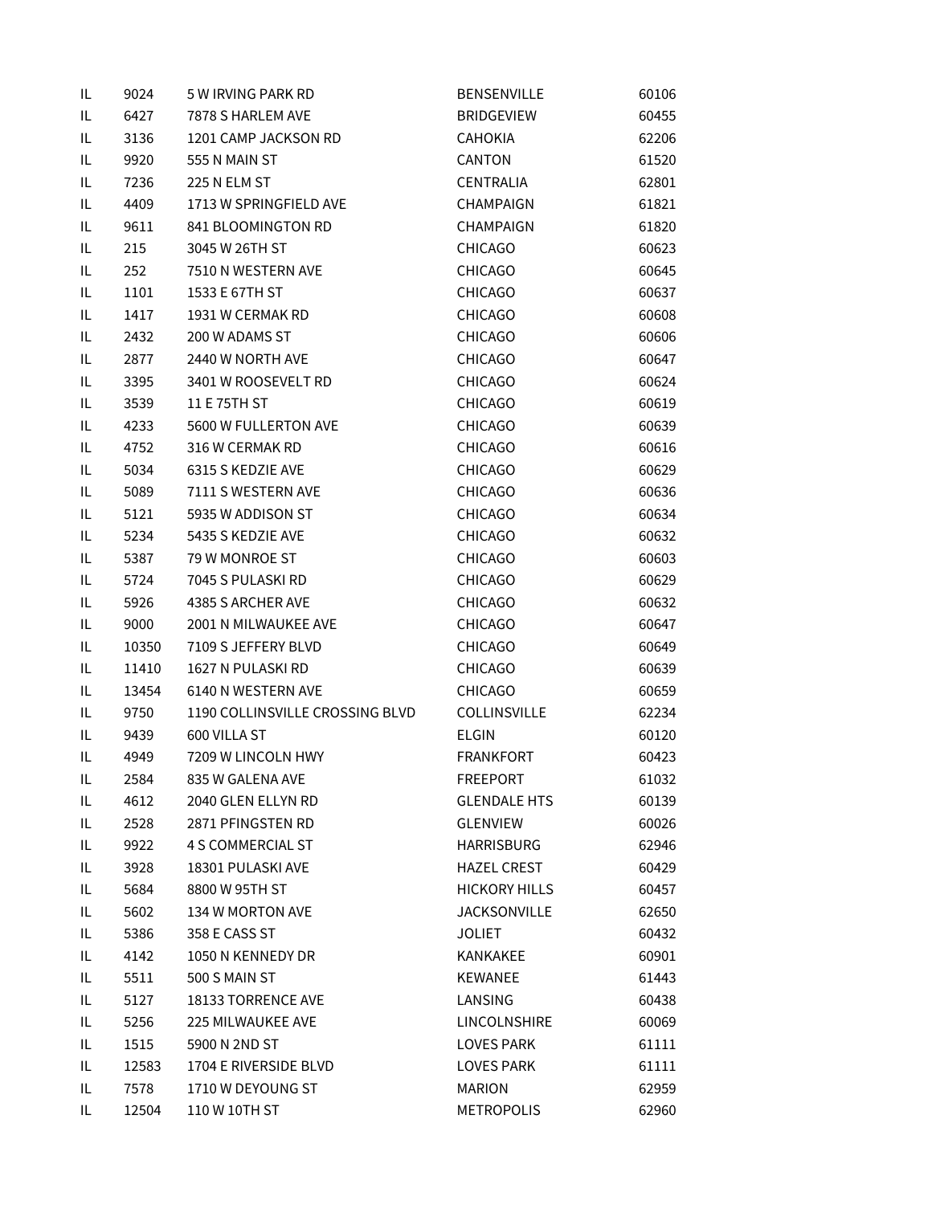| | | | | |
|---|---|---|---|---|
| IL | 9024 | 5 W IRVING PARK RD | BENSENVILLE | 60106 |
| IL | 6427 | 7878 S HARLEM AVE | BRIDGEVIEW | 60455 |
| IL | 3136 | 1201 CAMP JACKSON RD | CAHOKIA | 62206 |
| IL | 9920 | 555 N MAIN ST | CANTON | 61520 |
| IL | 7236 | 225 N ELM ST | CENTRALIA | 62801 |
| IL | 4409 | 1713 W SPRINGFIELD AVE | CHAMPAIGN | 61821 |
| IL | 9611 | 841 BLOOMINGTON RD | CHAMPAIGN | 61820 |
| IL | 215 | 3045 W 26TH ST | CHICAGO | 60623 |
| IL | 252 | 7510 N WESTERN AVE | CHICAGO | 60645 |
| IL | 1101 | 1533 E 67TH ST | CHICAGO | 60637 |
| IL | 1417 | 1931 W CERMAK RD | CHICAGO | 60608 |
| IL | 2432 | 200 W ADAMS ST | CHICAGO | 60606 |
| IL | 2877 | 2440 W NORTH AVE | CHICAGO | 60647 |
| IL | 3395 | 3401 W ROOSEVELT RD | CHICAGO | 60624 |
| IL | 3539 | 11 E 75TH ST | CHICAGO | 60619 |
| IL | 4233 | 5600 W FULLERTON AVE | CHICAGO | 60639 |
| IL | 4752 | 316 W CERMAK RD | CHICAGO | 60616 |
| IL | 5034 | 6315 S KEDZIE AVE | CHICAGO | 60629 |
| IL | 5089 | 7111 S WESTERN AVE | CHICAGO | 60636 |
| IL | 5121 | 5935 W ADDISON ST | CHICAGO | 60634 |
| IL | 5234 | 5435 S KEDZIE AVE | CHICAGO | 60632 |
| IL | 5387 | 79 W MONROE ST | CHICAGO | 60603 |
| IL | 5724 | 7045 S PULASKI RD | CHICAGO | 60629 |
| IL | 5926 | 4385 S ARCHER AVE | CHICAGO | 60632 |
| IL | 9000 | 2001 N MILWAUKEE AVE | CHICAGO | 60647 |
| IL | 10350 | 7109 S JEFFERY BLVD | CHICAGO | 60649 |
| IL | 11410 | 1627 N PULASKI RD | CHICAGO | 60639 |
| IL | 13454 | 6140 N WESTERN AVE | CHICAGO | 60659 |
| IL | 9750 | 1190 COLLINSVILLE CROSSING BLVD | COLLINSVILLE | 62234 |
| IL | 9439 | 600 VILLA ST | ELGIN | 60120 |
| IL | 4949 | 7209 W LINCOLN HWY | FRANKFORT | 60423 |
| IL | 2584 | 835 W GALENA AVE | FREEPORT | 61032 |
| IL | 4612 | 2040 GLEN ELLYN RD | GLENDALE HTS | 60139 |
| IL | 2528 | 2871 PFINGSTEN RD | GLENVIEW | 60026 |
| IL | 9922 | 4 S COMMERCIAL ST | HARRISBURG | 62946 |
| IL | 3928 | 18301 PULASKI AVE | HAZEL CREST | 60429 |
| IL | 5684 | 8800 W 95TH ST | HICKORY HILLS | 60457 |
| IL | 5602 | 134 W MORTON AVE | JACKSONVILLE | 62650 |
| IL | 5386 | 358 E CASS ST | JOLIET | 60432 |
| IL | 4142 | 1050 N KENNEDY DR | KANKAKEE | 60901 |
| IL | 5511 | 500 S MAIN ST | KEWANEE | 61443 |
| IL | 5127 | 18133 TORRENCE AVE | LANSING | 60438 |
| IL | 5256 | 225 MILWAUKEE AVE | LINCOLNSHIRE | 60069 |
| IL | 1515 | 5900 N 2ND ST | LOVES PARK | 61111 |
| IL | 12583 | 1704 E RIVERSIDE BLVD | LOVES PARK | 61111 |
| IL | 7578 | 1710 W DEYOUNG ST | MARION | 62959 |
| IL | 12504 | 110 W 10TH ST | METROPOLIS | 62960 |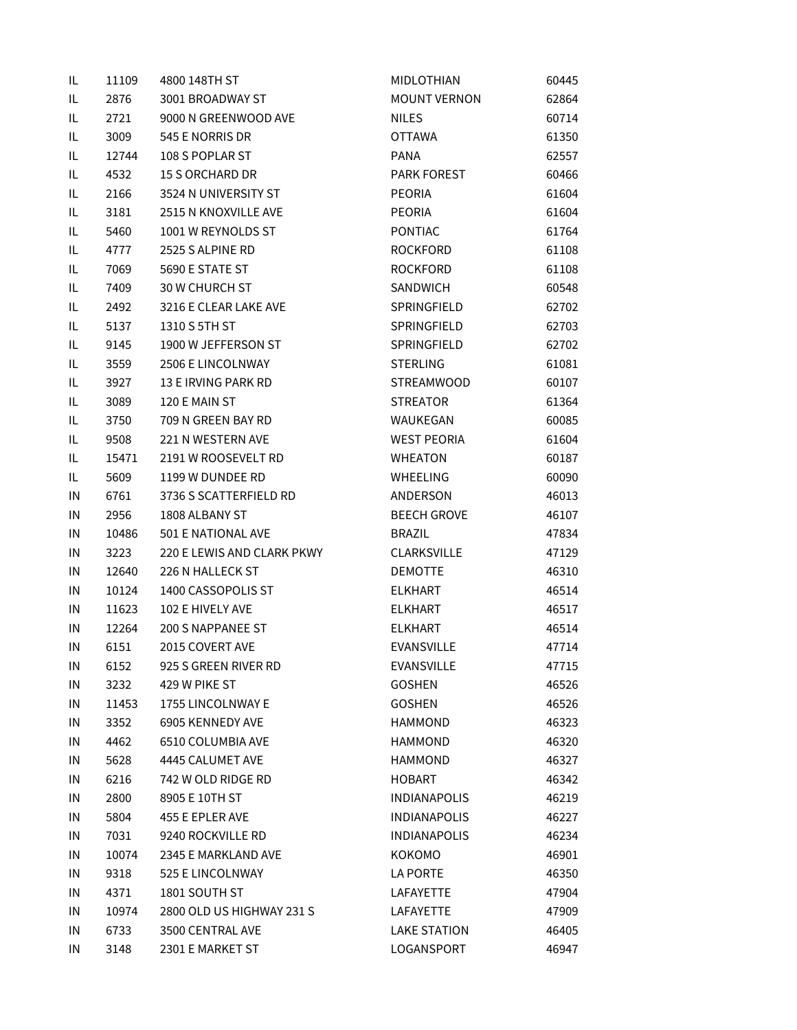| | | | | |
|---|---|---|---|---|
| IL | 11109 | 4800 148TH ST | MIDLOTHIAN | 60445 |
| IL | 2876 | 3001 BROADWAY ST | MOUNT VERNON | 62864 |
| IL | 2721 | 9000 N GREENWOOD AVE | NILES | 60714 |
| IL | 3009 | 545 E NORRIS DR | OTTAWA | 61350 |
| IL | 12744 | 108 S POPLAR ST | PANA | 62557 |
| IL | 4532 | 15 S ORCHARD DR | PARK FOREST | 60466 |
| IL | 2166 | 3524 N UNIVERSITY ST | PEORIA | 61604 |
| IL | 3181 | 2515 N KNOXVILLE AVE | PEORIA | 61604 |
| IL | 5460 | 1001 W REYNOLDS ST | PONTIAC | 61764 |
| IL | 4777 | 2525 S ALPINE RD | ROCKFORD | 61108 |
| IL | 7069 | 5690 E STATE ST | ROCKFORD | 61108 |
| IL | 7409 | 30 W CHURCH ST | SANDWICH | 60548 |
| IL | 2492 | 3216 E CLEAR LAKE AVE | SPRINGFIELD | 62702 |
| IL | 5137 | 1310 S 5TH ST | SPRINGFIELD | 62703 |
| IL | 9145 | 1900 W JEFFERSON ST | SPRINGFIELD | 62702 |
| IL | 3559 | 2506 E LINCOLNWAY | STERLING | 61081 |
| IL | 3927 | 13 E IRVING PARK RD | STREAMWOOD | 60107 |
| IL | 3089 | 120 E MAIN ST | STREATOR | 61364 |
| IL | 3750 | 709 N GREEN BAY RD | WAUKEGAN | 60085 |
| IL | 9508 | 221 N WESTERN AVE | WEST PEORIA | 61604 |
| IL | 15471 | 2191 W ROOSEVELT RD | WHEATON | 60187 |
| IL | 5609 | 1199 W DUNDEE RD | WHEELING | 60090 |
| IN | 6761 | 3736 S SCATTERFIELD RD | ANDERSON | 46013 |
| IN | 2956 | 1808 ALBANY ST | BEECH GROVE | 46107 |
| IN | 10486 | 501 E NATIONAL AVE | BRAZIL | 47834 |
| IN | 3223 | 220 E LEWIS AND CLARK PKWY | CLARKSVILLE | 47129 |
| IN | 12640 | 226 N HALLECK ST | DEMOTTE | 46310 |
| IN | 10124 | 1400 CASSOPOLIS ST | ELKHART | 46514 |
| IN | 11623 | 102 E HIVELY AVE | ELKHART | 46517 |
| IN | 12264 | 200 S NAPPANEE ST | ELKHART | 46514 |
| IN | 6151 | 2015 COVERT AVE | EVANSVILLE | 47714 |
| IN | 6152 | 925 S GREEN RIVER RD | EVANSVILLE | 47715 |
| IN | 3232 | 429 W PIKE ST | GOSHEN | 46526 |
| IN | 11453 | 1755 LINCOLNWAY E | GOSHEN | 46526 |
| IN | 3352 | 6905 KENNEDY AVE | HAMMOND | 46323 |
| IN | 4462 | 6510 COLUMBIA AVE | HAMMOND | 46320 |
| IN | 5628 | 4445 CALUMET AVE | HAMMOND | 46327 |
| IN | 6216 | 742 W OLD RIDGE RD | HOBART | 46342 |
| IN | 2800 | 8905 E 10TH ST | INDIANAPOLIS | 46219 |
| IN | 5804 | 455 E EPLER AVE | INDIANAPOLIS | 46227 |
| IN | 7031 | 9240 ROCKVILLE RD | INDIANAPOLIS | 46234 |
| IN | 10074 | 2345 E MARKLAND AVE | KOKOMO | 46901 |
| IN | 9318 | 525 E LINCOLNWAY | LA PORTE | 46350 |
| IN | 4371 | 1801 SOUTH ST | LAFAYETTE | 47904 |
| IN | 10974 | 2800 OLD US HIGHWAY 231 S | LAFAYETTE | 47909 |
| IN | 6733 | 3500 CENTRAL AVE | LAKE STATION | 46405 |
| IN | 3148 | 2301 E MARKET ST | LOGANSPORT | 46947 |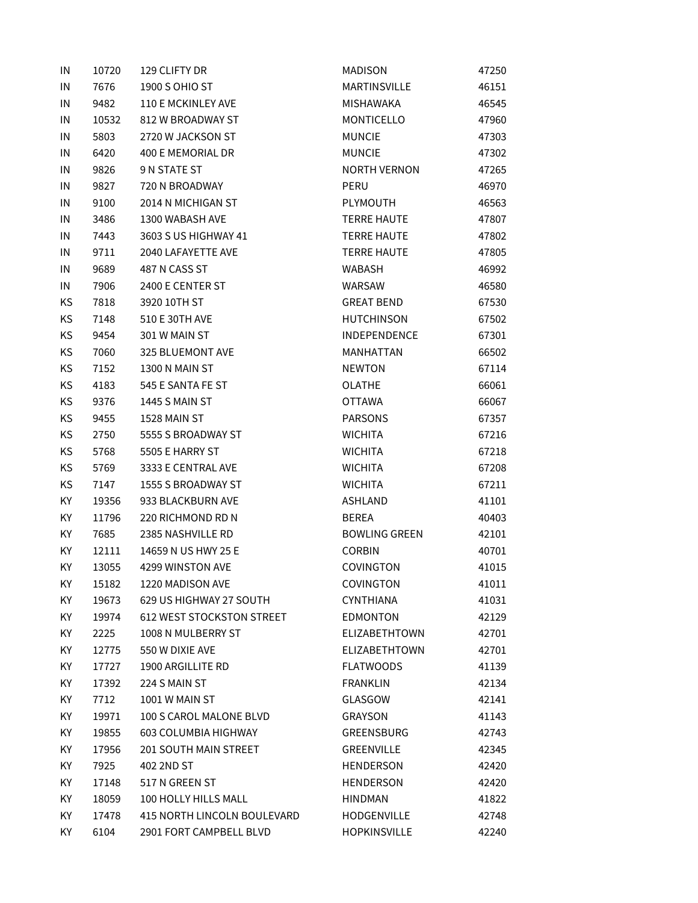| | | | | |
|---|---|---|---|---|
| IN | 10720 | 129 CLIFTY DR | MADISON | 47250 |
| IN | 7676 | 1900 S OHIO ST | MARTINSVILLE | 46151 |
| IN | 9482 | 110 E MCKINLEY AVE | MISHAWAKA | 46545 |
| IN | 10532 | 812 W BROADWAY ST | MONTICELLO | 47960 |
| IN | 5803 | 2720 W JACKSON ST | MUNCIE | 47303 |
| IN | 6420 | 400 E MEMORIAL DR | MUNCIE | 47302 |
| IN | 9826 | 9 N STATE ST | NORTH VERNON | 47265 |
| IN | 9827 | 720 N BROADWAY | PERU | 46970 |
| IN | 9100 | 2014 N MICHIGAN ST | PLYMOUTH | 46563 |
| IN | 3486 | 1300 WABASH AVE | TERRE HAUTE | 47807 |
| IN | 7443 | 3603 S US HIGHWAY 41 | TERRE HAUTE | 47802 |
| IN | 9711 | 2040 LAFAYETTE AVE | TERRE HAUTE | 47805 |
| IN | 9689 | 487 N CASS ST | WABASH | 46992 |
| IN | 7906 | 2400 E CENTER ST | WARSAW | 46580 |
| KS | 7818 | 3920 10TH ST | GREAT BEND | 67530 |
| KS | 7148 | 510 E 30TH AVE | HUTCHINSON | 67502 |
| KS | 9454 | 301 W MAIN ST | INDEPENDENCE | 67301 |
| KS | 7060 | 325 BLUEMONT AVE | MANHATTAN | 66502 |
| KS | 7152 | 1300 N MAIN ST | NEWTON | 67114 |
| KS | 4183 | 545 E SANTA FE ST | OLATHE | 66061 |
| KS | 9376 | 1445 S MAIN ST | OTTAWA | 66067 |
| KS | 9455 | 1528 MAIN ST | PARSONS | 67357 |
| KS | 2750 | 5555 S BROADWAY ST | WICHITA | 67216 |
| KS | 5768 | 5505 E HARRY ST | WICHITA | 67218 |
| KS | 5769 | 3333 E CENTRAL AVE | WICHITA | 67208 |
| KS | 7147 | 1555 S BROADWAY ST | WICHITA | 67211 |
| KY | 19356 | 933 BLACKBURN AVE | ASHLAND | 41101 |
| KY | 11796 | 220 RICHMOND RD N | BEREA | 40403 |
| KY | 7685 | 2385 NASHVILLE RD | BOWLING GREEN | 42101 |
| KY | 12111 | 14659 N US HWY 25 E | CORBIN | 40701 |
| KY | 13055 | 4299 WINSTON AVE | COVINGTON | 41015 |
| KY | 15182 | 1220 MADISON AVE | COVINGTON | 41011 |
| KY | 19673 | 629 US HIGHWAY 27 SOUTH | CYNTHIANA | 41031 |
| KY | 19974 | 612 WEST STOCKSTON STREET | EDMONTON | 42129 |
| KY | 2225 | 1008 N MULBERRY ST | ELIZABETHTOWN | 42701 |
| KY | 12775 | 550 W DIXIE AVE | ELIZABETHTOWN | 42701 |
| KY | 17727 | 1900 ARGILLITE RD | FLATWOODS | 41139 |
| KY | 17392 | 224 S MAIN ST | FRANKLIN | 42134 |
| KY | 7712 | 1001 W MAIN ST | GLASGOW | 42141 |
| KY | 19971 | 100 S CAROL MALONE BLVD | GRAYSON | 41143 |
| KY | 19855 | 603 COLUMBIA HIGHWAY | GREENSBURG | 42743 |
| KY | 17956 | 201 SOUTH MAIN STREET | GREENVILLE | 42345 |
| KY | 7925 | 402 2ND ST | HENDERSON | 42420 |
| KY | 17148 | 517 N GREEN ST | HENDERSON | 42420 |
| KY | 18059 | 100 HOLLY HILLS MALL | HINDMAN | 41822 |
| KY | 17478 | 415 NORTH LINCOLN BOULEVARD | HODGENVILLE | 42748 |
| KY | 6104 | 2901 FORT CAMPBELL BLVD | HOPKINSVILLE | 42240 |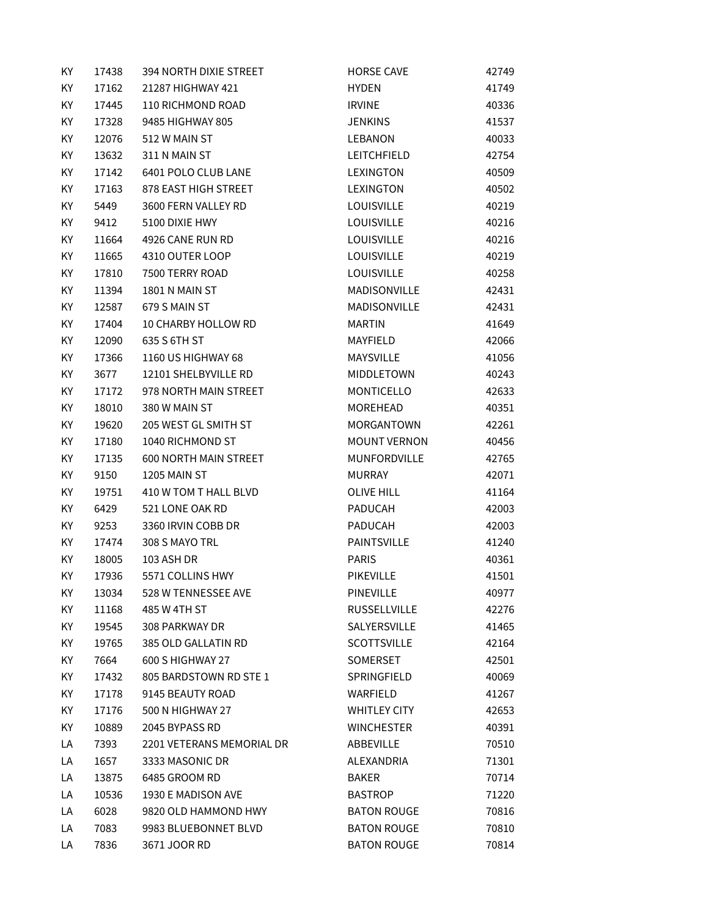| KY | 17438 | 394 NORTH DIXIE STREET | HORSE CAVE | 42749 |
|---|---|---|---|---|
| KY | 17162 | 21287 HIGHWAY 421 | HYDEN | 41749 |
| KY | 17445 | 110 RICHMOND ROAD | IRVINE | 40336 |
| KY | 17328 | 9485 HIGHWAY 805 | JENKINS | 41537 |
| KY | 12076 | 512 W MAIN ST | LEBANON | 40033 |
| KY | 13632 | 311 N MAIN ST | LEITCHFIELD | 42754 |
| KY | 17142 | 6401 POLO CLUB LANE | LEXINGTON | 40509 |
| KY | 17163 | 878 EAST HIGH STREET | LEXINGTON | 40502 |
| KY | 5449 | 3600 FERN VALLEY RD | LOUISVILLE | 40219 |
| KY | 9412 | 5100 DIXIE HWY | LOUISVILLE | 40216 |
| KY | 11664 | 4926 CANE RUN RD | LOUISVILLE | 40216 |
| KY | 11665 | 4310 OUTER LOOP | LOUISVILLE | 40219 |
| KY | 17810 | 7500 TERRY ROAD | LOUISVILLE | 40258 |
| KY | 11394 | 1801 N MAIN ST | MADISONVILLE | 42431 |
| KY | 12587 | 679 S MAIN ST | MADISONVILLE | 42431 |
| KY | 17404 | 10 CHARBY HOLLOW RD | MARTIN | 41649 |
| KY | 12090 | 635 S 6TH ST | MAYFIELD | 42066 |
| KY | 17366 | 1160 US HIGHWAY 68 | MAYSVILLE | 41056 |
| KY | 3677 | 12101 SHELBYVILLE RD | MIDDLETOWN | 40243 |
| KY | 17172 | 978 NORTH MAIN STREET | MONTICELLO | 42633 |
| KY | 18010 | 380 W MAIN ST | MOREHEAD | 40351 |
| KY | 19620 | 205 WEST GL SMITH ST | MORGANTOWN | 42261 |
| KY | 17180 | 1040 RICHMOND ST | MOUNT VERNON | 40456 |
| KY | 17135 | 600 NORTH MAIN STREET | MUNFORDVILLE | 42765 |
| KY | 9150 | 1205 MAIN ST | MURRAY | 42071 |
| KY | 19751 | 410 W TOM T HALL BLVD | OLIVE HILL | 41164 |
| KY | 6429 | 521 LONE OAK RD | PADUCAH | 42003 |
| KY | 9253 | 3360 IRVIN COBB DR | PADUCAH | 42003 |
| KY | 17474 | 308 S MAYO TRL | PAINTSVILLE | 41240 |
| KY | 18005 | 103 ASH DR | PARIS | 40361 |
| KY | 17936 | 5571 COLLINS HWY | PIKEVILLE | 41501 |
| KY | 13034 | 528 W TENNESSEE AVE | PINEVILLE | 40977 |
| KY | 11168 | 485 W 4TH ST | RUSSELLVILLE | 42276 |
| KY | 19545 | 308 PARKWAY DR | SALYERSVILLE | 41465 |
| KY | 19765 | 385 OLD GALLATIN RD | SCOTTSVILLE | 42164 |
| KY | 7664 | 600 S HIGHWAY 27 | SOMERSET | 42501 |
| KY | 17432 | 805 BARDSTOWN RD STE 1 | SPRINGFIELD | 40069 |
| KY | 17178 | 9145 BEAUTY ROAD | WARFIELD | 41267 |
| KY | 17176 | 500 N HIGHWAY 27 | WHITLEY CITY | 42653 |
| KY | 10889 | 2045 BYPASS RD | WINCHESTER | 40391 |
| LA | 7393 | 2201 VETERANS MEMORIAL DR | ABBEVILLE | 70510 |
| LA | 1657 | 3333 MASONIC DR | ALEXANDRIA | 71301 |
| LA | 13875 | 6485 GROOM RD | BAKER | 70714 |
| LA | 10536 | 1930 E MADISON AVE | BASTROP | 71220 |
| LA | 6028 | 9820 OLD HAMMOND HWY | BATON ROUGE | 70816 |
| LA | 7083 | 9983 BLUEBONNET BLVD | BATON ROUGE | 70810 |
| LA | 7836 | 3671 JOOR RD | BATON ROUGE | 70814 |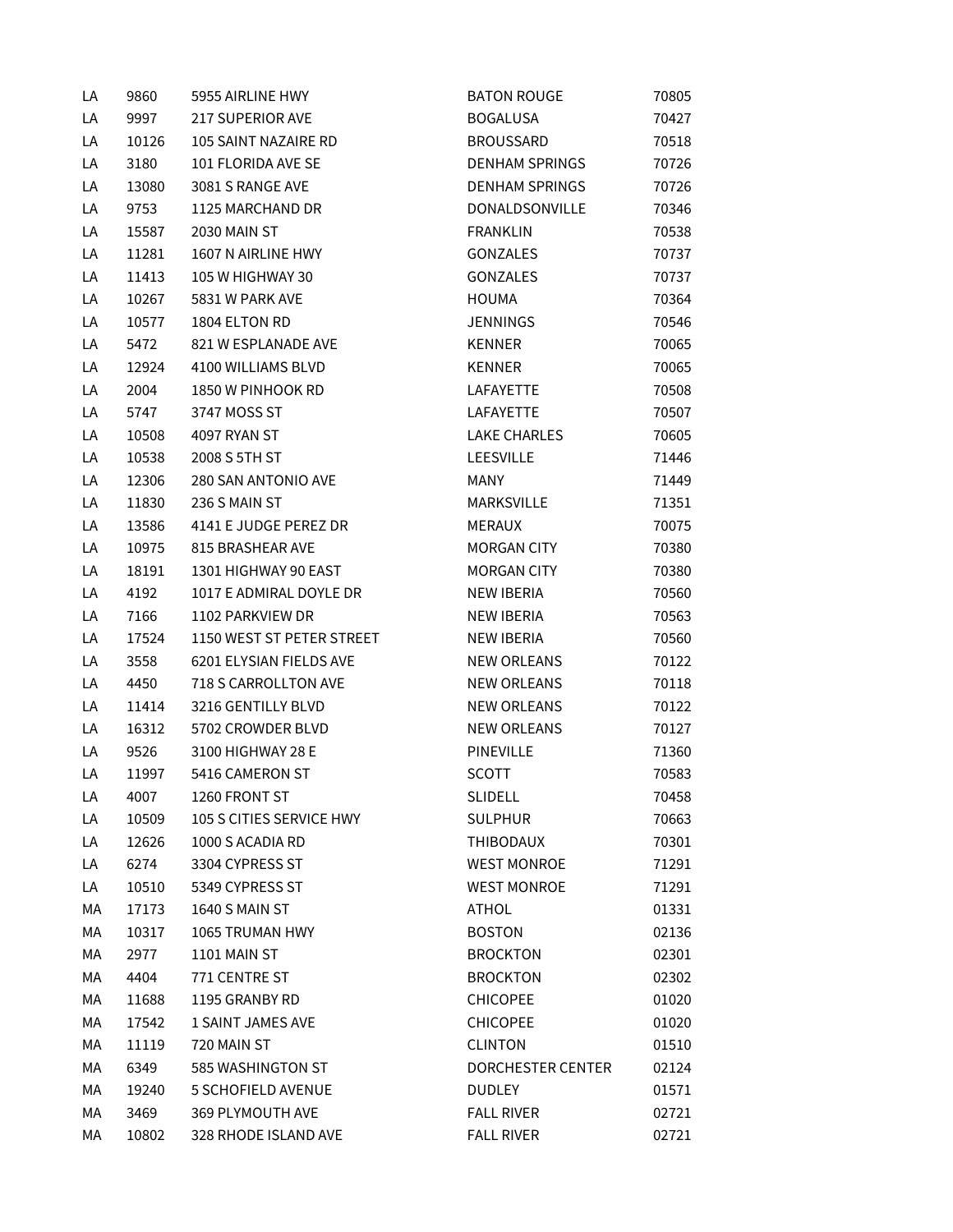| | | | | |
|---|---|---|---|---|
| LA | 9860 | 5955 AIRLINE HWY | BATON ROUGE | 70805 |
| LA | 9997 | 217 SUPERIOR AVE | BOGALUSA | 70427 |
| LA | 10126 | 105 SAINT NAZAIRE RD | BROUSSARD | 70518 |
| LA | 3180 | 101 FLORIDA AVE SE | DENHAM SPRINGS | 70726 |
| LA | 13080 | 3081 S RANGE AVE | DENHAM SPRINGS | 70726 |
| LA | 9753 | 1125 MARCHAND DR | DONALDSONVILLE | 70346 |
| LA | 15587 | 2030 MAIN ST | FRANKLIN | 70538 |
| LA | 11281 | 1607 N AIRLINE HWY | GONZALES | 70737 |
| LA | 11413 | 105 W HIGHWAY 30 | GONZALES | 70737 |
| LA | 10267 | 5831 W PARK AVE | HOUMA | 70364 |
| LA | 10577 | 1804 ELTON RD | JENNINGS | 70546 |
| LA | 5472 | 821 W ESPLANADE AVE | KENNER | 70065 |
| LA | 12924 | 4100 WILLIAMS BLVD | KENNER | 70065 |
| LA | 2004 | 1850 W PINHOOK RD | LAFAYETTE | 70508 |
| LA | 5747 | 3747 MOSS ST | LAFAYETTE | 70507 |
| LA | 10508 | 4097 RYAN ST | LAKE CHARLES | 70605 |
| LA | 10538 | 2008 S 5TH ST | LEESVILLE | 71446 |
| LA | 12306 | 280 SAN ANTONIO AVE | MANY | 71449 |
| LA | 11830 | 236 S MAIN ST | MARKSVILLE | 71351 |
| LA | 13586 | 4141 E JUDGE PEREZ DR | MERAUX | 70075 |
| LA | 10975 | 815 BRASHEAR AVE | MORGAN CITY | 70380 |
| LA | 18191 | 1301 HIGHWAY 90 EAST | MORGAN CITY | 70380 |
| LA | 4192 | 1017 E ADMIRAL DOYLE DR | NEW IBERIA | 70560 |
| LA | 7166 | 1102 PARKVIEW DR | NEW IBERIA | 70563 |
| LA | 17524 | 1150 WEST ST PETER STREET | NEW IBERIA | 70560 |
| LA | 3558 | 6201 ELYSIAN FIELDS AVE | NEW ORLEANS | 70122 |
| LA | 4450 | 718 S CARROLLTON AVE | NEW ORLEANS | 70118 |
| LA | 11414 | 3216 GENTILLY BLVD | NEW ORLEANS | 70122 |
| LA | 16312 | 5702 CROWDER BLVD | NEW ORLEANS | 70127 |
| LA | 9526 | 3100 HIGHWAY 28 E | PINEVILLE | 71360 |
| LA | 11997 | 5416 CAMERON ST | SCOTT | 70583 |
| LA | 4007 | 1260 FRONT ST | SLIDELL | 70458 |
| LA | 10509 | 105 S CITIES SERVICE HWY | SULPHUR | 70663 |
| LA | 12626 | 1000 S ACADIA RD | THIBODAUX | 70301 |
| LA | 6274 | 3304 CYPRESS ST | WEST MONROE | 71291 |
| LA | 10510 | 5349 CYPRESS ST | WEST MONROE | 71291 |
| MA | 17173 | 1640 S MAIN ST | ATHOL | 01331 |
| MA | 10317 | 1065 TRUMAN HWY | BOSTON | 02136 |
| MA | 2977 | 1101 MAIN ST | BROCKTON | 02301 |
| MA | 4404 | 771 CENTRE ST | BROCKTON | 02302 |
| MA | 11688 | 1195 GRANBY RD | CHICOPEE | 01020 |
| MA | 17542 | 1 SAINT JAMES AVE | CHICOPEE | 01020 |
| MA | 11119 | 720 MAIN ST | CLINTON | 01510 |
| MA | 6349 | 585 WASHINGTON ST | DORCHESTER CENTER | 02124 |
| MA | 19240 | 5 SCHOFIELD AVENUE | DUDLEY | 01571 |
| MA | 3469 | 369 PLYMOUTH AVE | FALL RIVER | 02721 |
| MA | 10802 | 328 RHODE ISLAND AVE | FALL RIVER | 02721 |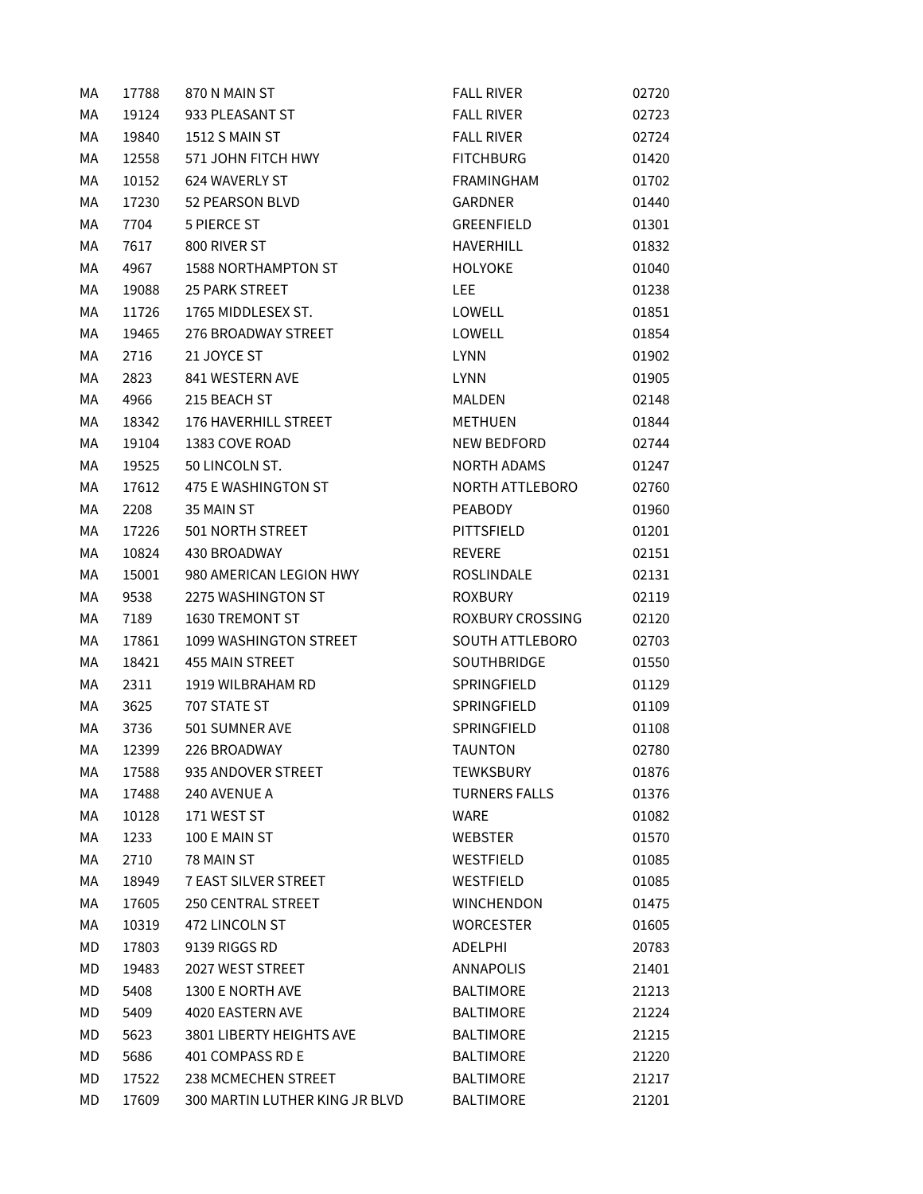| | | | | |
|---|---|---|---|---|
| MA | 17788 | 870 N MAIN ST | FALL RIVER | 02720 |
| MA | 19124 | 933 PLEASANT ST | FALL RIVER | 02723 |
| MA | 19840 | 1512 S MAIN ST | FALL RIVER | 02724 |
| MA | 12558 | 571 JOHN FITCH HWY | FITCHBURG | 01420 |
| MA | 10152 | 624 WAVERLY ST | FRAMINGHAM | 01702 |
| MA | 17230 | 52 PEARSON BLVD | GARDNER | 01440 |
| MA | 7704 | 5 PIERCE ST | GREENFIELD | 01301 |
| MA | 7617 | 800 RIVER ST | HAVERHILL | 01832 |
| MA | 4967 | 1588 NORTHAMPTON ST | HOLYOKE | 01040 |
| MA | 19088 | 25 PARK STREET | LEE | 01238 |
| MA | 11726 | 1765 MIDDLESEX ST. | LOWELL | 01851 |
| MA | 19465 | 276 BROADWAY STREET | LOWELL | 01854 |
| MA | 2716 | 21 JOYCE ST | LYNN | 01902 |
| MA | 2823 | 841 WESTERN AVE | LYNN | 01905 |
| MA | 4966 | 215 BEACH ST | MALDEN | 02148 |
| MA | 18342 | 176 HAVERHILL STREET | METHUEN | 01844 |
| MA | 19104 | 1383 COVE ROAD | NEW BEDFORD | 02744 |
| MA | 19525 | 50 LINCOLN ST. | NORTH ADAMS | 01247 |
| MA | 17612 | 475 E WASHINGTON ST | NORTH ATTLEBORO | 02760 |
| MA | 2208 | 35 MAIN ST | PEABODY | 01960 |
| MA | 17226 | 501 NORTH STREET | PITTSFIELD | 01201 |
| MA | 10824 | 430 BROADWAY | REVERE | 02151 |
| MA | 15001 | 980 AMERICAN LEGION HWY | ROSLINDALE | 02131 |
| MA | 9538 | 2275 WASHINGTON ST | ROXBURY | 02119 |
| MA | 7189 | 1630 TREMONT ST | ROXBURY CROSSING | 02120 |
| MA | 17861 | 1099 WASHINGTON STREET | SOUTH ATTLEBORO | 02703 |
| MA | 18421 | 455 MAIN STREET | SOUTHBRIDGE | 01550 |
| MA | 2311 | 1919 WILBRAHAM RD | SPRINGFIELD | 01129 |
| MA | 3625 | 707 STATE ST | SPRINGFIELD | 01109 |
| MA | 3736 | 501 SUMNER AVE | SPRINGFIELD | 01108 |
| MA | 12399 | 226 BROADWAY | TAUNTON | 02780 |
| MA | 17588 | 935 ANDOVER STREET | TEWKSBURY | 01876 |
| MA | 17488 | 240 AVENUE A | TURNERS FALLS | 01376 |
| MA | 10128 | 171 WEST ST | WARE | 01082 |
| MA | 1233 | 100 E MAIN ST | WEBSTER | 01570 |
| MA | 2710 | 78 MAIN ST | WESTFIELD | 01085 |
| MA | 18949 | 7 EAST SILVER STREET | WESTFIELD | 01085 |
| MA | 17605 | 250 CENTRAL STREET | WINCHENDON | 01475 |
| MA | 10319 | 472 LINCOLN ST | WORCESTER | 01605 |
| MD | 17803 | 9139 RIGGS RD | ADELPHI | 20783 |
| MD | 19483 | 2027 WEST STREET | ANNAPOLIS | 21401 |
| MD | 5408 | 1300 E NORTH AVE | BALTIMORE | 21213 |
| MD | 5409 | 4020 EASTERN AVE | BALTIMORE | 21224 |
| MD | 5623 | 3801 LIBERTY HEIGHTS AVE | BALTIMORE | 21215 |
| MD | 5686 | 401 COMPASS RD E | BALTIMORE | 21220 |
| MD | 17522 | 238 MCMECHEN STREET | BALTIMORE | 21217 |
| MD | 17609 | 300 MARTIN LUTHER KING JR BLVD | BALTIMORE | 21201 |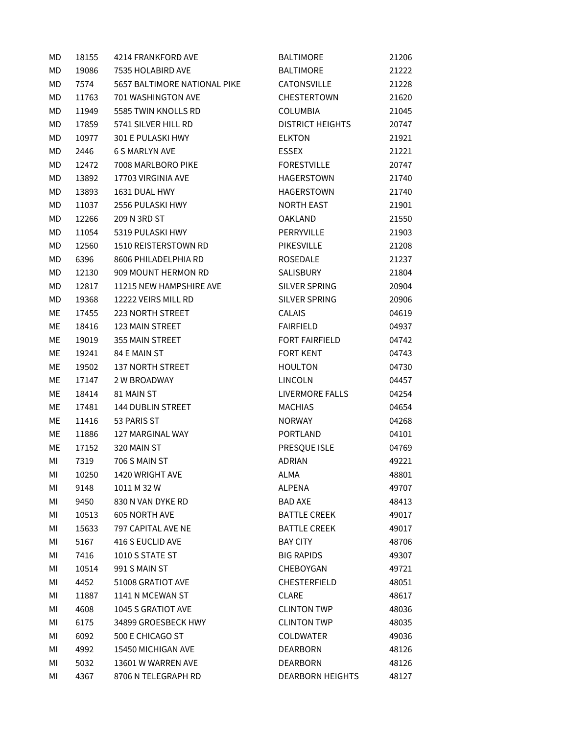| | | | | |
|---|---|---|---|---|
| MD | 18155 | 4214 FRANKFORD AVE | BALTIMORE | 21206 |
| MD | 19086 | 7535 HOLABIRD AVE | BALTIMORE | 21222 |
| MD | 7574 | 5657 BALTIMORE NATIONAL PIKE | CATONSVILLE | 21228 |
| MD | 11763 | 701 WASHINGTON AVE | CHESTERTOWN | 21620 |
| MD | 11949 | 5585 TWIN KNOLLS RD | COLUMBIA | 21045 |
| MD | 17859 | 5741 SILVER HILL RD | DISTRICT HEIGHTS | 20747 |
| MD | 10977 | 301 E PULASKI HWY | ELKTON | 21921 |
| MD | 2446 | 6 S MARLYN AVE | ESSEX | 21221 |
| MD | 12472 | 7008 MARLBORO PIKE | FORESTVILLE | 20747 |
| MD | 13892 | 17703 VIRGINIA AVE | HAGERSTOWN | 21740 |
| MD | 13893 | 1631 DUAL HWY | HAGERSTOWN | 21740 |
| MD | 11037 | 2556 PULASKI HWY | NORTH EAST | 21901 |
| MD | 12266 | 209 N 3RD ST | OAKLAND | 21550 |
| MD | 11054 | 5319 PULASKI HWY | PERRYVILLE | 21903 |
| MD | 12560 | 1510 REISTERSTOWN RD | PIKESVILLE | 21208 |
| MD | 6396 | 8606 PHILADELPHIA RD | ROSEDALE | 21237 |
| MD | 12130 | 909 MOUNT HERMON RD | SALISBURY | 21804 |
| MD | 12817 | 11215 NEW HAMPSHIRE AVE | SILVER SPRING | 20904 |
| MD | 19368 | 12222 VEIRS MILL RD | SILVER SPRING | 20906 |
| ME | 17455 | 223 NORTH STREET | CALAIS | 04619 |
| ME | 18416 | 123 MAIN STREET | FAIRFIELD | 04937 |
| ME | 19019 | 355 MAIN STREET | FORT FAIRFIELD | 04742 |
| ME | 19241 | 84 E MAIN ST | FORT KENT | 04743 |
| ME | 19502 | 137 NORTH STREET | HOULTON | 04730 |
| ME | 17147 | 2 W BROADWAY | LINCOLN | 04457 |
| ME | 18414 | 81 MAIN ST | LIVERMORE FALLS | 04254 |
| ME | 17481 | 144 DUBLIN STREET | MACHIAS | 04654 |
| ME | 11416 | 53 PARIS ST | NORWAY | 04268 |
| ME | 11886 | 127 MARGINAL WAY | PORTLAND | 04101 |
| ME | 17152 | 320 MAIN ST | PRESQUE ISLE | 04769 |
| MI | 7319 | 706 S MAIN ST | ADRIAN | 49221 |
| MI | 10250 | 1420 WRIGHT AVE | ALMA | 48801 |
| MI | 9148 | 1011 M 32 W | ALPENA | 49707 |
| MI | 9450 | 830 N VAN DYKE RD | BAD AXE | 48413 |
| MI | 10513 | 605 NORTH AVE | BATTLE CREEK | 49017 |
| MI | 15633 | 797 CAPITAL AVE NE | BATTLE CREEK | 49017 |
| MI | 5167 | 416 S EUCLID AVE | BAY CITY | 48706 |
| MI | 7416 | 1010 S STATE ST | BIG RAPIDS | 49307 |
| MI | 10514 | 991 S MAIN ST | CHEBOYGAN | 49721 |
| MI | 4452 | 51008 GRATIOT AVE | CHESTERFIELD | 48051 |
| MI | 11887 | 1141 N MCEWAN ST | CLARE | 48617 |
| MI | 4608 | 1045 S GRATIOT AVE | CLINTON TWP | 48036 |
| MI | 6175 | 34899 GROESBECK HWY | CLINTON TWP | 48035 |
| MI | 6092 | 500 E CHICAGO ST | COLDWATER | 49036 |
| MI | 4992 | 15450 MICHIGAN AVE | DEARBORN | 48126 |
| MI | 5032 | 13601 W WARREN AVE | DEARBORN | 48126 |
| MI | 4367 | 8706 N TELEGRAPH RD | DEARBORN HEIGHTS | 48127 |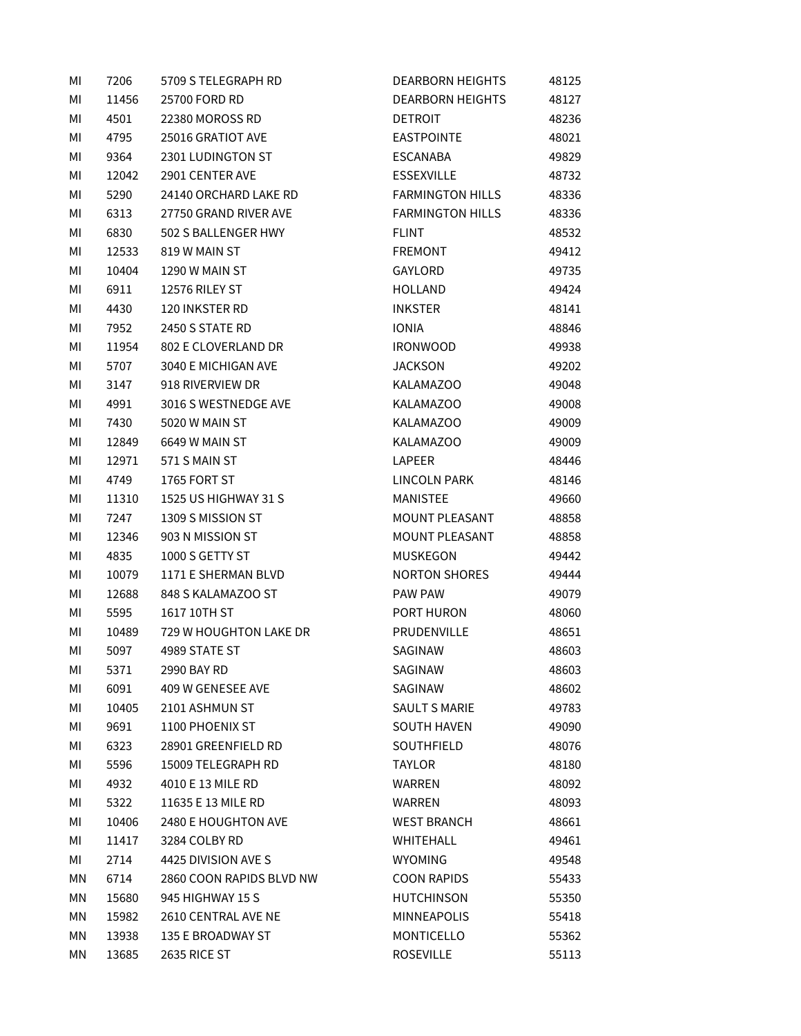| | | | | |
|---|---|---|---|---|
| MI | 7206 | 5709 S TELEGRAPH RD | DEARBORN HEIGHTS | 48125 |
| MI | 11456 | 25700 FORD RD | DEARBORN HEIGHTS | 48127 |
| MI | 4501 | 22380 MOROSS RD | DETROIT | 48236 |
| MI | 4795 | 25016 GRATIOT AVE | EASTPOINTE | 48021 |
| MI | 9364 | 2301 LUDINGTON ST | ESCANABA | 49829 |
| MI | 12042 | 2901 CENTER AVE | ESSEXVILLE | 48732 |
| MI | 5290 | 24140 ORCHARD LAKE RD | FARMINGTON HILLS | 48336 |
| MI | 6313 | 27750 GRAND RIVER AVE | FARMINGTON HILLS | 48336 |
| MI | 6830 | 502 S BALLENGER HWY | FLINT | 48532 |
| MI | 12533 | 819 W MAIN ST | FREMONT | 49412 |
| MI | 10404 | 1290 W MAIN ST | GAYLORD | 49735 |
| MI | 6911 | 12576 RILEY ST | HOLLAND | 49424 |
| MI | 4430 | 120 INKSTER RD | INKSTER | 48141 |
| MI | 7952 | 2450 S STATE RD | IONIA | 48846 |
| MI | 11954 | 802 E CLOVERLAND DR | IRONWOOD | 49938 |
| MI | 5707 | 3040 E MICHIGAN AVE | JACKSON | 49202 |
| MI | 3147 | 918 RIVERVIEW DR | KALAMAZOO | 49048 |
| MI | 4991 | 3016 S WESTNEDGE AVE | KALAMAZOO | 49008 |
| MI | 7430 | 5020 W MAIN ST | KALAMAZOO | 49009 |
| MI | 12849 | 6649 W MAIN ST | KALAMAZOO | 49009 |
| MI | 12971 | 571 S MAIN ST | LAPEER | 48446 |
| MI | 4749 | 1765 FORT ST | LINCOLN PARK | 48146 |
| MI | 11310 | 1525 US HIGHWAY 31 S | MANISTEE | 49660 |
| MI | 7247 | 1309 S MISSION ST | MOUNT PLEASANT | 48858 |
| MI | 12346 | 903 N MISSION ST | MOUNT PLEASANT | 48858 |
| MI | 4835 | 1000 S GETTY ST | MUSKEGON | 49442 |
| MI | 10079 | 1171 E SHERMAN BLVD | NORTON SHORES | 49444 |
| MI | 12688 | 848 S KALAMAZOO ST | PAW PAW | 49079 |
| MI | 5595 | 1617 10TH ST | PORT HURON | 48060 |
| MI | 10489 | 729 W HOUGHTON LAKE DR | PRUDENVILLE | 48651 |
| MI | 5097 | 4989 STATE ST | SAGINAW | 48603 |
| MI | 5371 | 2990 BAY RD | SAGINAW | 48603 |
| MI | 6091 | 409 W GENESEE AVE | SAGINAW | 48602 |
| MI | 10405 | 2101 ASHMUN ST | SAULT S MARIE | 49783 |
| MI | 9691 | 1100 PHOENIX ST | SOUTH HAVEN | 49090 |
| MI | 6323 | 28901 GREENFIELD RD | SOUTHFIELD | 48076 |
| MI | 5596 | 15009 TELEGRAPH RD | TAYLOR | 48180 |
| MI | 4932 | 4010 E 13 MILE RD | WARREN | 48092 |
| MI | 5322 | 11635 E 13 MILE RD | WARREN | 48093 |
| MI | 10406 | 2480 E HOUGHTON AVE | WEST BRANCH | 48661 |
| MI | 11417 | 3284 COLBY RD | WHITEHALL | 49461 |
| MI | 2714 | 4425 DIVISION AVE S | WYOMING | 49548 |
| MN | 6714 | 2860 COON RAPIDS BLVD NW | COON RAPIDS | 55433 |
| MN | 15680 | 945 HIGHWAY 15 S | HUTCHINSON | 55350 |
| MN | 15982 | 2610 CENTRAL AVE NE | MINNEAPOLIS | 55418 |
| MN | 13938 | 135 E BROADWAY ST | MONTICELLO | 55362 |
| MN | 13685 | 2635 RICE ST | ROSEVILLE | 55113 |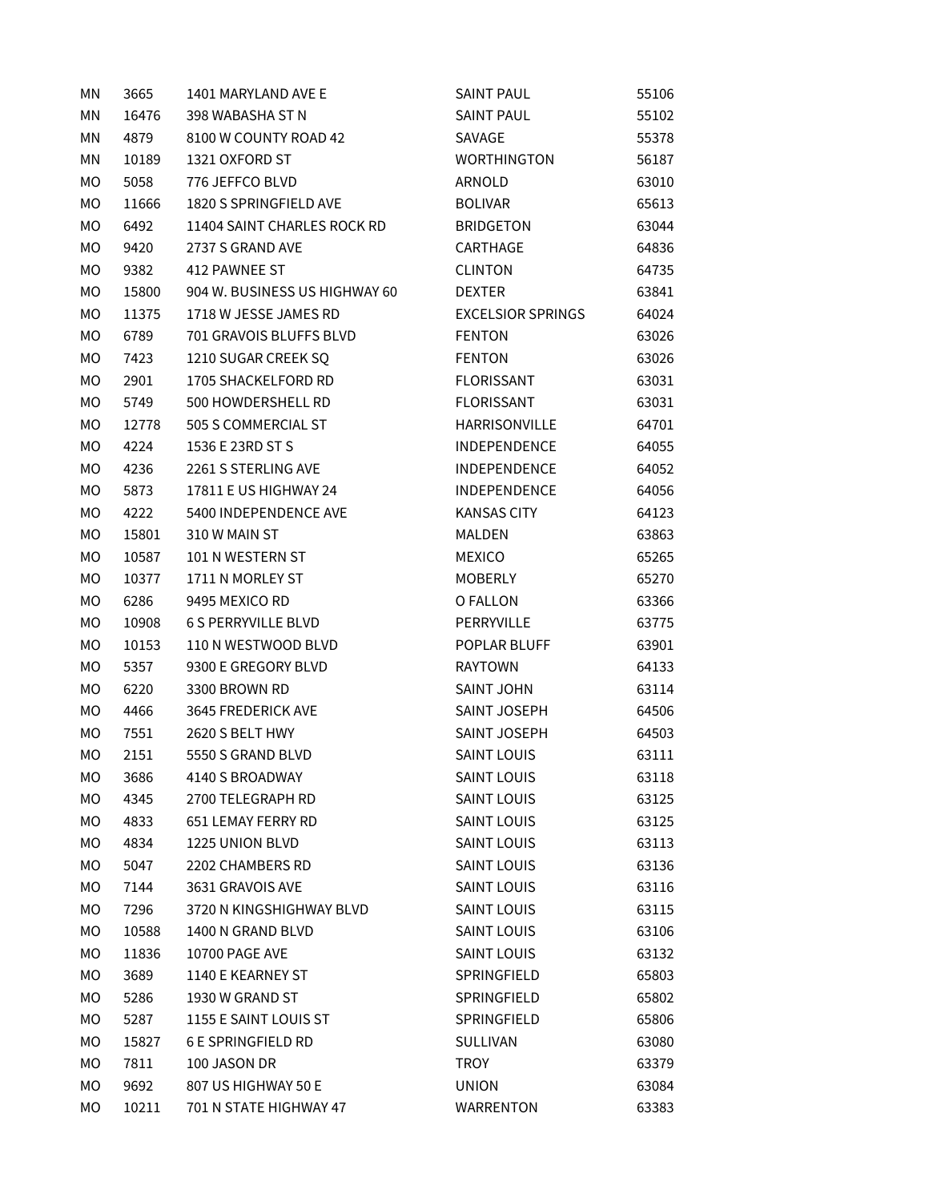| | | | | |
|---|---|---|---|---|
| MN | 3665 | 1401 MARYLAND AVE E | SAINT PAUL | 55106 |
| MN | 16476 | 398 WABASHA ST N | SAINT PAUL | 55102 |
| MN | 4879 | 8100 W COUNTY ROAD 42 | SAVAGE | 55378 |
| MN | 10189 | 1321 OXFORD ST | WORTHINGTON | 56187 |
| MO | 5058 | 776 JEFFCO BLVD | ARNOLD | 63010 |
| MO | 11666 | 1820 S SPRINGFIELD AVE | BOLIVAR | 65613 |
| MO | 6492 | 11404 SAINT CHARLES ROCK RD | BRIDGETON | 63044 |
| MO | 9420 | 2737 S GRAND AVE | CARTHAGE | 64836 |
| MO | 9382 | 412 PAWNEE ST | CLINTON | 64735 |
| MO | 15800 | 904 W. BUSINESS US HIGHWAY 60 | DEXTER | 63841 |
| MO | 11375 | 1718 W JESSE JAMES RD | EXCELSIOR SPRINGS | 64024 |
| MO | 6789 | 701 GRAVOIS BLUFFS BLVD | FENTON | 63026 |
| MO | 7423 | 1210 SUGAR CREEK SQ | FENTON | 63026 |
| MO | 2901 | 1705 SHACKELFORD RD | FLORISSANT | 63031 |
| MO | 5749 | 500 HOWDERSHELL RD | FLORISSANT | 63031 |
| MO | 12778 | 505 S COMMERCIAL ST | HARRISONVILLE | 64701 |
| MO | 4224 | 1536 E 23RD ST S | INDEPENDENCE | 64055 |
| MO | 4236 | 2261 S STERLING AVE | INDEPENDENCE | 64052 |
| MO | 5873 | 17811 E US HIGHWAY 24 | INDEPENDENCE | 64056 |
| MO | 4222 | 5400 INDEPENDENCE AVE | KANSAS CITY | 64123 |
| MO | 15801 | 310 W MAIN ST | MALDEN | 63863 |
| MO | 10587 | 101 N WESTERN ST | MEXICO | 65265 |
| MO | 10377 | 1711 N MORLEY ST | MOBERLY | 65270 |
| MO | 6286 | 9495 MEXICO RD | O FALLON | 63366 |
| MO | 10908 | 6 S PERRYVILLE BLVD | PERRYVILLE | 63775 |
| MO | 10153 | 110 N WESTWOOD BLVD | POPLAR BLUFF | 63901 |
| MO | 5357 | 9300 E GREGORY BLVD | RAYTOWN | 64133 |
| MO | 6220 | 3300 BROWN RD | SAINT JOHN | 63114 |
| MO | 4466 | 3645 FREDERICK AVE | SAINT JOSEPH | 64506 |
| MO | 7551 | 2620 S BELT HWY | SAINT JOSEPH | 64503 |
| MO | 2151 | 5550 S GRAND BLVD | SAINT LOUIS | 63111 |
| MO | 3686 | 4140 S BROADWAY | SAINT LOUIS | 63118 |
| MO | 4345 | 2700 TELEGRAPH RD | SAINT LOUIS | 63125 |
| MO | 4833 | 651 LEMAY FERRY RD | SAINT LOUIS | 63125 |
| MO | 4834 | 1225 UNION BLVD | SAINT LOUIS | 63113 |
| MO | 5047 | 2202 CHAMBERS RD | SAINT LOUIS | 63136 |
| MO | 7144 | 3631 GRAVOIS AVE | SAINT LOUIS | 63116 |
| MO | 7296 | 3720 N KINGSHIGHWAY BLVD | SAINT LOUIS | 63115 |
| MO | 10588 | 1400 N GRAND BLVD | SAINT LOUIS | 63106 |
| MO | 11836 | 10700 PAGE AVE | SAINT LOUIS | 63132 |
| MO | 3689 | 1140 E KEARNEY ST | SPRINGFIELD | 65803 |
| MO | 5286 | 1930 W GRAND ST | SPRINGFIELD | 65802 |
| MO | 5287 | 1155 E SAINT LOUIS ST | SPRINGFIELD | 65806 |
| MO | 15827 | 6 E SPRINGFIELD RD | SULLIVAN | 63080 |
| MO | 7811 | 100 JASON DR | TROY | 63379 |
| MO | 9692 | 807 US HIGHWAY 50 E | UNION | 63084 |
| MO | 10211 | 701 N STATE HIGHWAY 47 | WARRENTON | 63383 |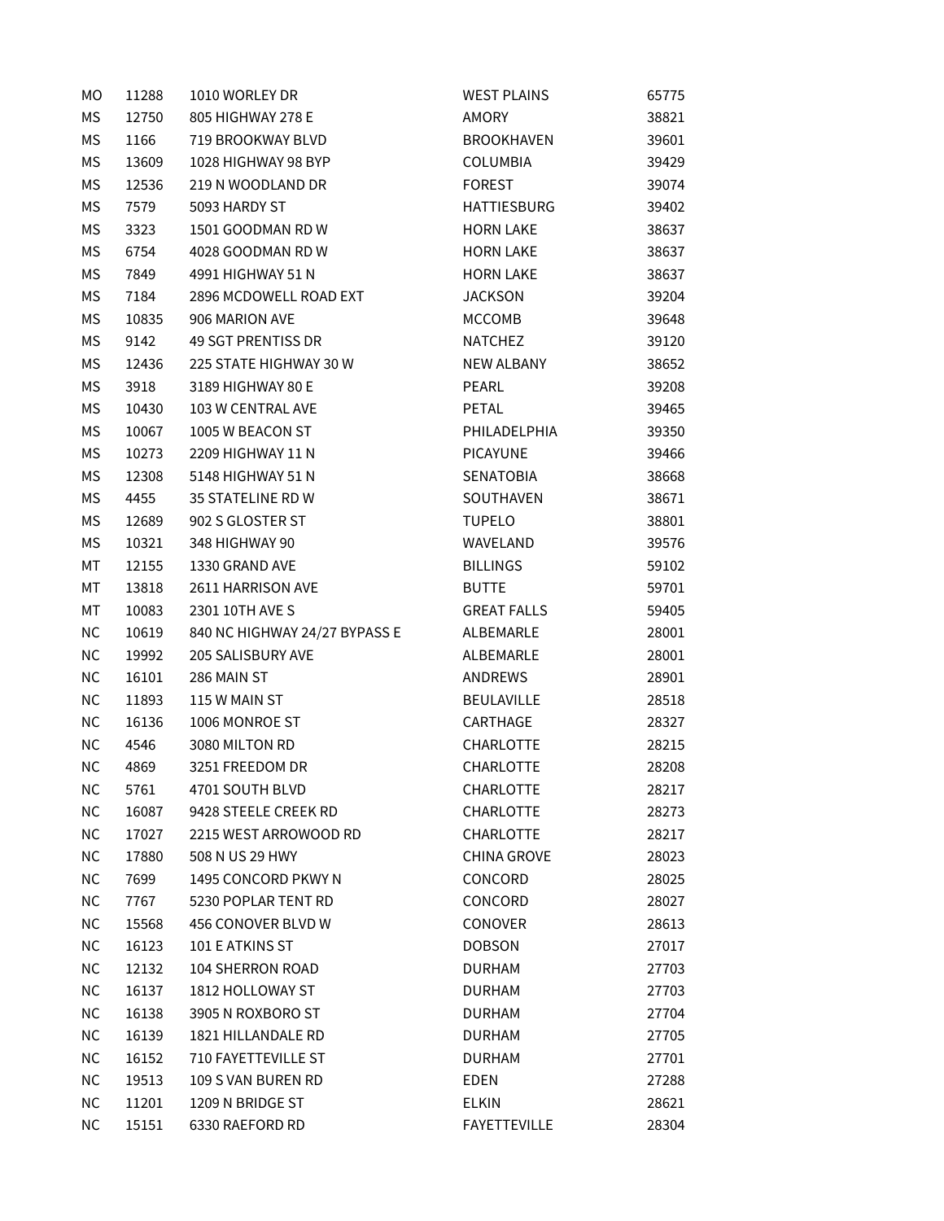| | | | | |
|---|---|---|---|---|
| MO | 11288 | 1010 WORLEY DR | WEST PLAINS | 65775 |
| MS | 12750 | 805 HIGHWAY 278 E | AMORY | 38821 |
| MS | 1166 | 719 BROOKWAY BLVD | BROOKHAVEN | 39601 |
| MS | 13609 | 1028 HIGHWAY 98 BYP | COLUMBIA | 39429 |
| MS | 12536 | 219 N WOODLAND DR | FOREST | 39074 |
| MS | 7579 | 5093 HARDY ST | HATTIESBURG | 39402 |
| MS | 3323 | 1501 GOODMAN RD W | HORN LAKE | 38637 |
| MS | 6754 | 4028 GOODMAN RD W | HORN LAKE | 38637 |
| MS | 7849 | 4991 HIGHWAY 51 N | HORN LAKE | 38637 |
| MS | 7184 | 2896 MCDOWELL ROAD EXT | JACKSON | 39204 |
| MS | 10835 | 906 MARION AVE | MCCOMB | 39648 |
| MS | 9142 | 49 SGT PRENTISS DR | NATCHEZ | 39120 |
| MS | 12436 | 225 STATE HIGHWAY 30 W | NEW ALBANY | 38652 |
| MS | 3918 | 3189 HIGHWAY 80 E | PEARL | 39208 |
| MS | 10430 | 103 W CENTRAL AVE | PETAL | 39465 |
| MS | 10067 | 1005 W BEACON ST | PHILADELPHIA | 39350 |
| MS | 10273 | 2209 HIGHWAY 11 N | PICAYUNE | 39466 |
| MS | 12308 | 5148 HIGHWAY 51 N | SENATOBIA | 38668 |
| MS | 4455 | 35 STATELINE RD W | SOUTHAVEN | 38671 |
| MS | 12689 | 902 S GLOSTER ST | TUPELO | 38801 |
| MS | 10321 | 348 HIGHWAY 90 | WAVELAND | 39576 |
| MT | 12155 | 1330 GRAND AVE | BILLINGS | 59102 |
| MT | 13818 | 2611 HARRISON AVE | BUTTE | 59701 |
| MT | 10083 | 2301 10TH AVE S | GREAT FALLS | 59405 |
| NC | 10619 | 840 NC HIGHWAY 24/27 BYPASS E | ALBEMARLE | 28001 |
| NC | 19992 | 205 SALISBURY AVE | ALBEMARLE | 28001 |
| NC | 16101 | 286 MAIN ST | ANDREWS | 28901 |
| NC | 11893 | 115 W MAIN ST | BEULAVILLE | 28518 |
| NC | 16136 | 1006 MONROE ST | CARTHAGE | 28327 |
| NC | 4546 | 3080 MILTON RD | CHARLOTTE | 28215 |
| NC | 4869 | 3251 FREEDOM DR | CHARLOTTE | 28208 |
| NC | 5761 | 4701 SOUTH BLVD | CHARLOTTE | 28217 |
| NC | 16087 | 9428 STEELE CREEK RD | CHARLOTTE | 28273 |
| NC | 17027 | 2215 WEST ARROWOOD RD | CHARLOTTE | 28217 |
| NC | 17880 | 508 N US 29 HWY | CHINA GROVE | 28023 |
| NC | 7699 | 1495 CONCORD PKWY N | CONCORD | 28025 |
| NC | 7767 | 5230 POPLAR TENT RD | CONCORD | 28027 |
| NC | 15568 | 456 CONOVER BLVD W | CONOVER | 28613 |
| NC | 16123 | 101 E ATKINS ST | DOBSON | 27017 |
| NC | 12132 | 104 SHERRON ROAD | DURHAM | 27703 |
| NC | 16137 | 1812 HOLLOWAY ST | DURHAM | 27703 |
| NC | 16138 | 3905 N ROXBORO ST | DURHAM | 27704 |
| NC | 16139 | 1821 HILLANDALE RD | DURHAM | 27705 |
| NC | 16152 | 710 FAYETTEVILLE ST | DURHAM | 27701 |
| NC | 19513 | 109 S VAN BUREN RD | EDEN | 27288 |
| NC | 11201 | 1209 N BRIDGE ST | ELKIN | 28621 |
| NC | 15151 | 6330 RAEFORD RD | FAYETTEVILLE | 28304 |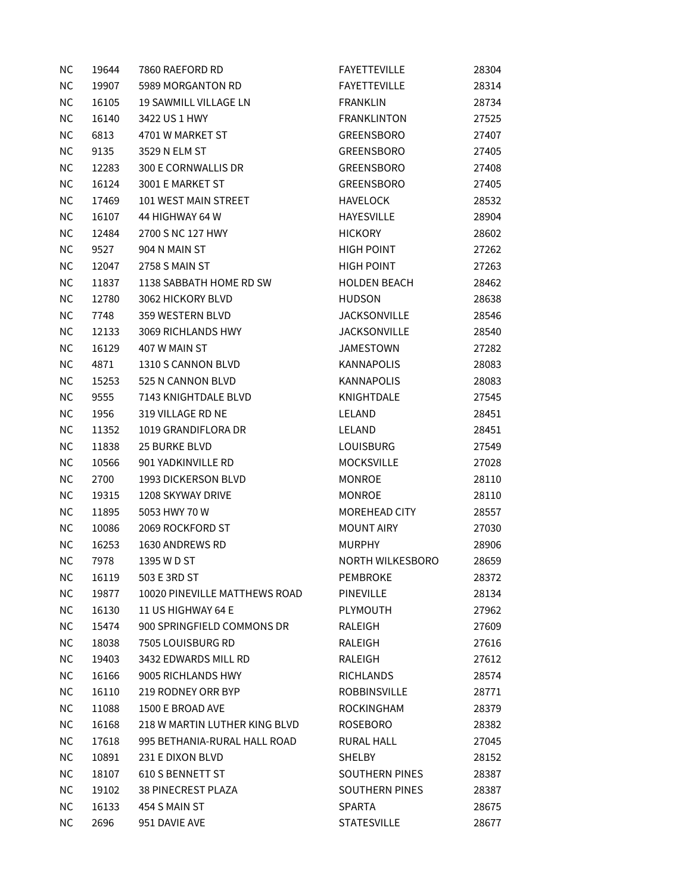| | | | | |
|---|---|---|---|---|
| NC | 19644 | 7860 RAEFORD RD | FAYETTEVILLE | 28304 |
| NC | 19907 | 5989 MORGANTON RD | FAYETTEVILLE | 28314 |
| NC | 16105 | 19 SAWMILL VILLAGE LN | FRANKLIN | 28734 |
| NC | 16140 | 3422 US 1 HWY | FRANKLINTON | 27525 |
| NC | 6813 | 4701 W MARKET ST | GREENSBORO | 27407 |
| NC | 9135 | 3529 N ELM ST | GREENSBORO | 27405 |
| NC | 12283 | 300 E CORNWALLIS DR | GREENSBORO | 27408 |
| NC | 16124 | 3001 E MARKET ST | GREENSBORO | 27405 |
| NC | 17469 | 101 WEST MAIN STREET | HAVELOCK | 28532 |
| NC | 16107 | 44 HIGHWAY 64 W | HAYESVILLE | 28904 |
| NC | 12484 | 2700 S NC 127 HWY | HICKORY | 28602 |
| NC | 9527 | 904 N MAIN ST | HIGH POINT | 27262 |
| NC | 12047 | 2758 S MAIN ST | HIGH POINT | 27263 |
| NC | 11837 | 1138 SABBATH HOME RD SW | HOLDEN BEACH | 28462 |
| NC | 12780 | 3062 HICKORY BLVD | HUDSON | 28638 |
| NC | 7748 | 359 WESTERN BLVD | JACKSONVILLE | 28546 |
| NC | 12133 | 3069 RICHLANDS HWY | JACKSONVILLE | 28540 |
| NC | 16129 | 407 W MAIN ST | JAMESTOWN | 27282 |
| NC | 4871 | 1310 S CANNON BLVD | KANNAPOLIS | 28083 |
| NC | 15253 | 525 N CANNON BLVD | KANNAPOLIS | 28083 |
| NC | 9555 | 7143 KNIGHTDALE BLVD | KNIGHTDALE | 27545 |
| NC | 1956 | 319 VILLAGE RD NE | LELAND | 28451 |
| NC | 11352 | 1019 GRANDIFLORA DR | LELAND | 28451 |
| NC | 11838 | 25 BURKE BLVD | LOUISBURG | 27549 |
| NC | 10566 | 901 YADKINVILLE RD | MOCKSVILLE | 27028 |
| NC | 2700 | 1993 DICKERSON BLVD | MONROE | 28110 |
| NC | 19315 | 1208 SKYWAY DRIVE | MONROE | 28110 |
| NC | 11895 | 5053 HWY 70 W | MOREHEAD CITY | 28557 |
| NC | 10086 | 2069 ROCKFORD ST | MOUNT AIRY | 27030 |
| NC | 16253 | 1630 ANDREWS RD | MURPHY | 28906 |
| NC | 7978 | 1395 W D ST | NORTH WILKESBORO | 28659 |
| NC | 16119 | 503 E 3RD ST | PEMBROKE | 28372 |
| NC | 19877 | 10020 PINEVILLE MATTHEWS ROAD | PINEVILLE | 28134 |
| NC | 16130 | 11 US HIGHWAY 64 E | PLYMOUTH | 27962 |
| NC | 15474 | 900 SPRINGFIELD COMMONS DR | RALEIGH | 27609 |
| NC | 18038 | 7505 LOUISBURG RD | RALEIGH | 27616 |
| NC | 19403 | 3432 EDWARDS MILL RD | RALEIGH | 27612 |
| NC | 16166 | 9005 RICHLANDS HWY | RICHLANDS | 28574 |
| NC | 16110 | 219 RODNEY ORR BYP | ROBBINSVILLE | 28771 |
| NC | 11088 | 1500 E BROAD AVE | ROCKINGHAM | 28379 |
| NC | 16168 | 218 W MARTIN LUTHER KING BLVD | ROSEBORO | 28382 |
| NC | 17618 | 995 BETHANIA-RURAL HALL ROAD | RURAL HALL | 27045 |
| NC | 10891 | 231 E DIXON BLVD | SHELBY | 28152 |
| NC | 18107 | 610 S BENNETT ST | SOUTHERN PINES | 28387 |
| NC | 19102 | 38 PINECREST PLAZA | SOUTHERN PINES | 28387 |
| NC | 16133 | 454 S MAIN ST | SPARTA | 28675 |
| NC | 2696 | 951 DAVIE AVE | STATESVILLE | 28677 |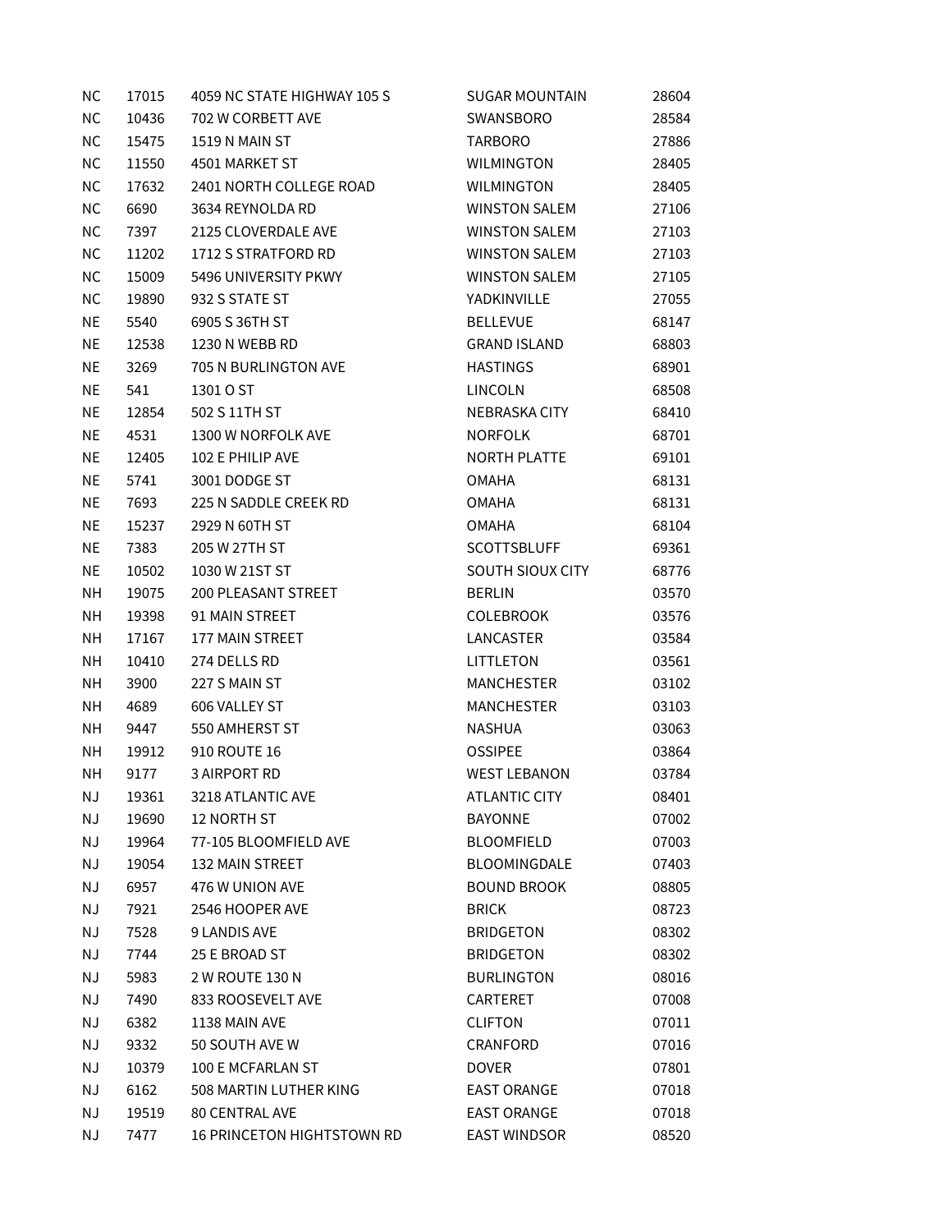| NC | 17015 | 4059 NC STATE HIGHWAY 105 S | SUGAR MOUNTAIN | 28604 |
|---|---|---|---|---|
| NC | 10436 | 702 W CORBETT AVE | SWANSBORO | 28584 |
| NC | 15475 | 1519 N MAIN ST | TARBORO | 27886 |
| NC | 11550 | 4501 MARKET ST | WILMINGTON | 28405 |
| NC | 17632 | 2401 NORTH COLLEGE ROAD | WILMINGTON | 28405 |
| NC | 6690 | 3634 REYNOLDA RD | WINSTON SALEM | 27106 |
| NC | 7397 | 2125 CLOVERDALE AVE | WINSTON SALEM | 27103 |
| NC | 11202 | 1712 S STRATFORD RD | WINSTON SALEM | 27103 |
| NC | 15009 | 5496 UNIVERSITY PKWY | WINSTON SALEM | 27105 |
| NC | 19890 | 932 S STATE ST | YADKINVILLE | 27055 |
| NE | 5540 | 6905 S 36TH ST | BELLEVUE | 68147 |
| NE | 12538 | 1230 N WEBB RD | GRAND ISLAND | 68803 |
| NE | 3269 | 705 N BURLINGTON AVE | HASTINGS | 68901 |
| NE | 541 | 1301 O ST | LINCOLN | 68508 |
| NE | 12854 | 502 S 11TH ST | NEBRASKA CITY | 68410 |
| NE | 4531 | 1300 W NORFOLK AVE | NORFOLK | 68701 |
| NE | 12405 | 102 E PHILIP AVE | NORTH PLATTE | 69101 |
| NE | 5741 | 3001 DODGE ST | OMAHA | 68131 |
| NE | 7693 | 225 N SADDLE CREEK RD | OMAHA | 68131 |
| NE | 15237 | 2929 N 60TH ST | OMAHA | 68104 |
| NE | 7383 | 205 W 27TH ST | SCOTTSBLUFF | 69361 |
| NE | 10502 | 1030 W 21ST ST | SOUTH SIOUX CITY | 68776 |
| NH | 19075 | 200 PLEASANT STREET | BERLIN | 03570 |
| NH | 19398 | 91 MAIN STREET | COLEBROOK | 03576 |
| NH | 17167 | 177 MAIN STREET | LANCASTER | 03584 |
| NH | 10410 | 274 DELLS RD | LITTLETON | 03561 |
| NH | 3900 | 227 S MAIN ST | MANCHESTER | 03102 |
| NH | 4689 | 606 VALLEY ST | MANCHESTER | 03103 |
| NH | 9447 | 550 AMHERST ST | NASHUA | 03063 |
| NH | 19912 | 910 ROUTE 16 | OSSIPEE | 03864 |
| NH | 9177 | 3 AIRPORT RD | WEST LEBANON | 03784 |
| NJ | 19361 | 3218 ATLANTIC AVE | ATLANTIC CITY | 08401 |
| NJ | 19690 | 12 NORTH ST | BAYONNE | 07002 |
| NJ | 19964 | 77-105 BLOOMFIELD AVE | BLOOMFIELD | 07003 |
| NJ | 19054 | 132 MAIN STREET | BLOOMINGDALE | 07403 |
| NJ | 6957 | 476 W UNION AVE | BOUND BROOK | 08805 |
| NJ | 7921 | 2546 HOOPER AVE | BRICK | 08723 |
| NJ | 7528 | 9 LANDIS AVE | BRIDGETON | 08302 |
| NJ | 7744 | 25 E BROAD ST | BRIDGETON | 08302 |
| NJ | 5983 | 2 W ROUTE 130 N | BURLINGTON | 08016 |
| NJ | 7490 | 833 ROOSEVELT AVE | CARTERET | 07008 |
| NJ | 6382 | 1138 MAIN AVE | CLIFTON | 07011 |
| NJ | 9332 | 50 SOUTH AVE W | CRANFORD | 07016 |
| NJ | 10379 | 100 E MCFARLAN ST | DOVER | 07801 |
| NJ | 6162 | 508 MARTIN LUTHER KING | EAST ORANGE | 07018 |
| NJ | 19519 | 80 CENTRAL AVE | EAST ORANGE | 07018 |
| NJ | 7477 | 16 PRINCETON HIGHTSTOWN RD | EAST WINDSOR | 08520 |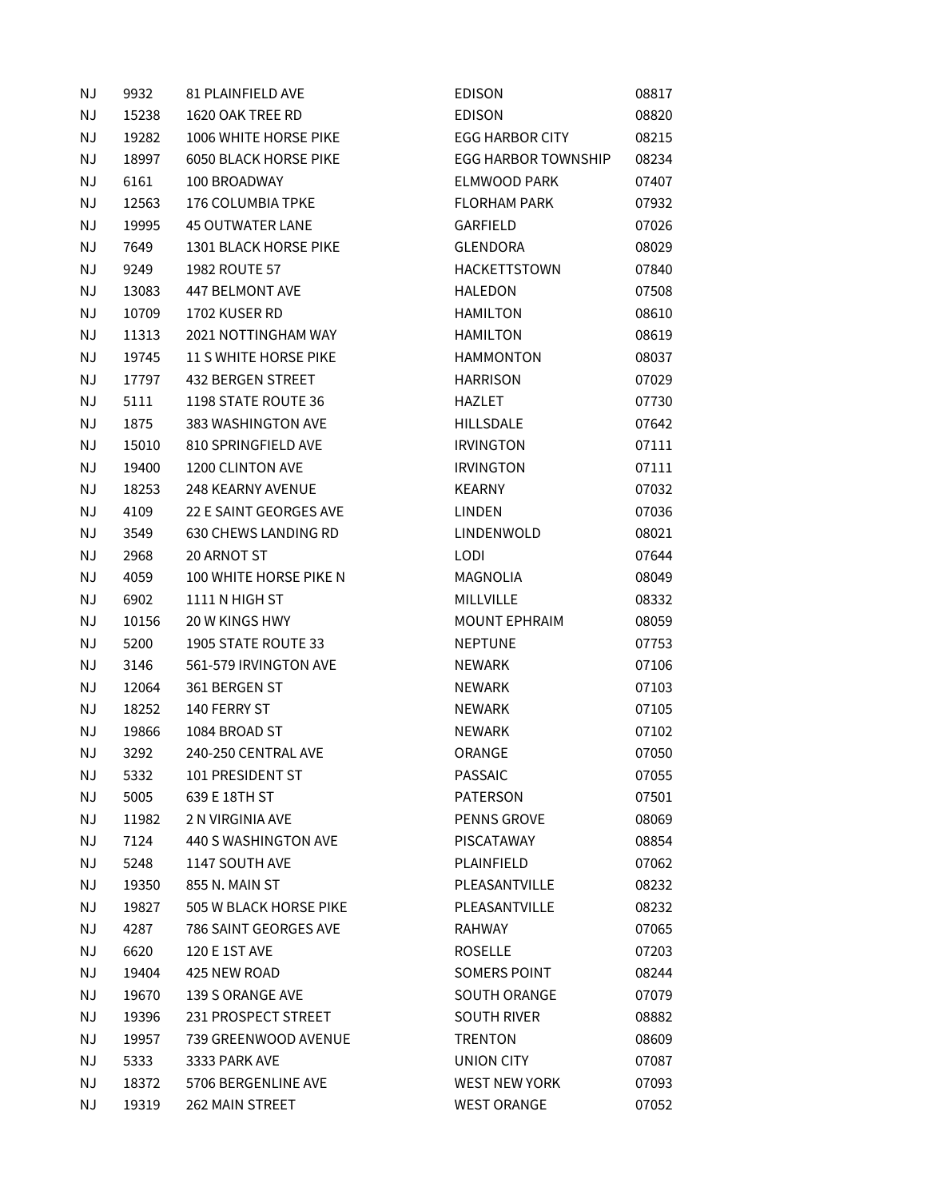| | | | | |
|---|---|---|---|---|
| NJ | 9932 | 81 PLAINFIELD AVE | EDISON | 08817 |
| NJ | 15238 | 1620 OAK TREE RD | EDISON | 08820 |
| NJ | 19282 | 1006 WHITE HORSE PIKE | EGG HARBOR CITY | 08215 |
| NJ | 18997 | 6050 BLACK HORSE PIKE | EGG HARBOR TOWNSHIP | 08234 |
| NJ | 6161 | 100 BROADWAY | ELMWOOD PARK | 07407 |
| NJ | 12563 | 176 COLUMBIA TPKE | FLORHAM PARK | 07932 |
| NJ | 19995 | 45 OUTWATER LANE | GARFIELD | 07026 |
| NJ | 7649 | 1301 BLACK HORSE PIKE | GLENDORA | 08029 |
| NJ | 9249 | 1982 ROUTE 57 | HACKETTSTOWN | 07840 |
| NJ | 13083 | 447 BELMONT AVE | HALEDON | 07508 |
| NJ | 10709 | 1702 KUSER RD | HAMILTON | 08610 |
| NJ | 11313 | 2021 NOTTINGHAM WAY | HAMILTON | 08619 |
| NJ | 19745 | 11 S WHITE HORSE PIKE | HAMMONTON | 08037 |
| NJ | 17797 | 432 BERGEN STREET | HARRISON | 07029 |
| NJ | 5111 | 1198 STATE ROUTE 36 | HAZLET | 07730 |
| NJ | 1875 | 383 WASHINGTON AVE | HILLSDALE | 07642 |
| NJ | 15010 | 810 SPRINGFIELD AVE | IRVINGTON | 07111 |
| NJ | 19400 | 1200 CLINTON AVE | IRVINGTON | 07111 |
| NJ | 18253 | 248 KEARNY AVENUE | KEARNY | 07032 |
| NJ | 4109 | 22 E SAINT GEORGES AVE | LINDEN | 07036 |
| NJ | 3549 | 630 CHEWS LANDING RD | LINDENWOLD | 08021 |
| NJ | 2968 | 20 ARNOT ST | LODI | 07644 |
| NJ | 4059 | 100 WHITE HORSE PIKE N | MAGNOLIA | 08049 |
| NJ | 6902 | 1111 N HIGH ST | MILLVILLE | 08332 |
| NJ | 10156 | 20 W KINGS HWY | MOUNT EPHRAIM | 08059 |
| NJ | 5200 | 1905 STATE ROUTE 33 | NEPTUNE | 07753 |
| NJ | 3146 | 561-579 IRVINGTON AVE | NEWARK | 07106 |
| NJ | 12064 | 361 BERGEN ST | NEWARK | 07103 |
| NJ | 18252 | 140 FERRY ST | NEWARK | 07105 |
| NJ | 19866 | 1084 BROAD ST | NEWARK | 07102 |
| NJ | 3292 | 240-250 CENTRAL AVE | ORANGE | 07050 |
| NJ | 5332 | 101 PRESIDENT ST | PASSAIC | 07055 |
| NJ | 5005 | 639 E 18TH ST | PATERSON | 07501 |
| NJ | 11982 | 2 N VIRGINIA AVE | PENNS GROVE | 08069 |
| NJ | 7124 | 440 S WASHINGTON AVE | PISCATAWAY | 08854 |
| NJ | 5248 | 1147 SOUTH AVE | PLAINFIELD | 07062 |
| NJ | 19350 | 855 N. MAIN ST | PLEASANTVILLE | 08232 |
| NJ | 19827 | 505 W BLACK HORSE PIKE | PLEASANTVILLE | 08232 |
| NJ | 4287 | 786 SAINT GEORGES AVE | RAHWAY | 07065 |
| NJ | 6620 | 120 E 1ST AVE | ROSELLE | 07203 |
| NJ | 19404 | 425 NEW ROAD | SOMERS POINT | 08244 |
| NJ | 19670 | 139 S ORANGE AVE | SOUTH ORANGE | 07079 |
| NJ | 19396 | 231 PROSPECT STREET | SOUTH RIVER | 08882 |
| NJ | 19957 | 739 GREENWOOD AVENUE | TRENTON | 08609 |
| NJ | 5333 | 3333 PARK AVE | UNION CITY | 07087 |
| NJ | 18372 | 5706 BERGENLINE AVE | WEST NEW YORK | 07093 |
| NJ | 19319 | 262 MAIN STREET | WEST ORANGE | 07052 |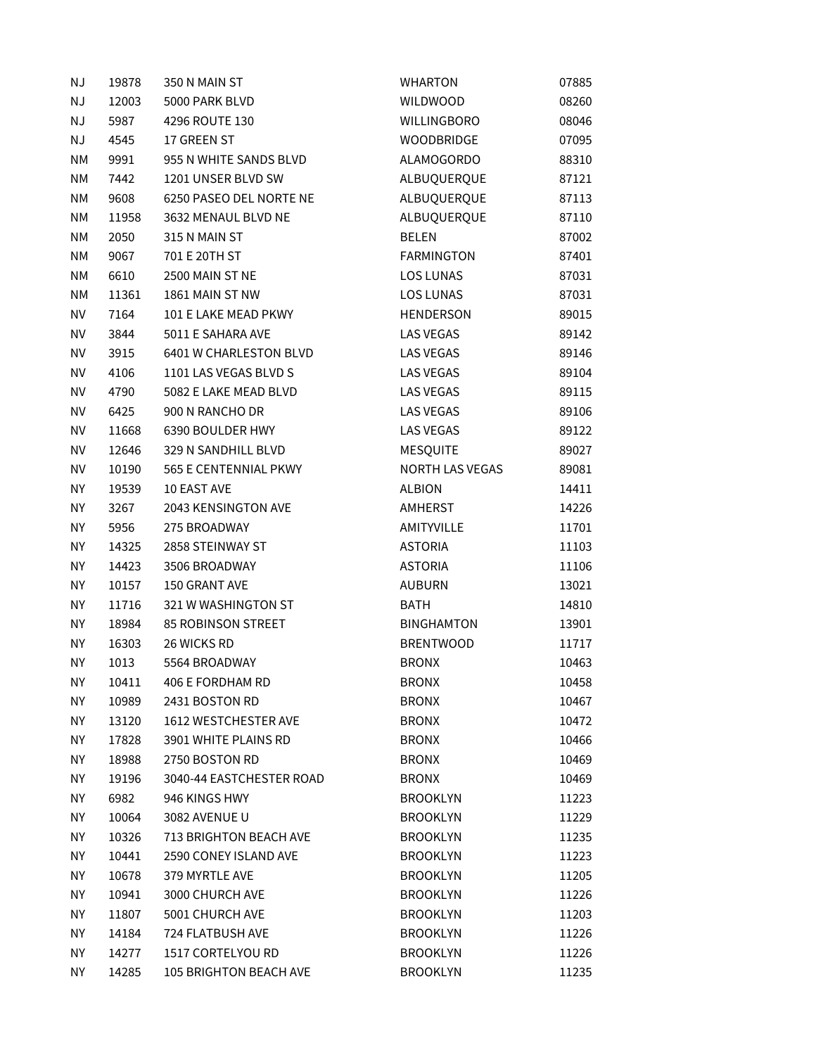| NJ | 19878 | 350 N MAIN ST | WHARTON | 07885 |
|---|---|---|---|---|
| NJ | 12003 | 5000 PARK BLVD | WILDWOOD | 08260 |
| NJ | 5987 | 4296 ROUTE 130 | WILLINGBORO | 08046 |
| NJ | 4545 | 17 GREEN ST | WOODBRIDGE | 07095 |
| NM | 9991 | 955 N WHITE SANDS BLVD | ALAMOGORDO | 88310 |
| NM | 7442 | 1201 UNSER BLVD SW | ALBUQUERQUE | 87121 |
| NM | 9608 | 6250 PASEO DEL NORTE NE | ALBUQUERQUE | 87113 |
| NM | 11958 | 3632 MENAUL BLVD NE | ALBUQUERQUE | 87110 |
| NM | 2050 | 315 N MAIN ST | BELEN | 87002 |
| NM | 9067 | 701 E 20TH ST | FARMINGTON | 87401 |
| NM | 6610 | 2500 MAIN ST NE | LOS LUNAS | 87031 |
| NM | 11361 | 1861 MAIN ST NW | LOS LUNAS | 87031 |
| NV | 7164 | 101 E LAKE MEAD PKWY | HENDERSON | 89015 |
| NV | 3844 | 5011 E SAHARA AVE | LAS VEGAS | 89142 |
| NV | 3915 | 6401 W CHARLESTON BLVD | LAS VEGAS | 89146 |
| NV | 4106 | 1101 LAS VEGAS BLVD S | LAS VEGAS | 89104 |
| NV | 4790 | 5082 E LAKE MEAD BLVD | LAS VEGAS | 89115 |
| NV | 6425 | 900 N RANCHO DR | LAS VEGAS | 89106 |
| NV | 11668 | 6390 BOULDER HWY | LAS VEGAS | 89122 |
| NV | 12646 | 329 N SANDHILL BLVD | MESQUITE | 89027 |
| NV | 10190 | 565 E CENTENNIAL PKWY | NORTH LAS VEGAS | 89081 |
| NY | 19539 | 10 EAST AVE | ALBION | 14411 |
| NY | 3267 | 2043 KENSINGTON AVE | AMHERST | 14226 |
| NY | 5956 | 275 BROADWAY | AMITYVILLE | 11701 |
| NY | 14325 | 2858 STEINWAY ST | ASTORIA | 11103 |
| NY | 14423 | 3506 BROADWAY | ASTORIA | 11106 |
| NY | 10157 | 150 GRANT AVE | AUBURN | 13021 |
| NY | 11716 | 321 W WASHINGTON ST | BATH | 14810 |
| NY | 18984 | 85 ROBINSON STREET | BINGHAMTON | 13901 |
| NY | 16303 | 26 WICKS RD | BRENTWOOD | 11717 |
| NY | 1013 | 5564 BROADWAY | BRONX | 10463 |
| NY | 10411 | 406 E FORDHAM RD | BRONX | 10458 |
| NY | 10989 | 2431 BOSTON RD | BRONX | 10467 |
| NY | 13120 | 1612 WESTCHESTER AVE | BRONX | 10472 |
| NY | 17828 | 3901 WHITE PLAINS RD | BRONX | 10466 |
| NY | 18988 | 2750 BOSTON RD | BRONX | 10469 |
| NY | 19196 | 3040-44 EASTCHESTER ROAD | BRONX | 10469 |
| NY | 6982 | 946 KINGS HWY | BROOKLYN | 11223 |
| NY | 10064 | 3082 AVENUE U | BROOKLYN | 11229 |
| NY | 10326 | 713 BRIGHTON BEACH AVE | BROOKLYN | 11235 |
| NY | 10441 | 2590 CONEY ISLAND AVE | BROOKLYN | 11223 |
| NY | 10678 | 379 MYRTLE AVE | BROOKLYN | 11205 |
| NY | 10941 | 3000 CHURCH AVE | BROOKLYN | 11226 |
| NY | 11807 | 5001 CHURCH AVE | BROOKLYN | 11203 |
| NY | 14184 | 724 FLATBUSH AVE | BROOKLYN | 11226 |
| NY | 14277 | 1517 CORTELYOU RD | BROOKLYN | 11226 |
| NY | 14285 | 105 BRIGHTON BEACH AVE | BROOKLYN | 11235 |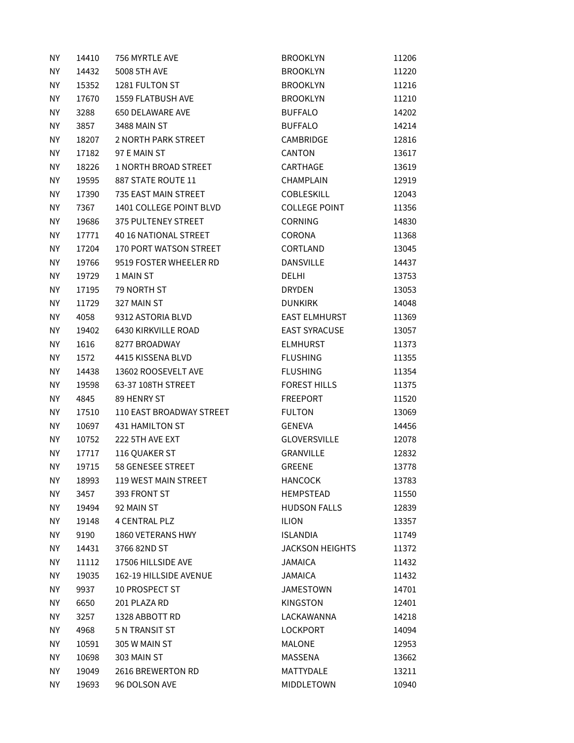| | | | | |
|---|---|---|---|---|
| NY | 14410 | 756 MYRTLE AVE | BROOKLYN | 11206 |
| NY | 14432 | 5008 5TH AVE | BROOKLYN | 11220 |
| NY | 15352 | 1281 FULTON ST | BROOKLYN | 11216 |
| NY | 17670 | 1559 FLATBUSH AVE | BROOKLYN | 11210 |
| NY | 3288 | 650 DELAWARE AVE | BUFFALO | 14202 |
| NY | 3857 | 3488 MAIN ST | BUFFALO | 14214 |
| NY | 18207 | 2 NORTH PARK STREET | CAMBRIDGE | 12816 |
| NY | 17182 | 97 E MAIN ST | CANTON | 13617 |
| NY | 18226 | 1 NORTH BROAD STREET | CARTHAGE | 13619 |
| NY | 19595 | 887 STATE ROUTE 11 | CHAMPLAIN | 12919 |
| NY | 17390 | 735 EAST MAIN STREET | COBLESKILL | 12043 |
| NY | 7367 | 1401 COLLEGE POINT BLVD | COLLEGE POINT | 11356 |
| NY | 19686 | 375 PULTENEY STREET | CORNING | 14830 |
| NY | 17771 | 40 16 NATIONAL STREET | CORONA | 11368 |
| NY | 17204 | 170 PORT WATSON STREET | CORTLAND | 13045 |
| NY | 19766 | 9519 FOSTER WHEELER RD | DANSVILLE | 14437 |
| NY | 19729 | 1 MAIN ST | DELHI | 13753 |
| NY | 17195 | 79 NORTH ST | DRYDEN | 13053 |
| NY | 11729 | 327 MAIN ST | DUNKIRK | 14048 |
| NY | 4058 | 9312 ASTORIA BLVD | EAST ELMHURST | 11369 |
| NY | 19402 | 6430 KIRKVILLE ROAD | EAST SYRACUSE | 13057 |
| NY | 1616 | 8277 BROADWAY | ELMHURST | 11373 |
| NY | 1572 | 4415 KISSENA BLVD | FLUSHING | 11355 |
| NY | 14438 | 13602 ROOSEVELT AVE | FLUSHING | 11354 |
| NY | 19598 | 63-37 108TH STREET | FOREST HILLS | 11375 |
| NY | 4845 | 89 HENRY ST | FREEPORT | 11520 |
| NY | 17510 | 110 EAST BROADWAY STREET | FULTON | 13069 |
| NY | 10697 | 431 HAMILTON ST | GENEVA | 14456 |
| NY | 10752 | 222 5TH AVE EXT | GLOVERSVILLE | 12078 |
| NY | 17717 | 116 QUAKER ST | GRANVILLE | 12832 |
| NY | 19715 | 58 GENESEE STREET | GREENE | 13778 |
| NY | 18993 | 119 WEST MAIN STREET | HANCOCK | 13783 |
| NY | 3457 | 393 FRONT ST | HEMPSTEAD | 11550 |
| NY | 19494 | 92 MAIN ST | HUDSON FALLS | 12839 |
| NY | 19148 | 4 CENTRAL PLZ | ILION | 13357 |
| NY | 9190 | 1860 VETERANS HWY | ISLANDIA | 11749 |
| NY | 14431 | 3766 82ND ST | JACKSON HEIGHTS | 11372 |
| NY | 11112 | 17506 HILLSIDE AVE | JAMAICA | 11432 |
| NY | 19035 | 162-19 HILLSIDE AVENUE | JAMAICA | 11432 |
| NY | 9937 | 10 PROSPECT ST | JAMESTOWN | 14701 |
| NY | 6650 | 201 PLAZA RD | KINGSTON | 12401 |
| NY | 3257 | 1328 ABBOTT RD | LACKAWANNA | 14218 |
| NY | 4968 | 5 N TRANSIT ST | LOCKPORT | 14094 |
| NY | 10591 | 305 W MAIN ST | MALONE | 12953 |
| NY | 10698 | 303 MAIN ST | MASSENA | 13662 |
| NY | 19049 | 2616 BREWERTON RD | MATTYDALE | 13211 |
| NY | 19693 | 96 DOLSON AVE | MIDDLETOWN | 10940 |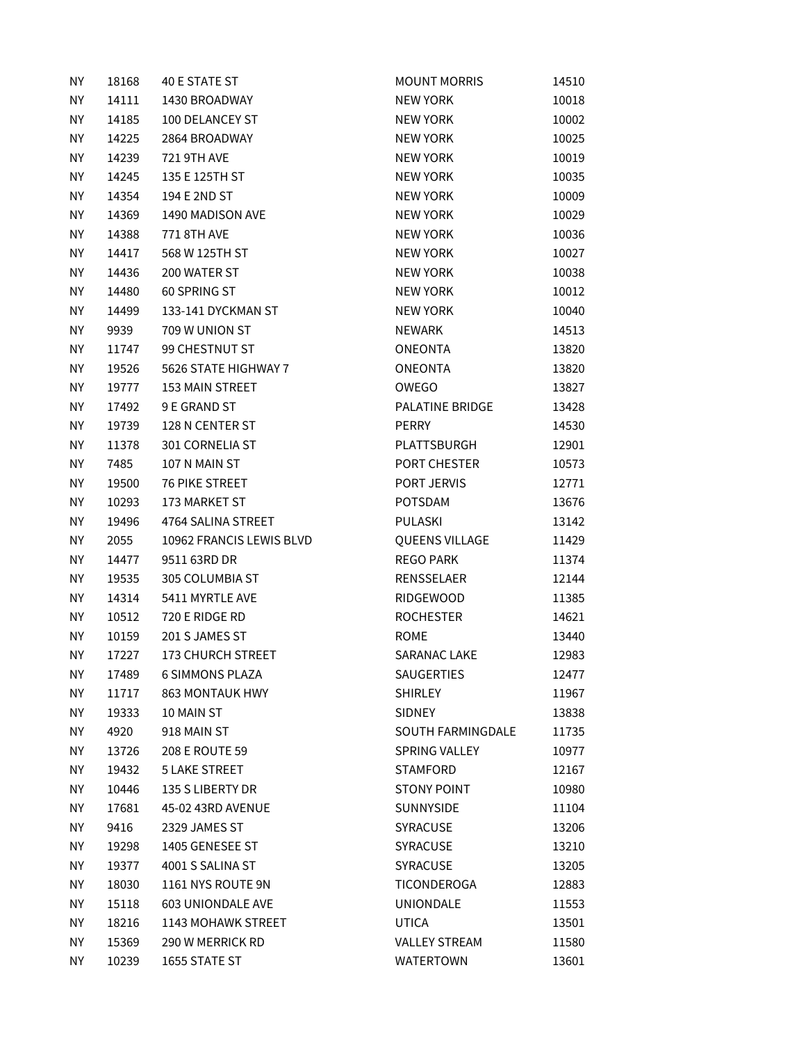| NY | 18168 | 40 E STATE ST | MOUNT MORRIS | 14510 |
|---|---|---|---|---|
| NY | 14111 | 1430 BROADWAY | NEW YORK | 10018 |
| NY | 14185 | 100 DELANCEY ST | NEW YORK | 10002 |
| NY | 14225 | 2864 BROADWAY | NEW YORK | 10025 |
| NY | 14239 | 721 9TH AVE | NEW YORK | 10019 |
| NY | 14245 | 135 E 125TH ST | NEW YORK | 10035 |
| NY | 14354 | 194 E 2ND ST | NEW YORK | 10009 |
| NY | 14369 | 1490 MADISON AVE | NEW YORK | 10029 |
| NY | 14388 | 771 8TH AVE | NEW YORK | 10036 |
| NY | 14417 | 568 W 125TH ST | NEW YORK | 10027 |
| NY | 14436 | 200 WATER ST | NEW YORK | 10038 |
| NY | 14480 | 60 SPRING ST | NEW YORK | 10012 |
| NY | 14499 | 133-141 DYCKMAN ST | NEW YORK | 10040 |
| NY | 9939 | 709 W UNION ST | NEWARK | 14513 |
| NY | 11747 | 99 CHESTNUT ST | ONEONTA | 13820 |
| NY | 19526 | 5626 STATE HIGHWAY 7 | ONEONTA | 13820 |
| NY | 19777 | 153 MAIN STREET | OWEGO | 13827 |
| NY | 17492 | 9 E GRAND ST | PALATINE BRIDGE | 13428 |
| NY | 19739 | 128 N CENTER ST | PERRY | 14530 |
| NY | 11378 | 301 CORNELIA ST | PLATTSBURGH | 12901 |
| NY | 7485 | 107 N MAIN ST | PORT CHESTER | 10573 |
| NY | 19500 | 76 PIKE STREET | PORT JERVIS | 12771 |
| NY | 10293 | 173 MARKET ST | POTSDAM | 13676 |
| NY | 19496 | 4764 SALINA STREET | PULASKI | 13142 |
| NY | 2055 | 10962 FRANCIS LEWIS BLVD | QUEENS VILLAGE | 11429 |
| NY | 14477 | 9511 63RD DR | REGO PARK | 11374 |
| NY | 19535 | 305 COLUMBIA ST | RENSSELAER | 12144 |
| NY | 14314 | 5411 MYRTLE AVE | RIDGEWOOD | 11385 |
| NY | 10512 | 720 E RIDGE RD | ROCHESTER | 14621 |
| NY | 10159 | 201 S JAMES ST | ROME | 13440 |
| NY | 17227 | 173 CHURCH STREET | SARANAC LAKE | 12983 |
| NY | 17489 | 6 SIMMONS PLAZA | SAUGERTIES | 12477 |
| NY | 11717 | 863 MONTAUK HWY | SHIRLEY | 11967 |
| NY | 19333 | 10 MAIN ST | SIDNEY | 13838 |
| NY | 4920 | 918 MAIN ST | SOUTH FARMINGDALE | 11735 |
| NY | 13726 | 208 E ROUTE 59 | SPRING VALLEY | 10977 |
| NY | 19432 | 5 LAKE STREET | STAMFORD | 12167 |
| NY | 10446 | 135 S LIBERTY DR | STONY POINT | 10980 |
| NY | 17681 | 45-02 43RD AVENUE | SUNNYSIDE | 11104 |
| NY | 9416 | 2329 JAMES ST | SYRACUSE | 13206 |
| NY | 19298 | 1405 GENESEE ST | SYRACUSE | 13210 |
| NY | 19377 | 4001 S SALINA ST | SYRACUSE | 13205 |
| NY | 18030 | 1161 NYS ROUTE 9N | TICONDEROGA | 12883 |
| NY | 15118 | 603 UNIONDALE AVE | UNIONDALE | 11553 |
| NY | 18216 | 1143 MOHAWK STREET | UTICA | 13501 |
| NY | 15369 | 290 W MERRICK RD | VALLEY STREAM | 11580 |
| NY | 10239 | 1655 STATE ST | WATERTOWN | 13601 |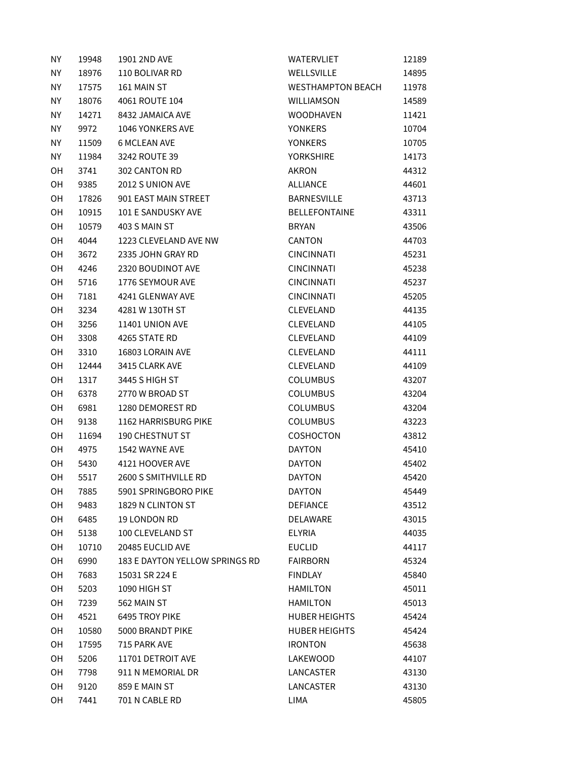| NY | 19948 | 1901 2ND AVE | WATERVLIET | 12189 |
|---|---|---|---|---|
| NY | 18976 | 110 BOLIVAR RD | WELLSVILLE | 14895 |
| NY | 17575 | 161 MAIN ST | WESTHAMPTON BEACH | 11978 |
| NY | 18076 | 4061 ROUTE 104 | WILLIAMSON | 14589 |
| NY | 14271 | 8432 JAMAICA AVE | WOODHAVEN | 11421 |
| NY | 9972 | 1046 YONKERS AVE | YONKERS | 10704 |
| NY | 11509 | 6 MCLEAN AVE | YONKERS | 10705 |
| NY | 11984 | 3242 ROUTE 39 | YORKSHIRE | 14173 |
| OH | 3741 | 302 CANTON RD | AKRON | 44312 |
| OH | 9385 | 2012 S UNION AVE | ALLIANCE | 44601 |
| OH | 17826 | 901 EAST MAIN STREET | BARNESVILLE | 43713 |
| OH | 10915 | 101 E SANDUSKY AVE | BELLEFONTAINE | 43311 |
| OH | 10579 | 403 S MAIN ST | BRYAN | 43506 |
| OH | 4044 | 1223 CLEVELAND AVE NW | CANTON | 44703 |
| OH | 3672 | 2335 JOHN GRAY RD | CINCINNATI | 45231 |
| OH | 4246 | 2320 BOUDINOT AVE | CINCINNATI | 45238 |
| OH | 5716 | 1776 SEYMOUR AVE | CINCINNATI | 45237 |
| OH | 7181 | 4241 GLENWAY AVE | CINCINNATI | 45205 |
| OH | 3234 | 4281 W 130TH ST | CLEVELAND | 44135 |
| OH | 3256 | 11401 UNION AVE | CLEVELAND | 44105 |
| OH | 3308 | 4265 STATE RD | CLEVELAND | 44109 |
| OH | 3310 | 16803 LORAIN AVE | CLEVELAND | 44111 |
| OH | 12444 | 3415 CLARK AVE | CLEVELAND | 44109 |
| OH | 1317 | 3445 S HIGH ST | COLUMBUS | 43207 |
| OH | 6378 | 2770 W BROAD ST | COLUMBUS | 43204 |
| OH | 6981 | 1280 DEMOREST RD | COLUMBUS | 43204 |
| OH | 9138 | 1162 HARRISBURG PIKE | COLUMBUS | 43223 |
| OH | 11694 | 190 CHESTNUT ST | COSHOCTON | 43812 |
| OH | 4975 | 1542 WAYNE AVE | DAYTON | 45410 |
| OH | 5430 | 4121 HOOVER AVE | DAYTON | 45402 |
| OH | 5517 | 2600 S SMITHVILLE RD | DAYTON | 45420 |
| OH | 7885 | 5901 SPRINGBORO PIKE | DAYTON | 45449 |
| OH | 9483 | 1829 N CLINTON ST | DEFIANCE | 43512 |
| OH | 6485 | 19 LONDON RD | DELAWARE | 43015 |
| OH | 5138 | 100 CLEVELAND ST | ELYRIA | 44035 |
| OH | 10710 | 20485 EUCLID AVE | EUCLID | 44117 |
| OH | 6990 | 183 E DAYTON YELLOW SPRINGS RD | FAIRBORN | 45324 |
| OH | 7683 | 15031 SR 224 E | FINDLAY | 45840 |
| OH | 5203 | 1090 HIGH ST | HAMILTON | 45011 |
| OH | 7239 | 562 MAIN ST | HAMILTON | 45013 |
| OH | 4521 | 6495 TROY PIKE | HUBER HEIGHTS | 45424 |
| OH | 10580 | 5000 BRANDT PIKE | HUBER HEIGHTS | 45424 |
| OH | 17595 | 715 PARK AVE | IRONTON | 45638 |
| OH | 5206 | 11701 DETROIT AVE | LAKEWOOD | 44107 |
| OH | 7798 | 911 N MEMORIAL DR | LANCASTER | 43130 |
| OH | 9120 | 859 E MAIN ST | LANCASTER | 43130 |
| OH | 7441 | 701 N CABLE RD | LIMA | 45805 |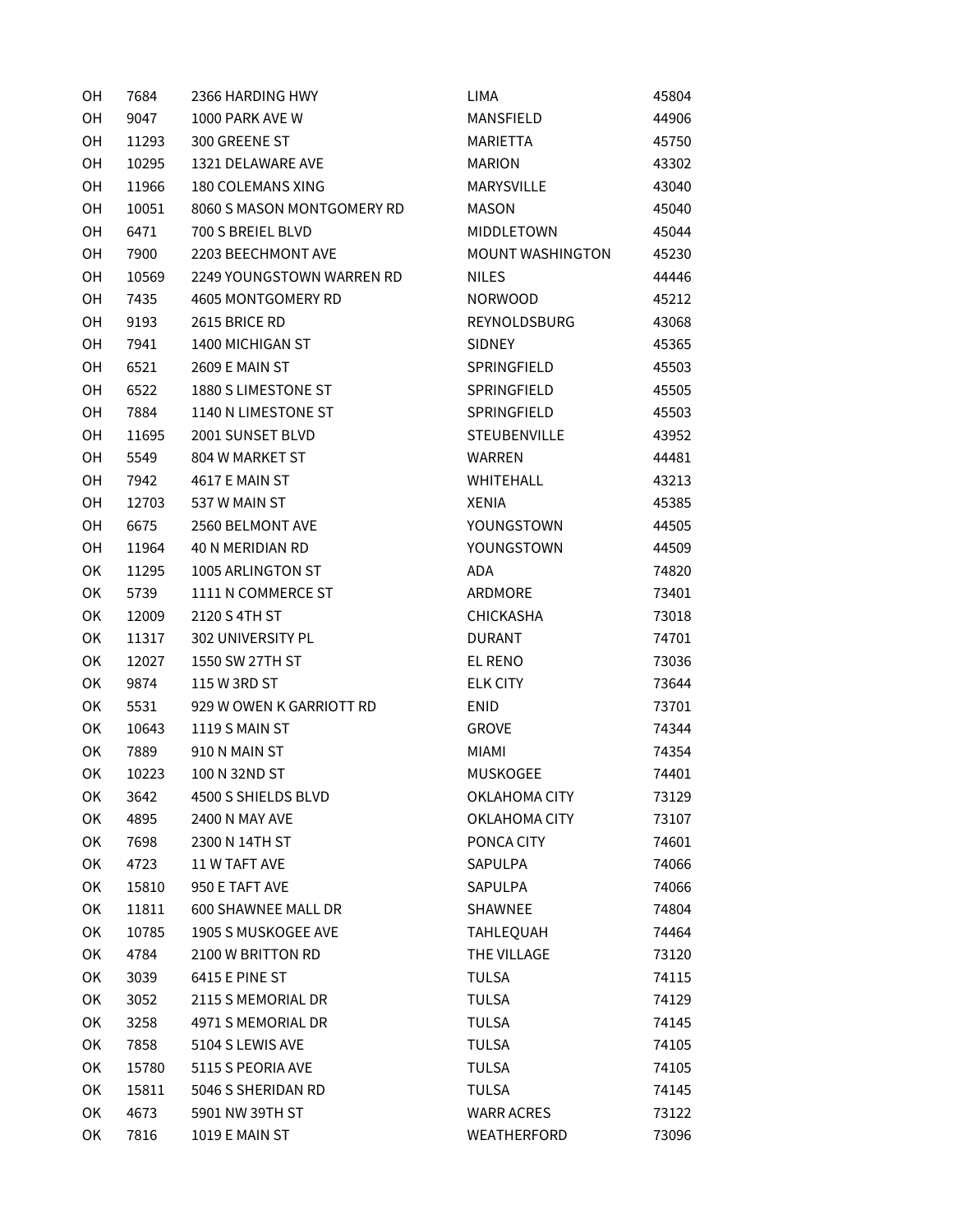| | | | | |
|---|---|---|---|---|
| OH | 7684 | 2366 HARDING HWY | LIMA | 45804 |
| OH | 9047 | 1000 PARK AVE W | MANSFIELD | 44906 |
| OH | 11293 | 300 GREENE ST | MARIETTA | 45750 |
| OH | 10295 | 1321 DELAWARE AVE | MARION | 43302 |
| OH | 11966 | 180 COLEMANS XING | MARYSVILLE | 43040 |
| OH | 10051 | 8060 S MASON MONTGOMERY RD | MASON | 45040 |
| OH | 6471 | 700 S BREIEL BLVD | MIDDLETOWN | 45044 |
| OH | 7900 | 2203 BEECHMONT AVE | MOUNT WASHINGTON | 45230 |
| OH | 10569 | 2249 YOUNGSTOWN WARREN RD | NILES | 44446 |
| OH | 7435 | 4605 MONTGOMERY RD | NORWOOD | 45212 |
| OH | 9193 | 2615 BRICE RD | REYNOLDSBURG | 43068 |
| OH | 7941 | 1400 MICHIGAN ST | SIDNEY | 45365 |
| OH | 6521 | 2609 E MAIN ST | SPRINGFIELD | 45503 |
| OH | 6522 | 1880 S LIMESTONE ST | SPRINGFIELD | 45505 |
| OH | 7884 | 1140 N LIMESTONE ST | SPRINGFIELD | 45503 |
| OH | 11695 | 2001 SUNSET BLVD | STEUBENVILLE | 43952 |
| OH | 5549 | 804 W MARKET ST | WARREN | 44481 |
| OH | 7942 | 4617 E MAIN ST | WHITEHALL | 43213 |
| OH | 12703 | 537 W MAIN ST | XENIA | 45385 |
| OH | 6675 | 2560 BELMONT AVE | YOUNGSTOWN | 44505 |
| OH | 11964 | 40 N MERIDIAN RD | YOUNGSTOWN | 44509 |
| OK | 11295 | 1005 ARLINGTON ST | ADA | 74820 |
| OK | 5739 | 1111 N COMMERCE ST | ARDMORE | 73401 |
| OK | 12009 | 2120 S 4TH ST | CHICKASHA | 73018 |
| OK | 11317 | 302 UNIVERSITY PL | DURANT | 74701 |
| OK | 12027 | 1550 SW 27TH ST | EL RENO | 73036 |
| OK | 9874 | 115 W 3RD ST | ELK CITY | 73644 |
| OK | 5531 | 929 W OWEN K GARRIOTT RD | ENID | 73701 |
| OK | 10643 | 1119 S MAIN ST | GROVE | 74344 |
| OK | 7889 | 910 N MAIN ST | MIAMI | 74354 |
| OK | 10223 | 100 N 32ND ST | MUSKOGEE | 74401 |
| OK | 3642 | 4500 S SHIELDS BLVD | OKLAHOMA CITY | 73129 |
| OK | 4895 | 2400 N MAY AVE | OKLAHOMA CITY | 73107 |
| OK | 7698 | 2300 N 14TH ST | PONCA CITY | 74601 |
| OK | 4723 | 11 W TAFT AVE | SAPULPA | 74066 |
| OK | 15810 | 950 E TAFT AVE | SAPULPA | 74066 |
| OK | 11811 | 600 SHAWNEE MALL DR | SHAWNEE | 74804 |
| OK | 10785 | 1905 S MUSKOGEE AVE | TAHLEQUAH | 74464 |
| OK | 4784 | 2100 W BRITTON RD | THE VILLAGE | 73120 |
| OK | 3039 | 6415 E PINE ST | TULSA | 74115 |
| OK | 3052 | 2115 S MEMORIAL DR | TULSA | 74129 |
| OK | 3258 | 4971 S MEMORIAL DR | TULSA | 74145 |
| OK | 7858 | 5104 S LEWIS AVE | TULSA | 74105 |
| OK | 15780 | 5115 S PEORIA AVE | TULSA | 74105 |
| OK | 15811 | 5046 S SHERIDAN RD | TULSA | 74145 |
| OK | 4673 | 5901 NW 39TH ST | WARR ACRES | 73122 |
| OK | 7816 | 1019 E MAIN ST | WEATHERFORD | 73096 |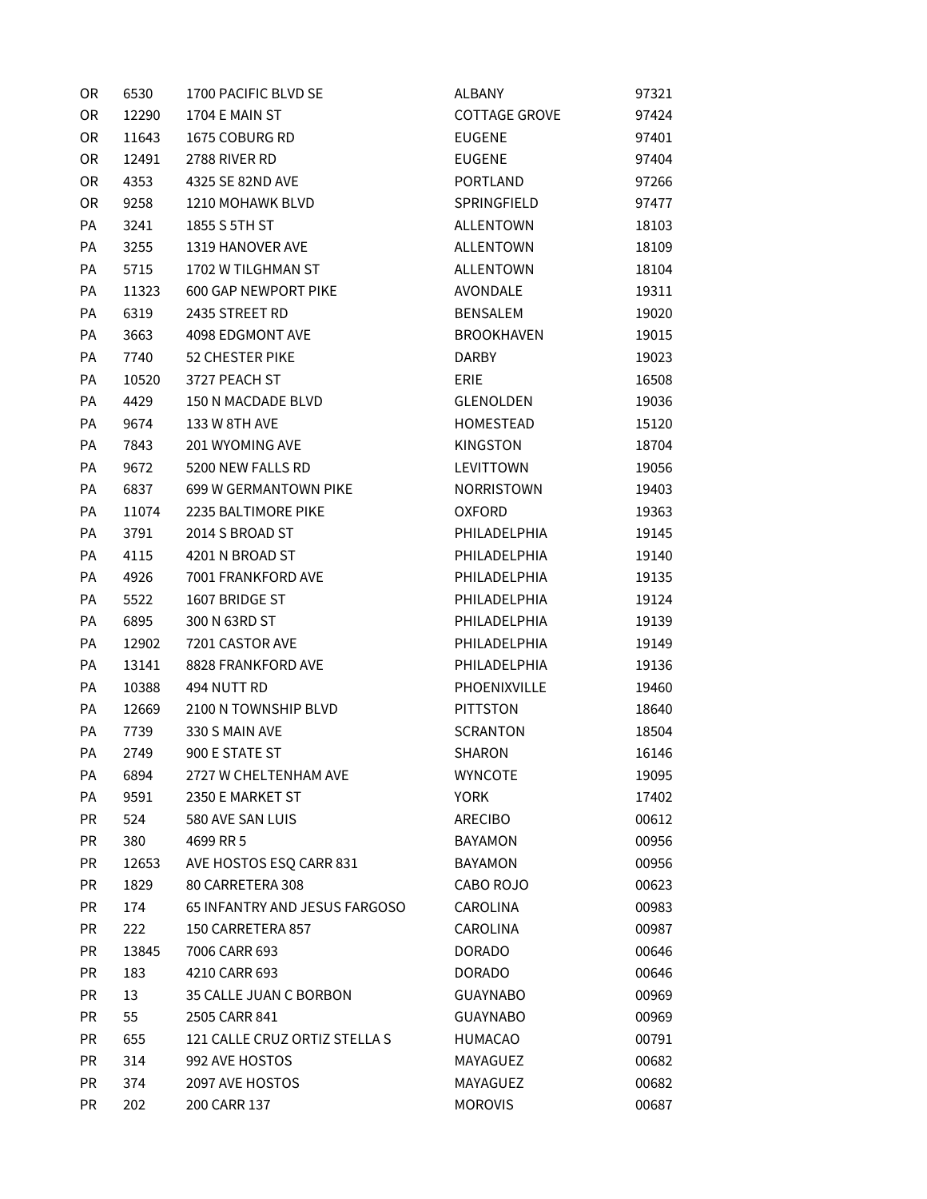| OR | 6530 | 1700 PACIFIC BLVD SE | ALBANY | 97321 |
|---|---|---|---|---|
| OR | 12290 | 1704 E MAIN ST | COTTAGE GROVE | 97424 |
| OR | 11643 | 1675 COBURG RD | EUGENE | 97401 |
| OR | 12491 | 2788 RIVER RD | EUGENE | 97404 |
| OR | 4353 | 4325 SE 82ND AVE | PORTLAND | 97266 |
| OR | 9258 | 1210 MOHAWK BLVD | SPRINGFIELD | 97477 |
| PA | 3241 | 1855 S 5TH ST | ALLENTOWN | 18103 |
| PA | 3255 | 1319 HANOVER AVE | ALLENTOWN | 18109 |
| PA | 5715 | 1702 W TILGHMAN ST | ALLENTOWN | 18104 |
| PA | 11323 | 600 GAP NEWPORT PIKE | AVONDALE | 19311 |
| PA | 6319 | 2435 STREET RD | BENSALEM | 19020 |
| PA | 3663 | 4098 EDGMONT AVE | BROOKHAVEN | 19015 |
| PA | 7740 | 52 CHESTER PIKE | DARBY | 19023 |
| PA | 10520 | 3727 PEACH ST | ERIE | 16508 |
| PA | 4429 | 150 N MACDADE BLVD | GLENOLDEN | 19036 |
| PA | 9674 | 133 W 8TH AVE | HOMESTEAD | 15120 |
| PA | 7843 | 201 WYOMING AVE | KINGSTON | 18704 |
| PA | 9672 | 5200 NEW FALLS RD | LEVITTOWN | 19056 |
| PA | 6837 | 699 W GERMANTOWN PIKE | NORRISTOWN | 19403 |
| PA | 11074 | 2235 BALTIMORE PIKE | OXFORD | 19363 |
| PA | 3791 | 2014 S BROAD ST | PHILADELPHIA | 19145 |
| PA | 4115 | 4201 N BROAD ST | PHILADELPHIA | 19140 |
| PA | 4926 | 7001 FRANKFORD AVE | PHILADELPHIA | 19135 |
| PA | 5522 | 1607 BRIDGE ST | PHILADELPHIA | 19124 |
| PA | 6895 | 300 N 63RD ST | PHILADELPHIA | 19139 |
| PA | 12902 | 7201 CASTOR AVE | PHILADELPHIA | 19149 |
| PA | 13141 | 8828 FRANKFORD AVE | PHILADELPHIA | 19136 |
| PA | 10388 | 494 NUTT RD | PHOENIXVILLE | 19460 |
| PA | 12669 | 2100 N TOWNSHIP BLVD | PITTSTON | 18640 |
| PA | 7739 | 330 S MAIN AVE | SCRANTON | 18504 |
| PA | 2749 | 900 E STATE ST | SHARON | 16146 |
| PA | 6894 | 2727 W CHELTENHAM AVE | WYNCOTE | 19095 |
| PA | 9591 | 2350 E MARKET ST | YORK | 17402 |
| PR | 524 | 580 AVE SAN LUIS | ARECIBO | 00612 |
| PR | 380 | 4699 RR 5 | BAYAMON | 00956 |
| PR | 12653 | AVE HOSTOS ESQ CARR 831 | BAYAMON | 00956 |
| PR | 1829 | 80 CARRETERA 308 | CABO ROJO | 00623 |
| PR | 174 | 65 INFANTRY AND JESUS FARGOSO | CAROLINA | 00983 |
| PR | 222 | 150 CARRETERA 857 | CAROLINA | 00987 |
| PR | 13845 | 7006 CARR 693 | DORADO | 00646 |
| PR | 183 | 4210 CARR 693 | DORADO | 00646 |
| PR | 13 | 35 CALLE JUAN C BORBON | GUAYNABO | 00969 |
| PR | 55 | 2505 CARR 841 | GUAYNABO | 00969 |
| PR | 655 | 121 CALLE CRUZ ORTIZ STELLA S | HUMACAO | 00791 |
| PR | 314 | 992 AVE HOSTOS | MAYAGUEZ | 00682 |
| PR | 374 | 2097 AVE HOSTOS | MAYAGUEZ | 00682 |
| PR | 202 | 200 CARR 137 | MOROVIS | 00687 |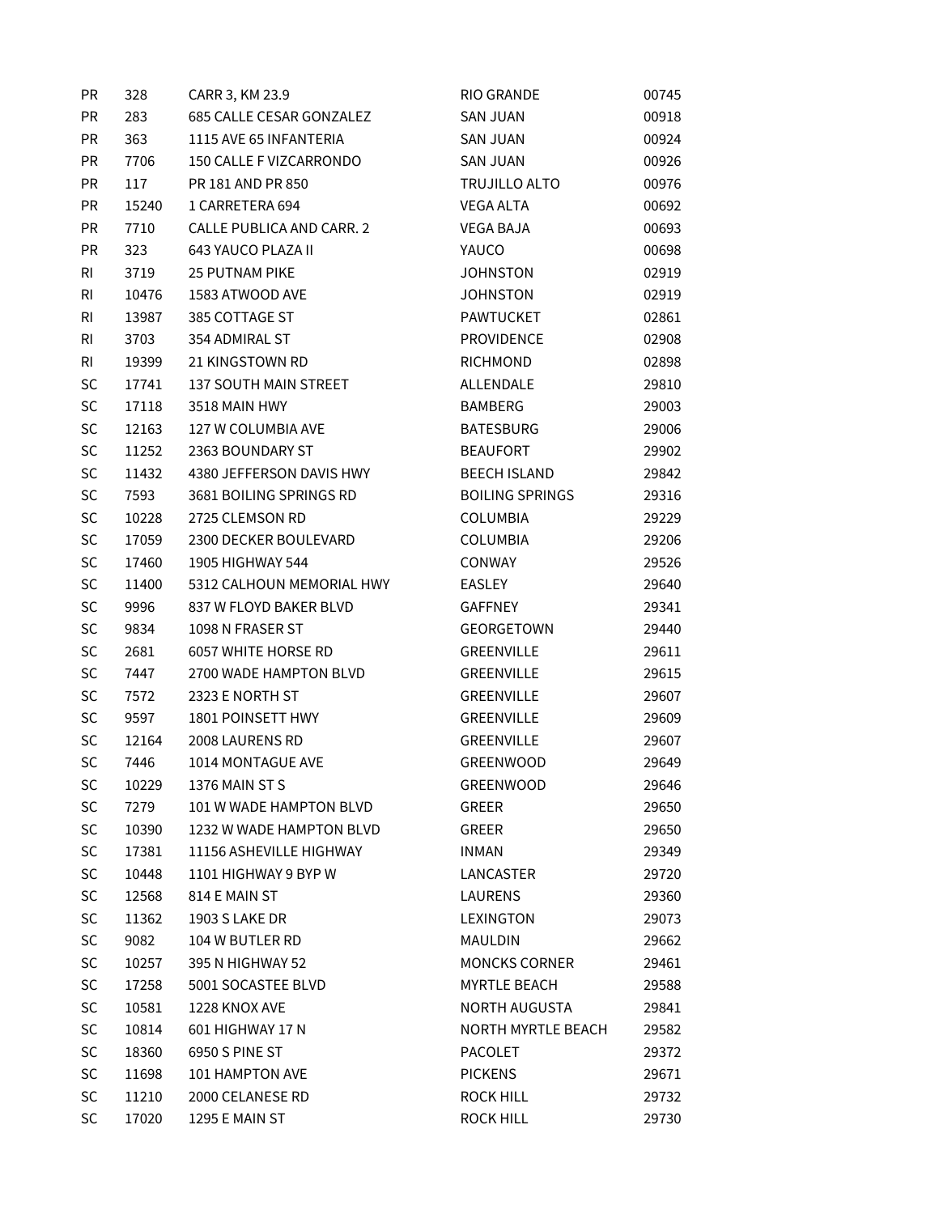| | | | | |
|---|---|---|---|---|
| PR | 328 | CARR 3, KM 23.9 | RIO GRANDE | 00745 |
| PR | 283 | 685 CALLE CESAR GONZALEZ | SAN JUAN | 00918 |
| PR | 363 | 1115 AVE 65 INFANTERIA | SAN JUAN | 00924 |
| PR | 7706 | 150 CALLE F VIZCARRONDO | SAN JUAN | 00926 |
| PR | 117 | PR 181 AND PR 850 | TRUJILLO ALTO | 00976 |
| PR | 15240 | 1 CARRETERA 694 | VEGA ALTA | 00692 |
| PR | 7710 | CALLE PUBLICA AND CARR. 2 | VEGA BAJA | 00693 |
| PR | 323 | 643 YAUCO PLAZA II | YAUCO | 00698 |
| RI | 3719 | 25 PUTNAM PIKE | JOHNSTON | 02919 |
| RI | 10476 | 1583 ATWOOD AVE | JOHNSTON | 02919 |
| RI | 13987 | 385 COTTAGE ST | PAWTUCKET | 02861 |
| RI | 3703 | 354 ADMIRAL ST | PROVIDENCE | 02908 |
| RI | 19399 | 21 KINGSTOWN RD | RICHMOND | 02898 |
| SC | 17741 | 137 SOUTH MAIN STREET | ALLENDALE | 29810 |
| SC | 17118 | 3518 MAIN HWY | BAMBERG | 29003 |
| SC | 12163 | 127 W COLUMBIA AVE | BATESBURG | 29006 |
| SC | 11252 | 2363 BOUNDARY ST | BEAUFORT | 29902 |
| SC | 11432 | 4380 JEFFERSON DAVIS HWY | BEECH ISLAND | 29842 |
| SC | 7593 | 3681 BOILING SPRINGS RD | BOILING SPRINGS | 29316 |
| SC | 10228 | 2725 CLEMSON RD | COLUMBIA | 29229 |
| SC | 17059 | 2300 DECKER BOULEVARD | COLUMBIA | 29206 |
| SC | 17460 | 1905 HIGHWAY 544 | CONWAY | 29526 |
| SC | 11400 | 5312 CALHOUN MEMORIAL HWY | EASLEY | 29640 |
| SC | 9996 | 837 W FLOYD BAKER BLVD | GAFFNEY | 29341 |
| SC | 9834 | 1098 N FRASER ST | GEORGETOWN | 29440 |
| SC | 2681 | 6057 WHITE HORSE RD | GREENVILLE | 29611 |
| SC | 7447 | 2700 WADE HAMPTON BLVD | GREENVILLE | 29615 |
| SC | 7572 | 2323 E NORTH ST | GREENVILLE | 29607 |
| SC | 9597 | 1801 POINSETT HWY | GREENVILLE | 29609 |
| SC | 12164 | 2008 LAURENS RD | GREENVILLE | 29607 |
| SC | 7446 | 1014 MONTAGUE AVE | GREENWOOD | 29649 |
| SC | 10229 | 1376 MAIN ST S | GREENWOOD | 29646 |
| SC | 7279 | 101 W WADE HAMPTON BLVD | GREER | 29650 |
| SC | 10390 | 1232 W WADE HAMPTON BLVD | GREER | 29650 |
| SC | 17381 | 11156 ASHEVILLE HIGHWAY | INMAN | 29349 |
| SC | 10448 | 1101 HIGHWAY 9 BYP W | LANCASTER | 29720 |
| SC | 12568 | 814 E MAIN ST | LAURENS | 29360 |
| SC | 11362 | 1903 S LAKE DR | LEXINGTON | 29073 |
| SC | 9082 | 104 W BUTLER RD | MAULDIN | 29662 |
| SC | 10257 | 395 N HIGHWAY 52 | MONCKS CORNER | 29461 |
| SC | 17258 | 5001 SOCASTEE BLVD | MYRTLE BEACH | 29588 |
| SC | 10581 | 1228 KNOX AVE | NORTH AUGUSTA | 29841 |
| SC | 10814 | 601 HIGHWAY 17 N | NORTH MYRTLE BEACH | 29582 |
| SC | 18360 | 6950 S PINE ST | PACOLET | 29372 |
| SC | 11698 | 101 HAMPTON AVE | PICKENS | 29671 |
| SC | 11210 | 2000 CELANESE RD | ROCK HILL | 29732 |
| SC | 17020 | 1295 E MAIN ST | ROCK HILL | 29730 |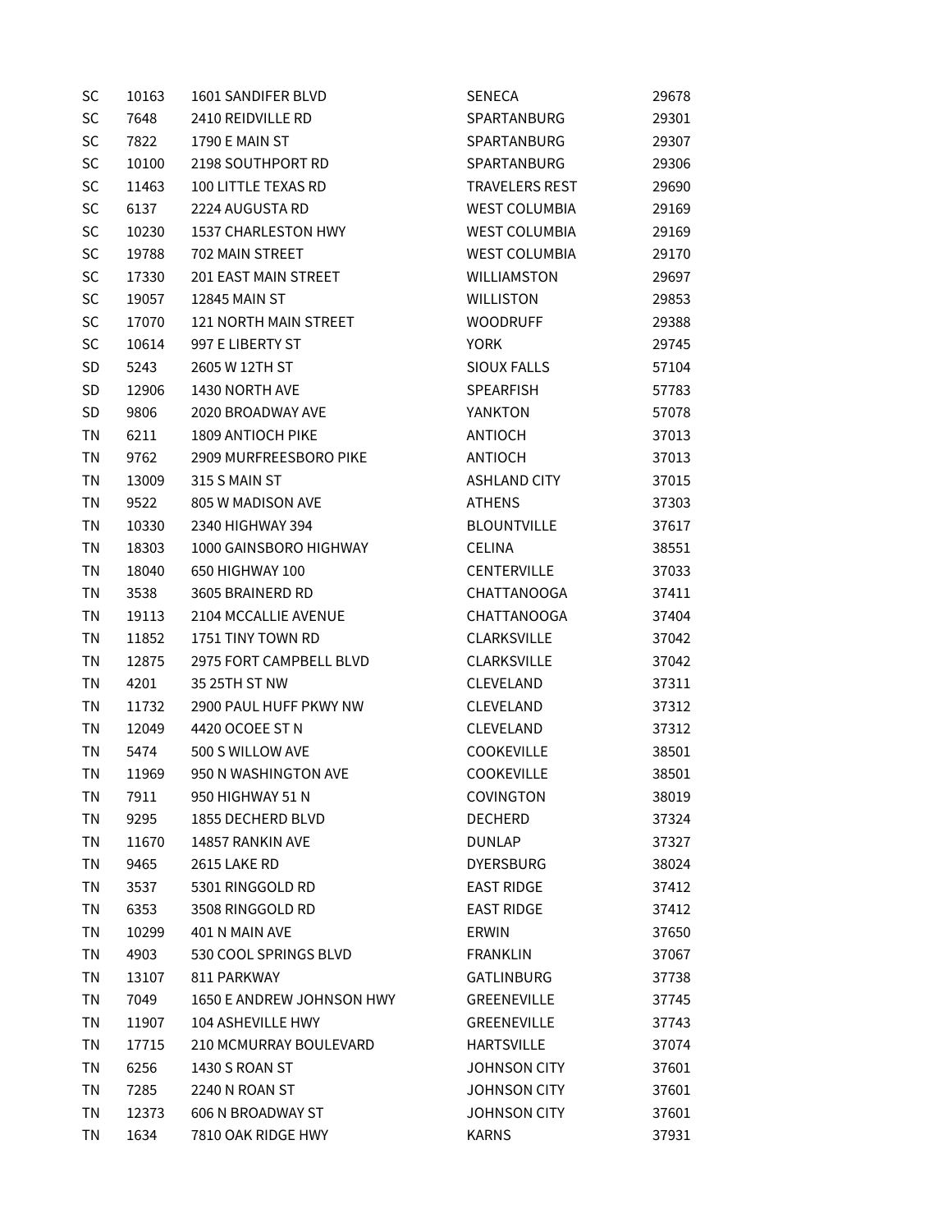| | | | | |
|---|---|---|---|---|
| SC | 10163 | 1601 SANDIFER BLVD | SENECA | 29678 |
| SC | 7648 | 2410 REIDVILLE RD | SPARTANBURG | 29301 |
| SC | 7822 | 1790 E MAIN ST | SPARTANBURG | 29307 |
| SC | 10100 | 2198 SOUTHPORT RD | SPARTANBURG | 29306 |
| SC | 11463 | 100 LITTLE TEXAS RD | TRAVELERS REST | 29690 |
| SC | 6137 | 2224 AUGUSTA RD | WEST COLUMBIA | 29169 |
| SC | 10230 | 1537 CHARLESTON HWY | WEST COLUMBIA | 29169 |
| SC | 19788 | 702 MAIN STREET | WEST COLUMBIA | 29170 |
| SC | 17330 | 201 EAST MAIN STREET | WILLIAMSTON | 29697 |
| SC | 19057 | 12845 MAIN ST | WILLISTON | 29853 |
| SC | 17070 | 121 NORTH MAIN STREET | WOODRUFF | 29388 |
| SC | 10614 | 997 E LIBERTY ST | YORK | 29745 |
| SD | 5243 | 2605 W 12TH ST | SIOUX FALLS | 57104 |
| SD | 12906 | 1430 NORTH AVE | SPEARFISH | 57783 |
| SD | 9806 | 2020 BROADWAY AVE | YANKTON | 57078 |
| TN | 6211 | 1809 ANTIOCH PIKE | ANTIOCH | 37013 |
| TN | 9762 | 2909 MURFREESBORO PIKE | ANTIOCH | 37013 |
| TN | 13009 | 315 S MAIN ST | ASHLAND CITY | 37015 |
| TN | 9522 | 805 W MADISON AVE | ATHENS | 37303 |
| TN | 10330 | 2340 HIGHWAY 394 | BLOUNTVILLE | 37617 |
| TN | 18303 | 1000 GAINSBORO HIGHWAY | CELINA | 38551 |
| TN | 18040 | 650 HIGHWAY 100 | CENTERVILLE | 37033 |
| TN | 3538 | 3605 BRAINERD RD | CHATTANOOGA | 37411 |
| TN | 19113 | 2104 MCCALLIE AVENUE | CHATTANOOGA | 37404 |
| TN | 11852 | 1751 TINY TOWN RD | CLARKSVILLE | 37042 |
| TN | 12875 | 2975 FORT CAMPBELL BLVD | CLARKSVILLE | 37042 |
| TN | 4201 | 35 25TH ST NW | CLEVELAND | 37311 |
| TN | 11732 | 2900 PAUL HUFF PKWY NW | CLEVELAND | 37312 |
| TN | 12049 | 4420 OCOEE ST N | CLEVELAND | 37312 |
| TN | 5474 | 500 S WILLOW AVE | COOKEVILLE | 38501 |
| TN | 11969 | 950 N WASHINGTON AVE | COOKEVILLE | 38501 |
| TN | 7911 | 950 HIGHWAY 51 N | COVINGTON | 38019 |
| TN | 9295 | 1855 DECHERD BLVD | DECHERD | 37324 |
| TN | 11670 | 14857 RANKIN AVE | DUNLAP | 37327 |
| TN | 9465 | 2615 LAKE RD | DYERSBURG | 38024 |
| TN | 3537 | 5301 RINGGOLD RD | EAST RIDGE | 37412 |
| TN | 6353 | 3508 RINGGOLD RD | EAST RIDGE | 37412 |
| TN | 10299 | 401 N MAIN AVE | ERWIN | 37650 |
| TN | 4903 | 530 COOL SPRINGS BLVD | FRANKLIN | 37067 |
| TN | 13107 | 811 PARKWAY | GATLINBURG | 37738 |
| TN | 7049 | 1650 E ANDREW JOHNSON HWY | GREENEVILLE | 37745 |
| TN | 11907 | 104 ASHEVILLE HWY | GREENEVILLE | 37743 |
| TN | 17715 | 210 MCMURRAY BOULEVARD | HARTSVILLE | 37074 |
| TN | 6256 | 1430 S ROAN ST | JOHNSON CITY | 37601 |
| TN | 7285 | 2240 N ROAN ST | JOHNSON CITY | 37601 |
| TN | 12373 | 606 N BROADWAY ST | JOHNSON CITY | 37601 |
| TN | 1634 | 7810 OAK RIDGE HWY | KARNS | 37931 |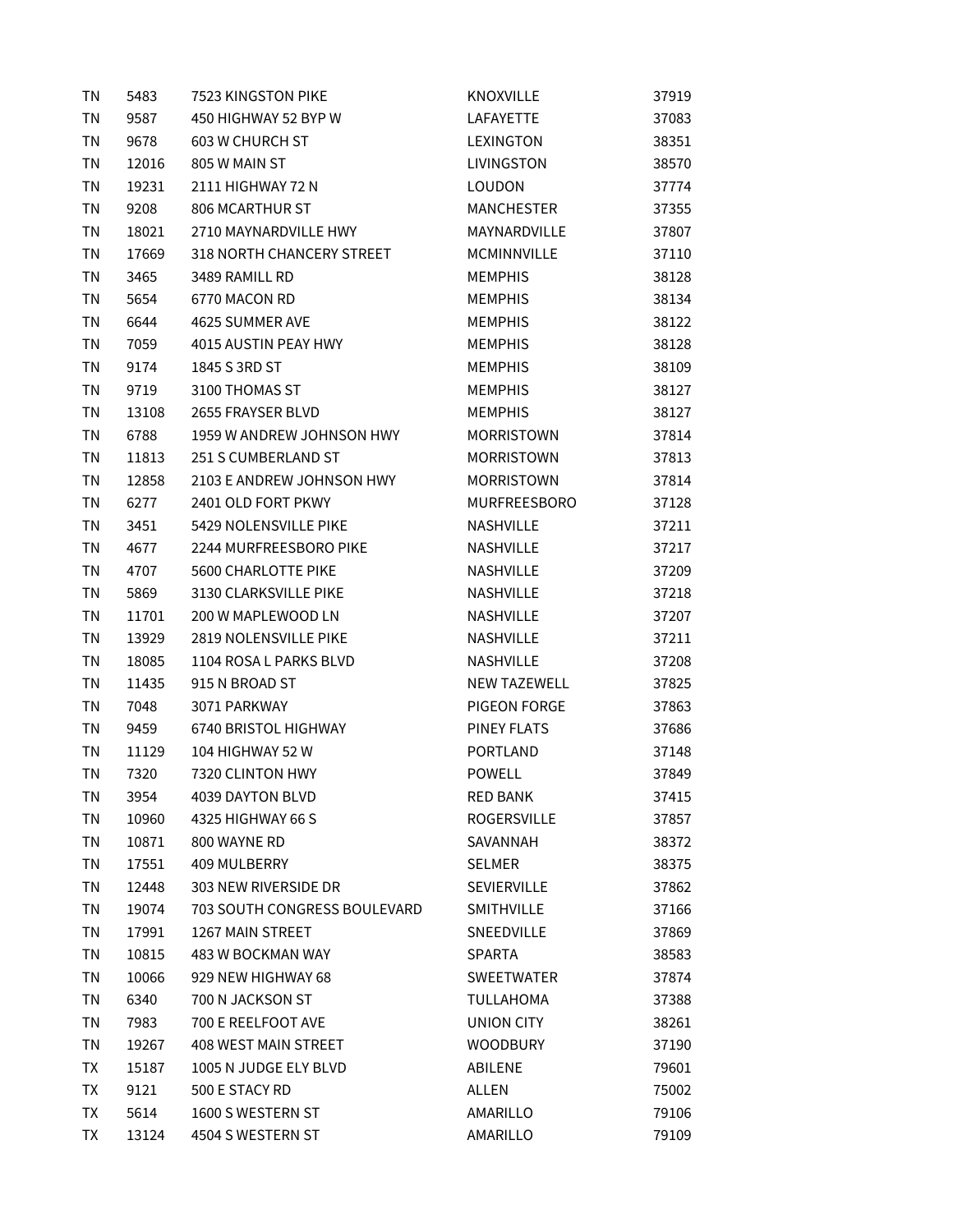| | | | | |
|---|---|---|---|---|
| TN | 5483 | 7523 KINGSTON PIKE | KNOXVILLE | 37919 |
| TN | 9587 | 450 HIGHWAY 52 BYP W | LAFAYETTE | 37083 |
| TN | 9678 | 603 W CHURCH ST | LEXINGTON | 38351 |
| TN | 12016 | 805 W MAIN ST | LIVINGSTON | 38570 |
| TN | 19231 | 2111 HIGHWAY 72 N | LOUDON | 37774 |
| TN | 9208 | 806 MCARTHUR ST | MANCHESTER | 37355 |
| TN | 18021 | 2710 MAYNARDVILLE HWY | MAYNARDVILLE | 37807 |
| TN | 17669 | 318 NORTH CHANCERY STREET | MCMINNVILLE | 37110 |
| TN | 3465 | 3489 RAMILL RD | MEMPHIS | 38128 |
| TN | 5654 | 6770 MACON RD | MEMPHIS | 38134 |
| TN | 6644 | 4625 SUMMER AVE | MEMPHIS | 38122 |
| TN | 7059 | 4015 AUSTIN PEAY HWY | MEMPHIS | 38128 |
| TN | 9174 | 1845 S 3RD ST | MEMPHIS | 38109 |
| TN | 9719 | 3100 THOMAS ST | MEMPHIS | 38127 |
| TN | 13108 | 2655 FRAYSER BLVD | MEMPHIS | 38127 |
| TN | 6788 | 1959 W ANDREW JOHNSON HWY | MORRISTOWN | 37814 |
| TN | 11813 | 251 S CUMBERLAND ST | MORRISTOWN | 37813 |
| TN | 12858 | 2103 E ANDREW JOHNSON HWY | MORRISTOWN | 37814 |
| TN | 6277 | 2401 OLD FORT PKWY | MURFREESBORO | 37128 |
| TN | 3451 | 5429 NOLENSVILLE PIKE | NASHVILLE | 37211 |
| TN | 4677 | 2244 MURFREESBORO PIKE | NASHVILLE | 37217 |
| TN | 4707 | 5600 CHARLOTTE PIKE | NASHVILLE | 37209 |
| TN | 5869 | 3130 CLARKSVILLE PIKE | NASHVILLE | 37218 |
| TN | 11701 | 200 W MAPLEWOOD LN | NASHVILLE | 37207 |
| TN | 13929 | 2819 NOLENSVILLE PIKE | NASHVILLE | 37211 |
| TN | 18085 | 1104 ROSA L PARKS BLVD | NASHVILLE | 37208 |
| TN | 11435 | 915 N BROAD ST | NEW TAZEWELL | 37825 |
| TN | 7048 | 3071 PARKWAY | PIGEON FORGE | 37863 |
| TN | 9459 | 6740 BRISTOL HIGHWAY | PINEY FLATS | 37686 |
| TN | 11129 | 104 HIGHWAY 52 W | PORTLAND | 37148 |
| TN | 7320 | 7320 CLINTON HWY | POWELL | 37849 |
| TN | 3954 | 4039 DAYTON BLVD | RED BANK | 37415 |
| TN | 10960 | 4325 HIGHWAY 66 S | ROGERSVILLE | 37857 |
| TN | 10871 | 800 WAYNE RD | SAVANNAH | 38372 |
| TN | 17551 | 409 MULBERRY | SELMER | 38375 |
| TN | 12448 | 303 NEW RIVERSIDE DR | SEVIERVILLE | 37862 |
| TN | 19074 | 703 SOUTH CONGRESS BOULEVARD | SMITHVILLE | 37166 |
| TN | 17991 | 1267 MAIN STREET | SNEEDVILLE | 37869 |
| TN | 10815 | 483 W BOCKMAN WAY | SPARTA | 38583 |
| TN | 10066 | 929 NEW HIGHWAY 68 | SWEETWATER | 37874 |
| TN | 6340 | 700 N JACKSON ST | TULLAHOMA | 37388 |
| TN | 7983 | 700 E REELFOOT AVE | UNION CITY | 38261 |
| TN | 19267 | 408 WEST MAIN STREET | WOODBURY | 37190 |
| TX | 15187 | 1005 N JUDGE ELY BLVD | ABILENE | 79601 |
| TX | 9121 | 500 E STACY RD | ALLEN | 75002 |
| TX | 5614 | 1600 S WESTERN ST | AMARILLO | 79106 |
| TX | 13124 | 4504 S WESTERN ST | AMARILLO | 79109 |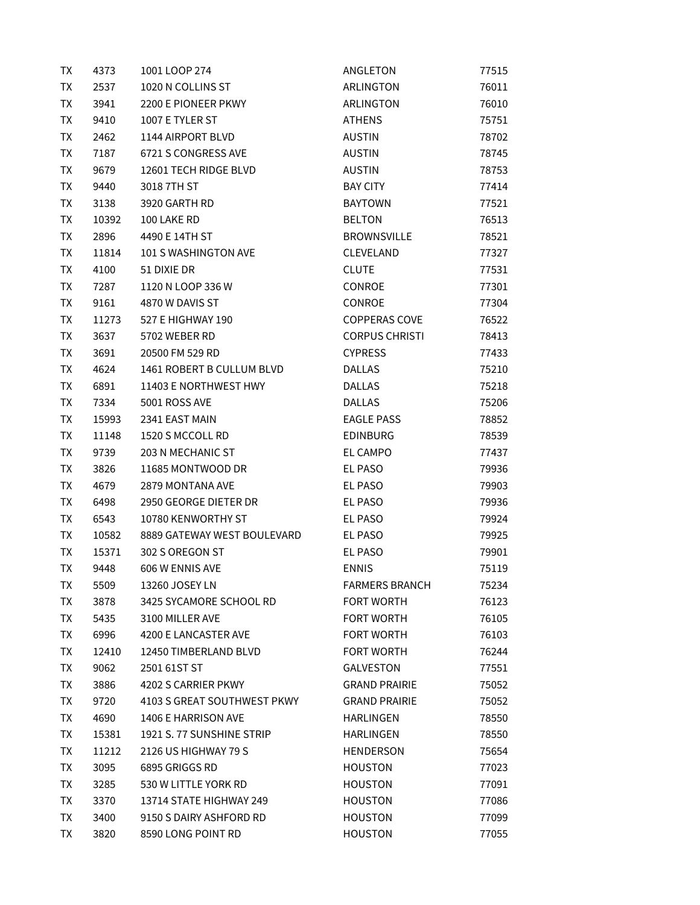| TX | 4373 | 1001 LOOP 274 | ANGLETON | 77515 |
|---|---|---|---|---|
| TX | 2537 | 1020 N COLLINS ST | ARLINGTON | 76011 |
| TX | 3941 | 2200 E PIONEER PKWY | ARLINGTON | 76010 |
| TX | 9410 | 1007 E TYLER ST | ATHENS | 75751 |
| TX | 2462 | 1144 AIRPORT BLVD | AUSTIN | 78702 |
| TX | 7187 | 6721 S CONGRESS AVE | AUSTIN | 78745 |
| TX | 9679 | 12601 TECH RIDGE BLVD | AUSTIN | 78753 |
| TX | 9440 | 3018 7TH ST | BAY CITY | 77414 |
| TX | 3138 | 3920 GARTH RD | BAYTOWN | 77521 |
| TX | 10392 | 100 LAKE RD | BELTON | 76513 |
| TX | 2896 | 4490 E 14TH ST | BROWNSVILLE | 78521 |
| TX | 11814 | 101 S WASHINGTON AVE | CLEVELAND | 77327 |
| TX | 4100 | 51 DIXIE DR | CLUTE | 77531 |
| TX | 7287 | 1120 N LOOP 336 W | CONROE | 77301 |
| TX | 9161 | 4870 W DAVIS ST | CONROE | 77304 |
| TX | 11273 | 527 E HIGHWAY 190 | COPPERAS COVE | 76522 |
| TX | 3637 | 5702 WEBER RD | CORPUS CHRISTI | 78413 |
| TX | 3691 | 20500 FM 529 RD | CYPRESS | 77433 |
| TX | 4624 | 1461 ROBERT B CULLUM BLVD | DALLAS | 75210 |
| TX | 6891 | 11403 E NORTHWEST HWY | DALLAS | 75218 |
| TX | 7334 | 5001 ROSS AVE | DALLAS | 75206 |
| TX | 15993 | 2341 EAST MAIN | EAGLE PASS | 78852 |
| TX | 11148 | 1520 S MCCOLL RD | EDINBURG | 78539 |
| TX | 9739 | 203 N MECHANIC ST | EL CAMPO | 77437 |
| TX | 3826 | 11685 MONTWOOD DR | EL PASO | 79936 |
| TX | 4679 | 2879 MONTANA AVE | EL PASO | 79903 |
| TX | 6498 | 2950 GEORGE DIETER DR | EL PASO | 79936 |
| TX | 6543 | 10780 KENWORTHY ST | EL PASO | 79924 |
| TX | 10582 | 8889 GATEWAY WEST BOULEVARD | EL PASO | 79925 |
| TX | 15371 | 302 S OREGON ST | EL PASO | 79901 |
| TX | 9448 | 606 W ENNIS AVE | ENNIS | 75119 |
| TX | 5509 | 13260 JOSEY LN | FARMERS BRANCH | 75234 |
| TX | 3878 | 3425 SYCAMORE SCHOOL RD | FORT WORTH | 76123 |
| TX | 5435 | 3100 MILLER AVE | FORT WORTH | 76105 |
| TX | 6996 | 4200 E LANCASTER AVE | FORT WORTH | 76103 |
| TX | 12410 | 12450 TIMBERLAND BLVD | FORT WORTH | 76244 |
| TX | 9062 | 2501 61ST ST | GALVESTON | 77551 |
| TX | 3886 | 4202 S CARRIER PKWY | GRAND PRAIRIE | 75052 |
| TX | 9720 | 4103 S GREAT SOUTHWEST PKWY | GRAND PRAIRIE | 75052 |
| TX | 4690 | 1406 E HARRISON AVE | HARLINGEN | 78550 |
| TX | 15381 | 1921 S. 77 SUNSHINE STRIP | HARLINGEN | 78550 |
| TX | 11212 | 2126 US HIGHWAY 79 S | HENDERSON | 75654 |
| TX | 3095 | 6895 GRIGGS RD | HOUSTON | 77023 |
| TX | 3285 | 530 W LITTLE YORK RD | HOUSTON | 77091 |
| TX | 3370 | 13714 STATE HIGHWAY 249 | HOUSTON | 77086 |
| TX | 3400 | 9150 S DAIRY ASHFORD RD | HOUSTON | 77099 |
| TX | 3820 | 8590 LONG POINT RD | HOUSTON | 77055 |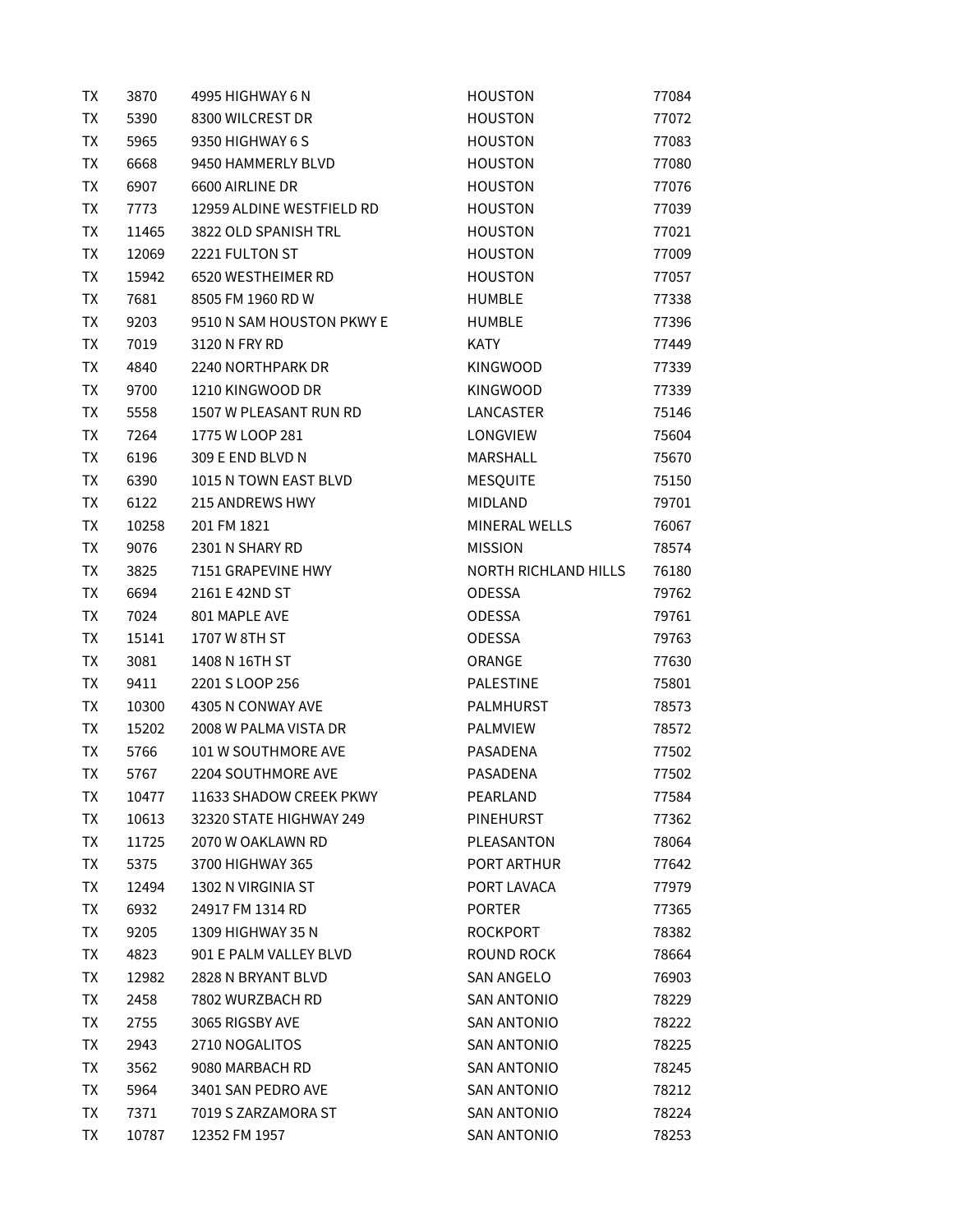| | | | | |
|---|---|---|---|---|
| TX | 3870 | 4995 HIGHWAY 6 N | HOUSTON | 77084 |
| TX | 5390 | 8300 WILCREST DR | HOUSTON | 77072 |
| TX | 5965 | 9350 HIGHWAY 6 S | HOUSTON | 77083 |
| TX | 6668 | 9450 HAMMERLY BLVD | HOUSTON | 77080 |
| TX | 6907 | 6600 AIRLINE DR | HOUSTON | 77076 |
| TX | 7773 | 12959 ALDINE WESTFIELD RD | HOUSTON | 77039 |
| TX | 11465 | 3822 OLD SPANISH TRL | HOUSTON | 77021 |
| TX | 12069 | 2221 FULTON ST | HOUSTON | 77009 |
| TX | 15942 | 6520 WESTHEIMER RD | HOUSTON | 77057 |
| TX | 7681 | 8505 FM 1960 RD W | HUMBLE | 77338 |
| TX | 9203 | 9510 N SAM HOUSTON PKWY E | HUMBLE | 77396 |
| TX | 7019 | 3120 N FRY RD | KATY | 77449 |
| TX | 4840 | 2240 NORTHPARK DR | KINGWOOD | 77339 |
| TX | 9700 | 1210 KINGWOOD DR | KINGWOOD | 77339 |
| TX | 5558 | 1507 W PLEASANT RUN RD | LANCASTER | 75146 |
| TX | 7264 | 1775 W LOOP 281 | LONGVIEW | 75604 |
| TX | 6196 | 309 E END BLVD N | MARSHALL | 75670 |
| TX | 6390 | 1015 N TOWN EAST BLVD | MESQUITE | 75150 |
| TX | 6122 | 215 ANDREWS HWY | MIDLAND | 79701 |
| TX | 10258 | 201 FM 1821 | MINERAL WELLS | 76067 |
| TX | 9076 | 2301 N SHARY RD | MISSION | 78574 |
| TX | 3825 | 7151 GRAPEVINE HWY | NORTH RICHLAND HILLS | 76180 |
| TX | 6694 | 2161 E 42ND ST | ODESSA | 79762 |
| TX | 7024 | 801 MAPLE AVE | ODESSA | 79761 |
| TX | 15141 | 1707 W 8TH ST | ODESSA | 79763 |
| TX | 3081 | 1408 N 16TH ST | ORANGE | 77630 |
| TX | 9411 | 2201 S LOOP 256 | PALESTINE | 75801 |
| TX | 10300 | 4305 N CONWAY AVE | PALMHURST | 78573 |
| TX | 15202 | 2008 W PALMA VISTA DR | PALMVIEW | 78572 |
| TX | 5766 | 101 W SOUTHMORE AVE | PASADENA | 77502 |
| TX | 5767 | 2204 SOUTHMORE AVE | PASADENA | 77502 |
| TX | 10477 | 11633 SHADOW CREEK PKWY | PEARLAND | 77584 |
| TX | 10613 | 32320 STATE HIGHWAY 249 | PINEHURST | 77362 |
| TX | 11725 | 2070 W OAKLAWN RD | PLEASANTON | 78064 |
| TX | 5375 | 3700 HIGHWAY 365 | PORT ARTHUR | 77642 |
| TX | 12494 | 1302 N VIRGINIA ST | PORT LAVACA | 77979 |
| TX | 6932 | 24917 FM 1314 RD | PORTER | 77365 |
| TX | 9205 | 1309 HIGHWAY 35 N | ROCKPORT | 78382 |
| TX | 4823 | 901 E PALM VALLEY BLVD | ROUND ROCK | 78664 |
| TX | 12982 | 2828 N BRYANT BLVD | SAN ANGELO | 76903 |
| TX | 2458 | 7802 WURZBACH RD | SAN ANTONIO | 78229 |
| TX | 2755 | 3065 RIGSBY AVE | SAN ANTONIO | 78222 |
| TX | 2943 | 2710 NOGALITOS | SAN ANTONIO | 78225 |
| TX | 3562 | 9080 MARBACH RD | SAN ANTONIO | 78245 |
| TX | 5964 | 3401 SAN PEDRO AVE | SAN ANTONIO | 78212 |
| TX | 7371 | 7019 S ZARZAMORA ST | SAN ANTONIO | 78224 |
| TX | 10787 | 12352 FM 1957 | SAN ANTONIO | 78253 |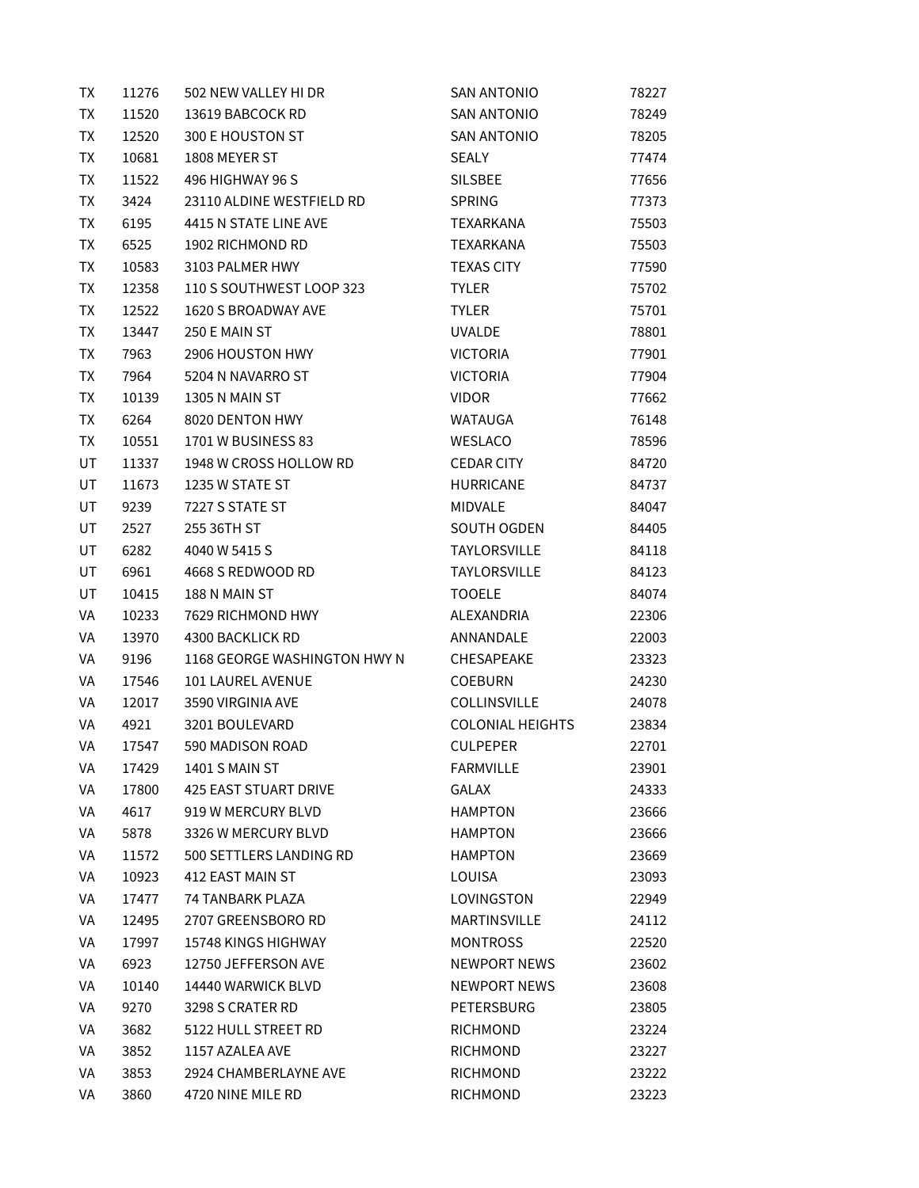| | | | | |
|---|---|---|---|---|
| TX | 11276 | 502 NEW VALLEY HI DR | SAN ANTONIO | 78227 |
| TX | 11520 | 13619 BABCOCK RD | SAN ANTONIO | 78249 |
| TX | 12520 | 300 E HOUSTON ST | SAN ANTONIO | 78205 |
| TX | 10681 | 1808 MEYER ST | SEALY | 77474 |
| TX | 11522 | 496 HIGHWAY 96 S | SILSBEE | 77656 |
| TX | 3424 | 23110 ALDINE WESTFIELD RD | SPRING | 77373 |
| TX | 6195 | 4415 N STATE LINE AVE | TEXARKANA | 75503 |
| TX | 6525 | 1902 RICHMOND RD | TEXARKANA | 75503 |
| TX | 10583 | 3103 PALMER HWY | TEXAS CITY | 77590 |
| TX | 12358 | 110 S SOUTHWEST LOOP 323 | TYLER | 75702 |
| TX | 12522 | 1620 S BROADWAY AVE | TYLER | 75701 |
| TX | 13447 | 250 E MAIN ST | UVALDE | 78801 |
| TX | 7963 | 2906 HOUSTON HWY | VICTORIA | 77901 |
| TX | 7964 | 5204 N NAVARRO ST | VICTORIA | 77904 |
| TX | 10139 | 1305 N MAIN ST | VIDOR | 77662 |
| TX | 6264 | 8020 DENTON HWY | WATAUGA | 76148 |
| TX | 10551 | 1701 W BUSINESS 83 | WESLACO | 78596 |
| UT | 11337 | 1948 W CROSS HOLLOW RD | CEDAR CITY | 84720 |
| UT | 11673 | 1235 W STATE ST | HURRICANE | 84737 |
| UT | 9239 | 7227 S STATE ST | MIDVALE | 84047 |
| UT | 2527 | 255 36TH ST | SOUTH OGDEN | 84405 |
| UT | 6282 | 4040 W 5415 S | TAYLORSVILLE | 84118 |
| UT | 6961 | 4668 S REDWOOD RD | TAYLORSVILLE | 84123 |
| UT | 10415 | 188 N MAIN ST | TOOELE | 84074 |
| VA | 10233 | 7629 RICHMOND HWY | ALEXANDRIA | 22306 |
| VA | 13970 | 4300 BACKLICK RD | ANNANDALE | 22003 |
| VA | 9196 | 1168 GEORGE WASHINGTON HWY N | CHESAPEAKE | 23323 |
| VA | 17546 | 101 LAUREL AVENUE | COEBURN | 24230 |
| VA | 12017 | 3590 VIRGINIA AVE | COLLINSVILLE | 24078 |
| VA | 4921 | 3201 BOULEVARD | COLONIAL HEIGHTS | 23834 |
| VA | 17547 | 590 MADISON ROAD | CULPEPER | 22701 |
| VA | 17429 | 1401 S MAIN ST | FARMVILLE | 23901 |
| VA | 17800 | 425 EAST STUART DRIVE | GALAX | 24333 |
| VA | 4617 | 919 W MERCURY BLVD | HAMPTON | 23666 |
| VA | 5878 | 3326 W MERCURY BLVD | HAMPTON | 23666 |
| VA | 11572 | 500 SETTLERS LANDING RD | HAMPTON | 23669 |
| VA | 10923 | 412 EAST MAIN ST | LOUISA | 23093 |
| VA | 17477 | 74 TANBARK PLAZA | LOVINGSTON | 22949 |
| VA | 12495 | 2707 GREENSBORO RD | MARTINSVILLE | 24112 |
| VA | 17997 | 15748 KINGS HIGHWAY | MONTROSS | 22520 |
| VA | 6923 | 12750 JEFFERSON AVE | NEWPORT NEWS | 23602 |
| VA | 10140 | 14440 WARWICK BLVD | NEWPORT NEWS | 23608 |
| VA | 9270 | 3298 S CRATER RD | PETERSBURG | 23805 |
| VA | 3682 | 5122 HULL STREET RD | RICHMOND | 23224 |
| VA | 3852 | 1157 AZALEA AVE | RICHMOND | 23227 |
| VA | 3853 | 2924 CHAMBERLAYNE AVE | RICHMOND | 23222 |
| VA | 3860 | 4720 NINE MILE RD | RICHMOND | 23223 |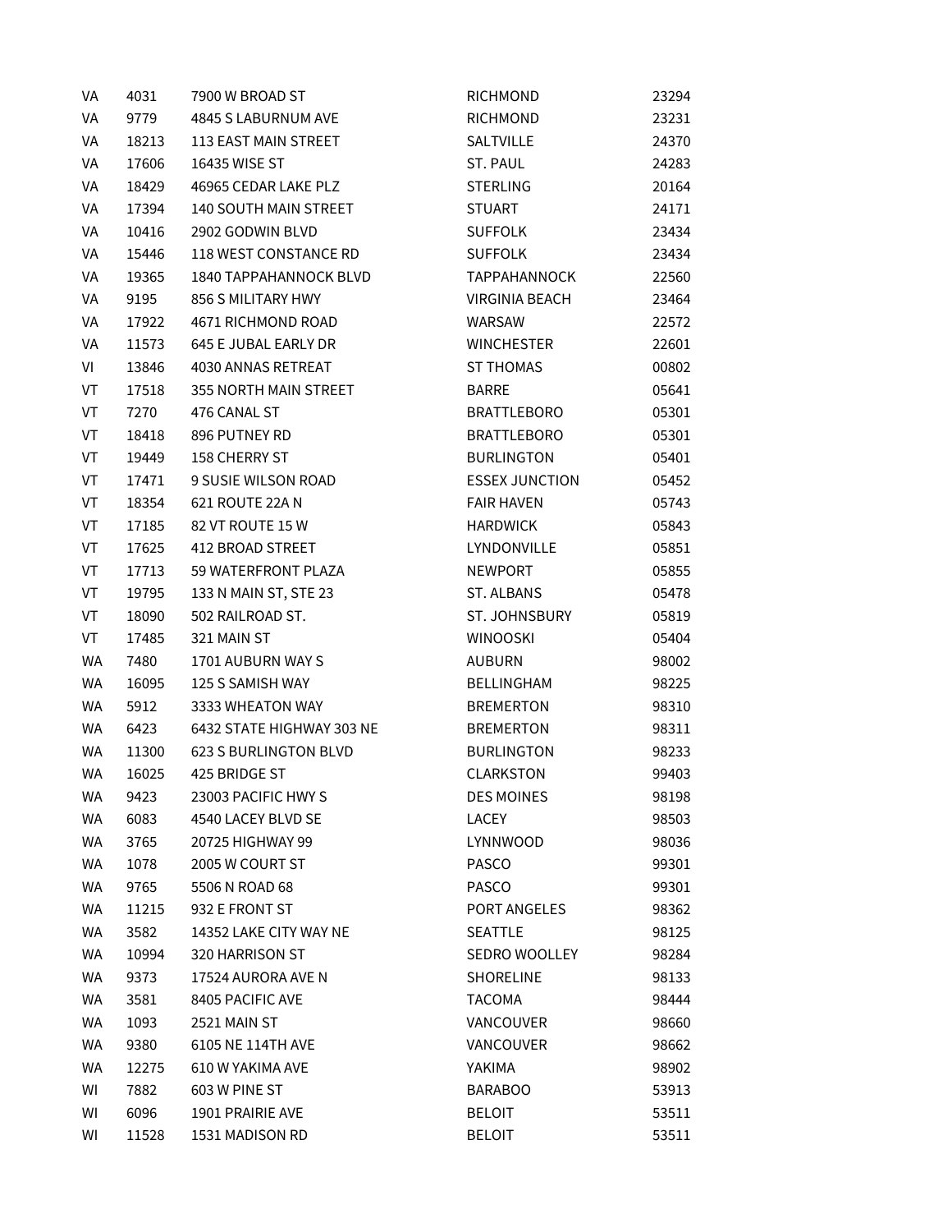| | | | | |
|---|---|---|---|---|
| VA | 4031 | 7900 W BROAD ST | RICHMOND | 23294 |
| VA | 9779 | 4845 S LABURNUM AVE | RICHMOND | 23231 |
| VA | 18213 | 113 EAST MAIN STREET | SALTVILLE | 24370 |
| VA | 17606 | 16435 WISE ST | ST. PAUL | 24283 |
| VA | 18429 | 46965 CEDAR LAKE PLZ | STERLING | 20164 |
| VA | 17394 | 140 SOUTH MAIN STREET | STUART | 24171 |
| VA | 10416 | 2902 GODWIN BLVD | SUFFOLK | 23434 |
| VA | 15446 | 118 WEST CONSTANCE RD | SUFFOLK | 23434 |
| VA | 19365 | 1840 TAPPAHANNOCK BLVD | TAPPAHANNOCK | 22560 |
| VA | 9195 | 856 S MILITARY HWY | VIRGINIA BEACH | 23464 |
| VA | 17922 | 4671 RICHMOND ROAD | WARSAW | 22572 |
| VA | 11573 | 645 E JUBAL EARLY DR | WINCHESTER | 22601 |
| VI | 13846 | 4030 ANNAS RETREAT | ST THOMAS | 00802 |
| VT | 17518 | 355 NORTH MAIN STREET | BARRE | 05641 |
| VT | 7270 | 476 CANAL ST | BRATTLEBORO | 05301 |
| VT | 18418 | 896 PUTNEY RD | BRATTLEBORO | 05301 |
| VT | 19449 | 158 CHERRY ST | BURLINGTON | 05401 |
| VT | 17471 | 9 SUSIE WILSON ROAD | ESSEX JUNCTION | 05452 |
| VT | 18354 | 621 ROUTE 22A N | FAIR HAVEN | 05743 |
| VT | 17185 | 82 VT ROUTE 15 W | HARDWICK | 05843 |
| VT | 17625 | 412 BROAD STREET | LYNDONVILLE | 05851 |
| VT | 17713 | 59 WATERFRONT PLAZA | NEWPORT | 05855 |
| VT | 19795 | 133 N MAIN ST, STE 23 | ST. ALBANS | 05478 |
| VT | 18090 | 502 RAILROAD ST. | ST. JOHNSBURY | 05819 |
| VT | 17485 | 321 MAIN ST | WINOOSKI | 05404 |
| WA | 7480 | 1701 AUBURN WAY S | AUBURN | 98002 |
| WA | 16095 | 125 S SAMISH WAY | BELLINGHAM | 98225 |
| WA | 5912 | 3333 WHEATON WAY | BREMERTON | 98310 |
| WA | 6423 | 6432 STATE HIGHWAY 303 NE | BREMERTON | 98311 |
| WA | 11300 | 623 S BURLINGTON BLVD | BURLINGTON | 98233 |
| WA | 16025 | 425 BRIDGE ST | CLARKSTON | 99403 |
| WA | 9423 | 23003 PACIFIC HWY S | DES MOINES | 98198 |
| WA | 6083 | 4540 LACEY BLVD SE | LACEY | 98503 |
| WA | 3765 | 20725 HIGHWAY 99 | LYNNWOOD | 98036 |
| WA | 1078 | 2005 W COURT ST | PASCO | 99301 |
| WA | 9765 | 5506 N ROAD 68 | PASCO | 99301 |
| WA | 11215 | 932 E FRONT ST | PORT ANGELES | 98362 |
| WA | 3582 | 14352 LAKE CITY WAY NE | SEATTLE | 98125 |
| WA | 10994 | 320 HARRISON ST | SEDRO WOOLLEY | 98284 |
| WA | 9373 | 17524 AURORA AVE N | SHORELINE | 98133 |
| WA | 3581 | 8405 PACIFIC AVE | TACOMA | 98444 |
| WA | 1093 | 2521 MAIN ST | VANCOUVER | 98660 |
| WA | 9380 | 6105 NE 114TH AVE | VANCOUVER | 98662 |
| WA | 12275 | 610 W YAKIMA AVE | YAKIMA | 98902 |
| WI | 7882 | 603 W PINE ST | BARABOO | 53913 |
| WI | 6096 | 1901 PRAIRIE AVE | BELOIT | 53511 |
| WI | 11528 | 1531 MADISON RD | BELOIT | 53511 |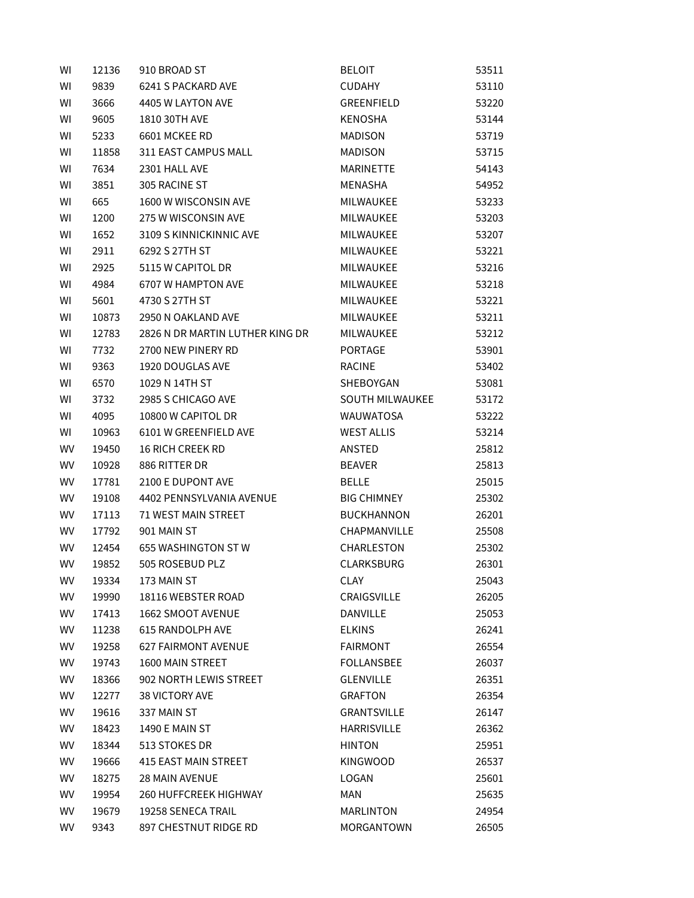| | | | | |
|---|---|---|---|---|
| WI | 12136 | 910 BROAD ST | BELOIT | 53511 |
| WI | 9839 | 6241 S PACKARD AVE | CUDAHY | 53110 |
| WI | 3666 | 4405 W LAYTON AVE | GREENFIELD | 53220 |
| WI | 9605 | 1810 30TH AVE | KENOSHA | 53144 |
| WI | 5233 | 6601 MCKEE RD | MADISON | 53719 |
| WI | 11858 | 311 EAST CAMPUS MALL | MADISON | 53715 |
| WI | 7634 | 2301 HALL AVE | MARINETTE | 54143 |
| WI | 3851 | 305 RACINE ST | MENASHA | 54952 |
| WI | 665 | 1600 W WISCONSIN AVE | MILWAUKEE | 53233 |
| WI | 1200 | 275 W WISCONSIN AVE | MILWAUKEE | 53203 |
| WI | 1652 | 3109 S KINNICKINNIC AVE | MILWAUKEE | 53207 |
| WI | 2911 | 6292 S 27TH ST | MILWAUKEE | 53221 |
| WI | 2925 | 5115 W CAPITOL DR | MILWAUKEE | 53216 |
| WI | 4984 | 6707 W HAMPTON AVE | MILWAUKEE | 53218 |
| WI | 5601 | 4730 S 27TH ST | MILWAUKEE | 53221 |
| WI | 10873 | 2950 N OAKLAND AVE | MILWAUKEE | 53211 |
| WI | 12783 | 2826 N DR MARTIN LUTHER KING DR | MILWAUKEE | 53212 |
| WI | 7732 | 2700 NEW PINERY RD | PORTAGE | 53901 |
| WI | 9363 | 1920 DOUGLAS AVE | RACINE | 53402 |
| WI | 6570 | 1029 N 14TH ST | SHEBOYGAN | 53081 |
| WI | 3732 | 2985 S CHICAGO AVE | SOUTH MILWAUKEE | 53172 |
| WI | 4095 | 10800 W CAPITOL DR | WAUWATOSA | 53222 |
| WI | 10963 | 6101 W GREENFIELD AVE | WEST ALLIS | 53214 |
| WV | 19450 | 16 RICH CREEK RD | ANSTED | 25812 |
| WV | 10928 | 886 RITTER DR | BEAVER | 25813 |
| WV | 17781 | 2100 E DUPONT AVE | BELLE | 25015 |
| WV | 19108 | 4402 PENNSYLVANIA AVENUE | BIG CHIMNEY | 25302 |
| WV | 17113 | 71 WEST MAIN STREET | BUCKHANNON | 26201 |
| WV | 17792 | 901 MAIN ST | CHAPMANVILLE | 25508 |
| WV | 12454 | 655 WASHINGTON ST W | CHARLESTON | 25302 |
| WV | 19852 | 505 ROSEBUD PLZ | CLARKSBURG | 26301 |
| WV | 19334 | 173 MAIN ST | CLAY | 25043 |
| WV | 19990 | 18116 WEBSTER ROAD | CRAIGSVILLE | 26205 |
| WV | 17413 | 1662 SMOOT AVENUE | DANVILLE | 25053 |
| WV | 11238 | 615 RANDOLPH AVE | ELKINS | 26241 |
| WV | 19258 | 627 FAIRMONT AVENUE | FAIRMONT | 26554 |
| WV | 19743 | 1600 MAIN STREET | FOLLANSBEE | 26037 |
| WV | 18366 | 902 NORTH LEWIS STREET | GLENVILLE | 26351 |
| WV | 12277 | 38 VICTORY AVE | GRAFTON | 26354 |
| WV | 19616 | 337 MAIN ST | GRANTSVILLE | 26147 |
| WV | 18423 | 1490 E MAIN ST | HARRISVILLE | 26362 |
| WV | 18344 | 513 STOKES DR | HINTON | 25951 |
| WV | 19666 | 415 EAST MAIN STREET | KINGWOOD | 26537 |
| WV | 18275 | 28 MAIN AVENUE | LOGAN | 25601 |
| WV | 19954 | 260 HUFFCREEK HIGHWAY | MAN | 25635 |
| WV | 19679 | 19258 SENECA TRAIL | MARLINTON | 24954 |
| WV | 9343 | 897 CHESTNUT RIDGE RD | MORGANTOWN | 26505 |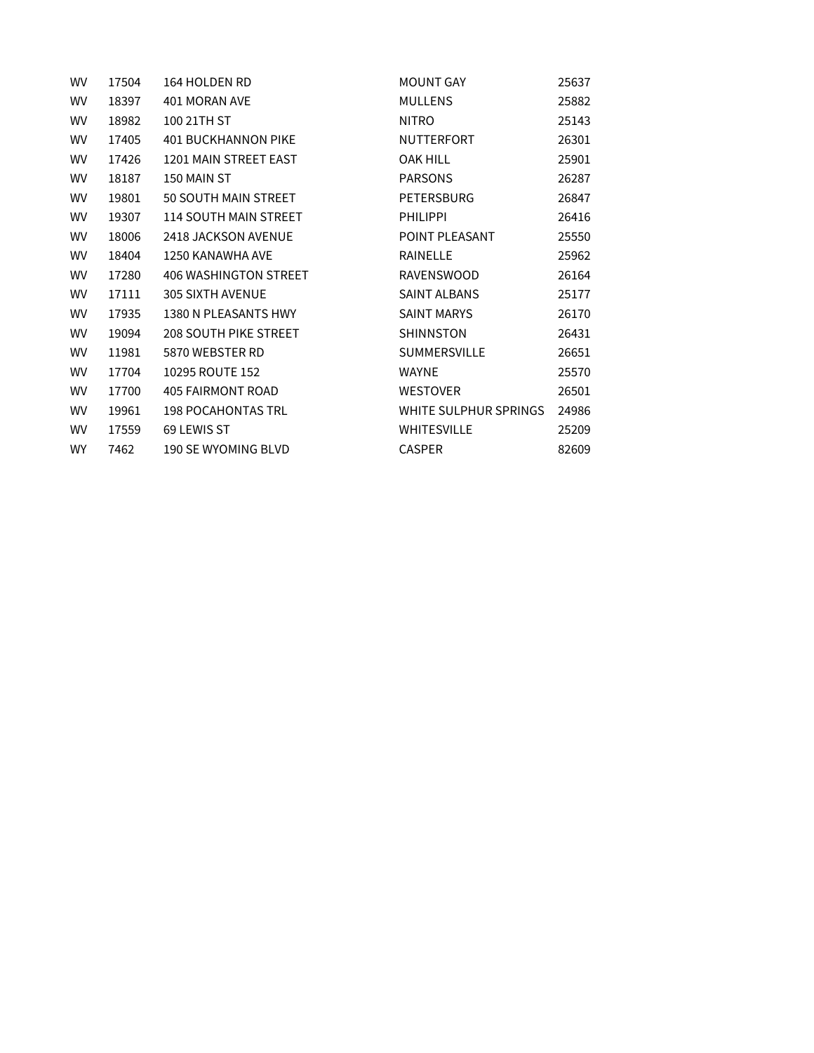| | | | | |
|---|---|---|---|---|
| WV | 17504 | 164 HOLDEN RD | MOUNT GAY | 25637 |
| WV | 18397 | 401 MORAN AVE | MULLENS | 25882 |
| WV | 18982 | 100 21TH ST | NITRO | 25143 |
| WV | 17405 | 401 BUCKHANNON PIKE | NUTTERFORT | 26301 |
| WV | 17426 | 1201 MAIN STREET EAST | OAK HILL | 25901 |
| WV | 18187 | 150 MAIN ST | PARSONS | 26287 |
| WV | 19801 | 50 SOUTH MAIN STREET | PETERSBURG | 26847 |
| WV | 19307 | 114 SOUTH MAIN STREET | PHILIPPI | 26416 |
| WV | 18006 | 2418 JACKSON AVENUE | POINT PLEASANT | 25550 |
| WV | 18404 | 1250 KANAWHA AVE | RAINELLE | 25962 |
| WV | 17280 | 406 WASHINGTON STREET | RAVENSWOOD | 26164 |
| WV | 17111 | 305 SIXTH AVENUE | SAINT ALBANS | 25177 |
| WV | 17935 | 1380 N PLEASANTS HWY | SAINT MARYS | 26170 |
| WV | 19094 | 208 SOUTH PIKE STREET | SHINNSTON | 26431 |
| WV | 11981 | 5870 WEBSTER RD | SUMMERSVILLE | 26651 |
| WV | 17704 | 10295 ROUTE 152 | WAYNE | 25570 |
| WV | 17700 | 405 FAIRMONT ROAD | WESTOVER | 26501 |
| WV | 19961 | 198 POCAHONTAS TRL | WHITE SULPHUR SPRINGS | 24986 |
| WV | 17559 | 69 LEWIS ST | WHITESVILLE | 25209 |
| WY | 7462 | 190 SE WYOMING BLVD | CASPER | 82609 |